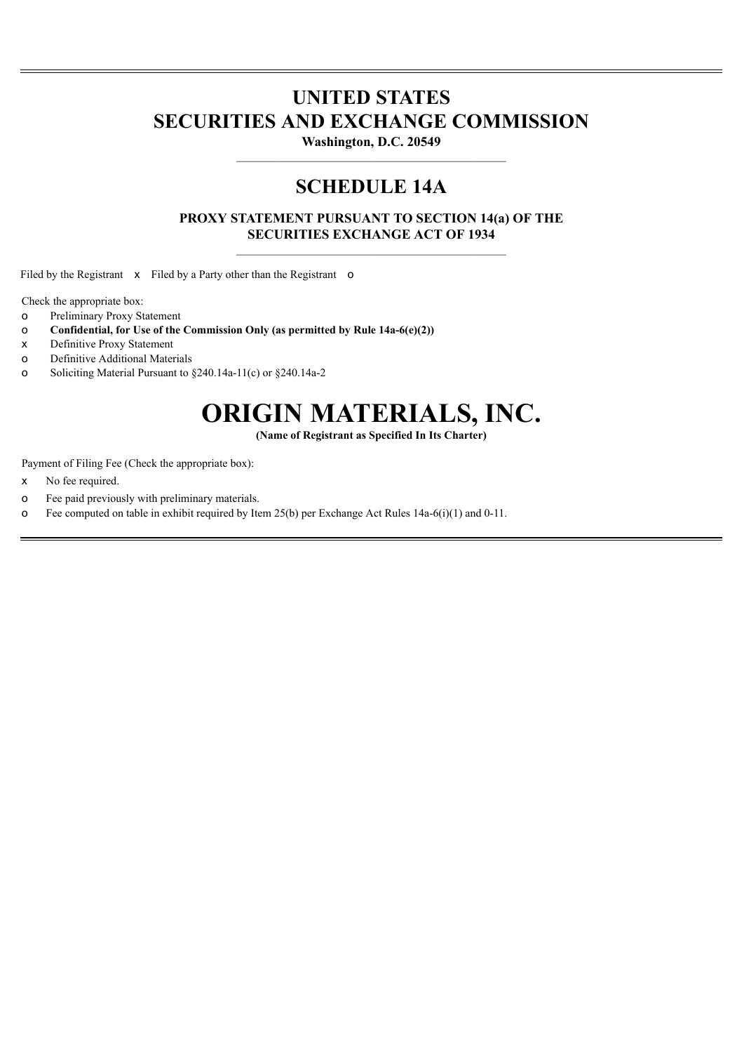# UNITED STATES
# SECURITIES AND EXCHANGE COMMISSION

**Washington, D.C. 20549**

---

## SCHEDULE 14A

**PROXY STATEMENT PURSUANT TO SECTION 14(a) OF THE SECURITIES EXCHANGE ACT OF 1934**

---

Filed by the Registrant x Filed by a Party other than the Registrant o

Check the appropriate box:

o Preliminary Proxy Statement

o **Confidential, for Use of the Commission Only (as permitted by Rule 14a-6(e)(2))**

x Definitive Proxy Statement

o Definitive Additional Materials

o Soliciting Material Pursuant to §240.14a-11(c) or §240.14a-2

# ORIGIN MATERIALS, INC.

**(Name of Registrant as Specified In Its Charter)**

Payment of Filing Fee (Check the appropriate box):

x No fee required.

o Fee paid previously with preliminary materials.

o Fee computed on table in exhibit required by Item 25(b) per Exchange Act Rules 14a-6(i)(1) and 0-11.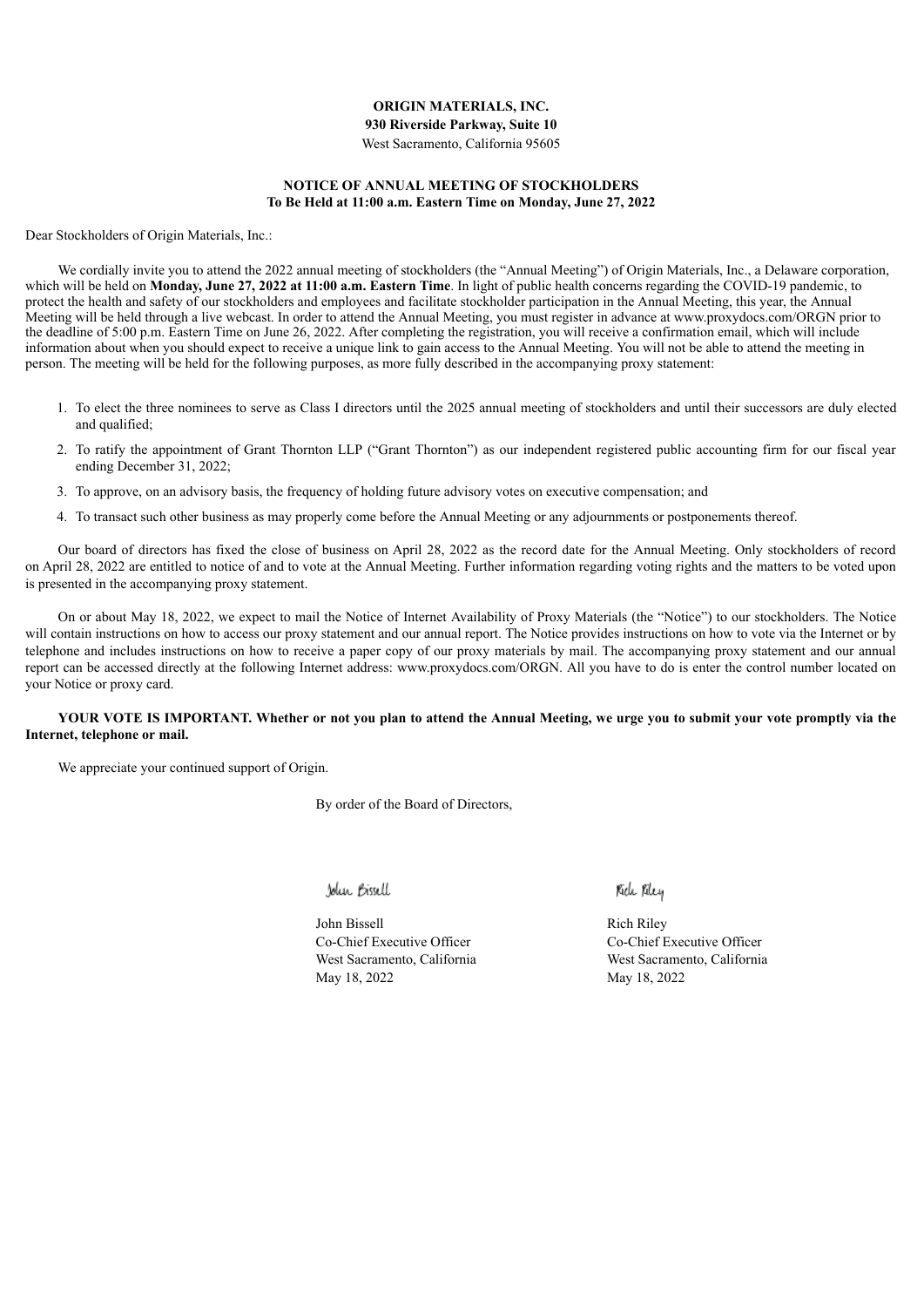**ORIGIN MATERIALS, INC.**
**930 Riverside Parkway, Suite 10**
West Sacramento, California 95605

**NOTICE OF ANNUAL MEETING OF STOCKHOLDERS**
**To Be Held at 11:00 a.m. Eastern Time on Monday, June 27, 2022**

Dear Stockholders of Origin Materials, Inc.:

We cordially invite you to attend the 2022 annual meeting of stockholders (the "Annual Meeting") of Origin Materials, Inc., a Delaware corporation, which will be held on **Monday, June 27, 2022 at 11:00 a.m. Eastern Time**. In light of public health concerns regarding the COVID-19 pandemic, to protect the health and safety of our stockholders and employees and facilitate stockholder participation in the Annual Meeting, this year, the Annual Meeting will be held through a live webcast. In order to attend the Annual Meeting, you must register in advance at www.proxydocs.com/ORGN prior to the deadline of 5:00 p.m. Eastern Time on June 26, 2022. After completing the registration, you will receive a confirmation email, which will include information about when you should expect to receive a unique link to gain access to the Annual Meeting. You will not be able to attend the meeting in person. The meeting will be held for the following purposes, as more fully described in the accompanying proxy statement:

1. To elect the three nominees to serve as Class I directors until the 2025 annual meeting of stockholders and until their successors are duly elected and qualified;
2. To ratify the appointment of Grant Thornton LLP ("Grant Thornton") as our independent registered public accounting firm for our fiscal year ending December 31, 2022;
3. To approve, on an advisory basis, the frequency of holding future advisory votes on executive compensation; and
4. To transact such other business as may properly come before the Annual Meeting or any adjournments or postponements thereof.

Our board of directors has fixed the close of business on April 28, 2022 as the record date for the Annual Meeting. Only stockholders of record on April 28, 2022 are entitled to notice of and to vote at the Annual Meeting. Further information regarding voting rights and the matters to be voted upon is presented in the accompanying proxy statement.

On or about May 18, 2022, we expect to mail the Notice of Internet Availability of Proxy Materials (the "Notice") to our stockholders. The Notice will contain instructions on how to access our proxy statement and our annual report. The Notice provides instructions on how to vote via the Internet or by telephone and includes instructions on how to receive a paper copy of our proxy materials by mail. The accompanying proxy statement and our annual report can be accessed directly at the following Internet address: www.proxydocs.com/ORGN. All you have to do is enter the control number located on your Notice or proxy card.

**YOUR VOTE IS IMPORTANT. Whether or not you plan to attend the Annual Meeting, we urge you to submit your vote promptly via the Internet, telephone or mail.**

We appreciate your continued support of Origin.

By order of the Board of Directors,

John Bissell
Co-Chief Executive Officer
West Sacramento, California
May 18, 2022

Rich Riley
Co-Chief Executive Officer
West Sacramento, California
May 18, 2022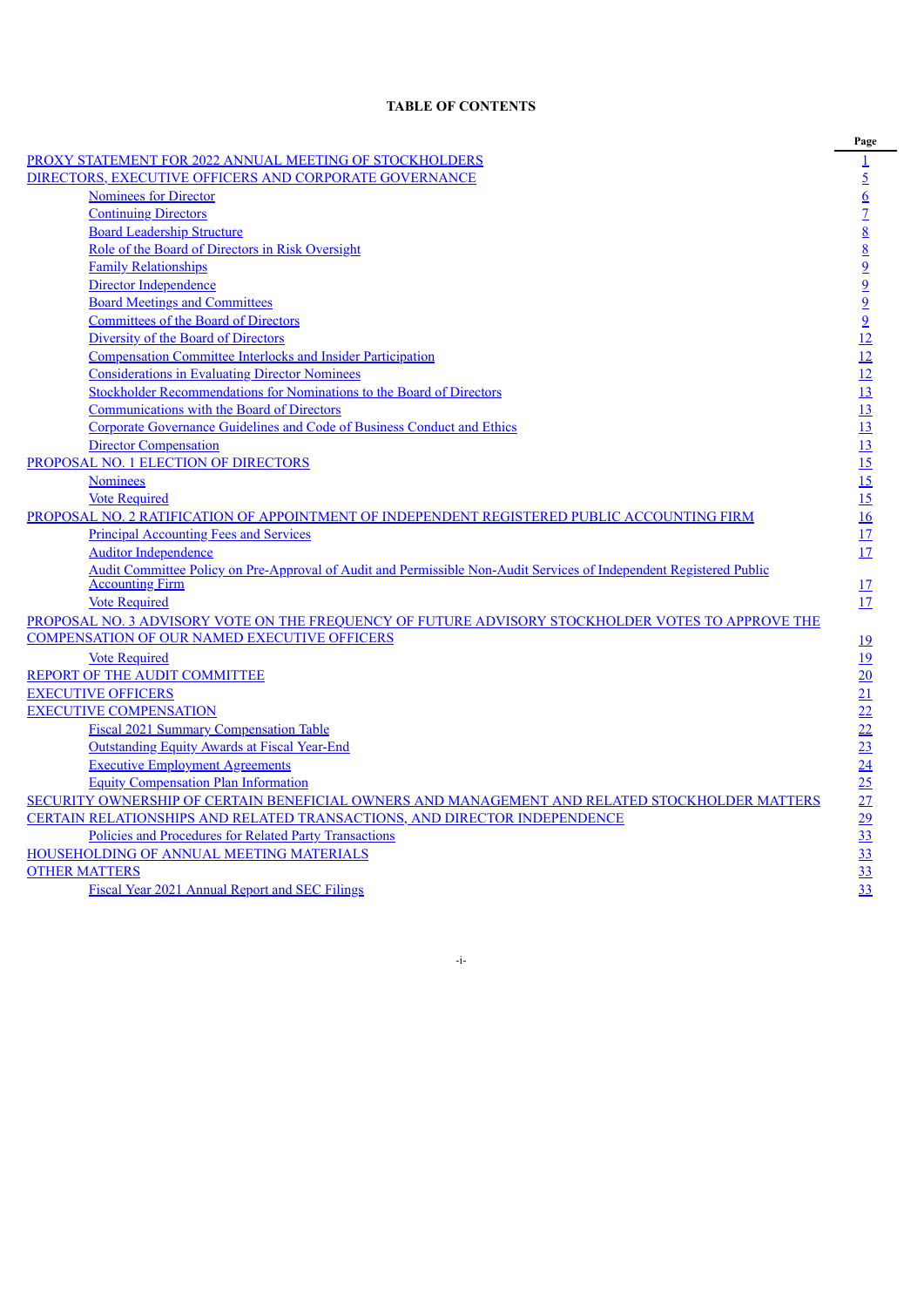# TABLE OF CONTENTS

| | Page |
|---|---|
| PROXY STATEMENT FOR 2022 ANNUAL MEETING OF STOCKHOLDERS | 1 |
| DIRECTORS, EXECUTIVE OFFICERS AND CORPORATE GOVERNANCE | 5 |
| Nominees for Director | 6 |
| Continuing Directors | 7 |
| Board Leadership Structure | 8 |
| Role of the Board of Directors in Risk Oversight | 8 |
| Family Relationships | 9 |
| Director Independence | 9 |
| Board Meetings and Committees | 9 |
| Committees of the Board of Directors | 9 |
| Diversity of the Board of Directors | 12 |
| Compensation Committee Interlocks and Insider Participation | 12 |
| Considerations in Evaluating Director Nominees | 12 |
| Stockholder Recommendations for Nominations to the Board of Directors | 13 |
| Communications with the Board of Directors | 13 |
| Corporate Governance Guidelines and Code of Business Conduct and Ethics | 13 |
| Director Compensation | 13 |
| PROPOSAL NO. 1 ELECTION OF DIRECTORS | 15 |
| Nominees | 15 |
| Vote Required | 15 |
| PROPOSAL NO. 2 RATIFICATION OF APPOINTMENT OF INDEPENDENT REGISTERED PUBLIC ACCOUNTING FIRM | 16 |
| Principal Accounting Fees and Services | 17 |
| Auditor Independence | 17 |
| Audit Committee Policy on Pre-Approval of Audit and Permissible Non-Audit Services of Independent Registered Public Accounting Firm | 17 |
| Vote Required | 17 |
| PROPOSAL NO. 3 ADVISORY VOTE ON THE FREQUENCY OF FUTURE ADVISORY STOCKHOLDER VOTES TO APPROVE THE COMPENSATION OF OUR NAMED EXECUTIVE OFFICERS | 19 |
| Vote Required | 19 |
| REPORT OF THE AUDIT COMMITTEE | 20 |
| EXECUTIVE OFFICERS | 21 |
| EXECUTIVE COMPENSATION | 22 |
| Fiscal 2021 Summary Compensation Table | 22 |
| Outstanding Equity Awards at Fiscal Year-End | 23 |
| Executive Employment Agreements | 24 |
| Equity Compensation Plan Information | 25 |
| SECURITY OWNERSHIP OF CERTAIN BENEFICIAL OWNERS AND MANAGEMENT AND RELATED STOCKHOLDER MATTERS | 27 |
| CERTAIN RELATIONSHIPS AND RELATED TRANSACTIONS, AND DIRECTOR INDEPENDENCE | 29 |
| Policies and Procedures for Related Party Transactions | 33 |
| HOUSEHOLDING OF ANNUAL MEETING MATERIALS | 33 |
| OTHER MATTERS | 33 |
| Fiscal Year 2021 Annual Report and SEC Filings | 33 |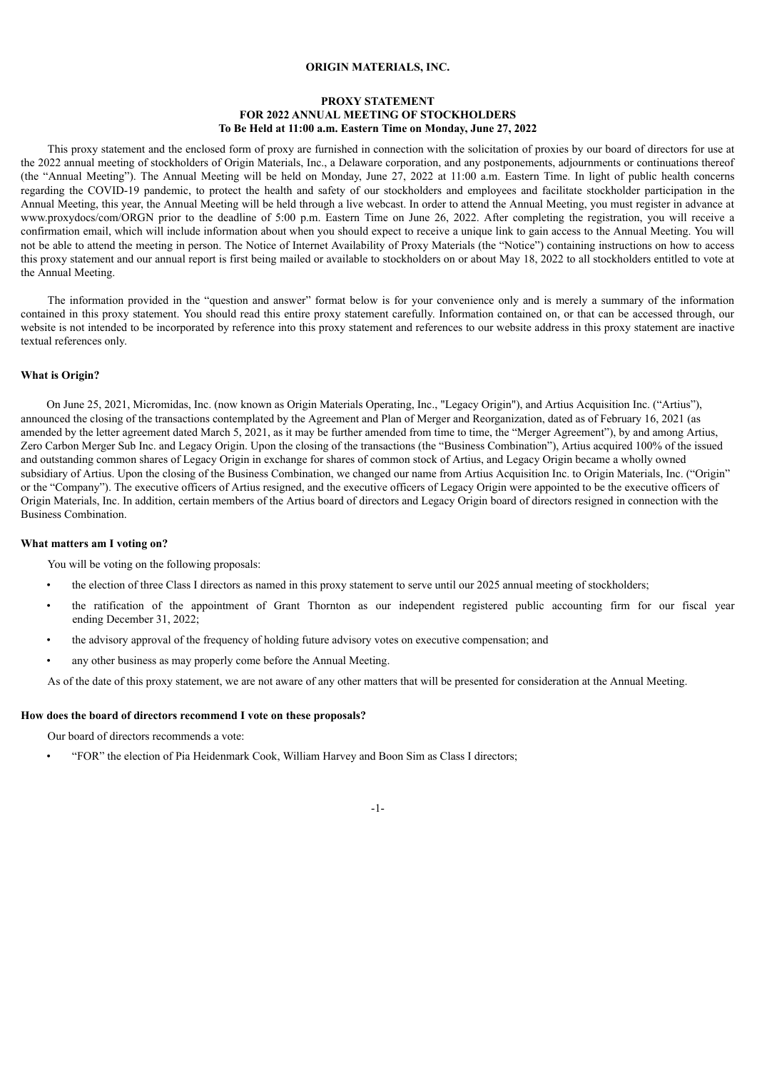**ORIGIN MATERIALS, INC.**

**PROXY STATEMENT**
**FOR 2022 ANNUAL MEETING OF STOCKHOLDERS**
**To Be Held at 11:00 a.m. Eastern Time on Monday, June 27, 2022**

This proxy statement and the enclosed form of proxy are furnished in connection with the solicitation of proxies by our board of directors for use at the 2022 annual meeting of stockholders of Origin Materials, Inc., a Delaware corporation, and any postponements, adjournments or continuations thereof (the "Annual Meeting"). The Annual Meeting will be held on Monday, June 27, 2022 at 11:00 a.m. Eastern Time. In light of public health concerns regarding the COVID-19 pandemic, to protect the health and safety of our stockholders and employees and facilitate stockholder participation in the Annual Meeting, this year, the Annual Meeting will be held through a live webcast. In order to attend the Annual Meeting, you must register in advance at www.proxydocs/com/ORGN prior to the deadline of 5:00 p.m. Eastern Time on June 26, 2022. After completing the registration, you will receive a confirmation email, which will include information about when you should expect to receive a unique link to gain access to the Annual Meeting. You will not be able to attend the meeting in person. The Notice of Internet Availability of Proxy Materials (the "Notice") containing instructions on how to access this proxy statement and our annual report is first being mailed or available to stockholders on or about May 18, 2022 to all stockholders entitled to vote at the Annual Meeting.

The information provided in the "question and answer" format below is for your convenience only and is merely a summary of the information contained in this proxy statement. You should read this entire proxy statement carefully. Information contained on, or that can be accessed through, our website is not intended to be incorporated by reference into this proxy statement and references to our website address in this proxy statement are inactive textual references only.

**What is Origin?**

On June 25, 2021, Micromidas, Inc. (now known as Origin Materials Operating, Inc., "Legacy Origin"), and Artius Acquisition Inc. ("Artius"), announced the closing of the transactions contemplated by the Agreement and Plan of Merger and Reorganization, dated as of February 16, 2021 (as amended by the letter agreement dated March 5, 2021, as it may be further amended from time to time, the "Merger Agreement"), by and among Artius, Zero Carbon Merger Sub Inc. and Legacy Origin. Upon the closing of the transactions (the "Business Combination"), Artius acquired 100% of the issued and outstanding common shares of Legacy Origin in exchange for shares of common stock of Artius, and Legacy Origin became a wholly owned subsidiary of Artius. Upon the closing of the Business Combination, we changed our name from Artius Acquisition Inc. to Origin Materials, Inc. ("Origin" or the "Company"). The executive officers of Artius resigned, and the executive officers of Legacy Origin were appointed to be the executive officers of Origin Materials, Inc. In addition, certain members of the Artius board of directors and Legacy Origin board of directors resigned in connection with the Business Combination.

**What matters am I voting on?**

You will be voting on the following proposals:

- the election of three Class I directors as named in this proxy statement to serve until our 2025 annual meeting of stockholders;
- the ratification of the appointment of Grant Thornton as our independent registered public accounting firm for our fiscal year ending December 31, 2022;
- the advisory approval of the frequency of holding future advisory votes on executive compensation; and
- any other business as may properly come before the Annual Meeting.

As of the date of this proxy statement, we are not aware of any other matters that will be presented for consideration at the Annual Meeting.

**How does the board of directors recommend I vote on these proposals?**

Our board of directors recommends a vote:

- "FOR" the election of Pia Heidenmark Cook, William Harvey and Boon Sim as Class I directors;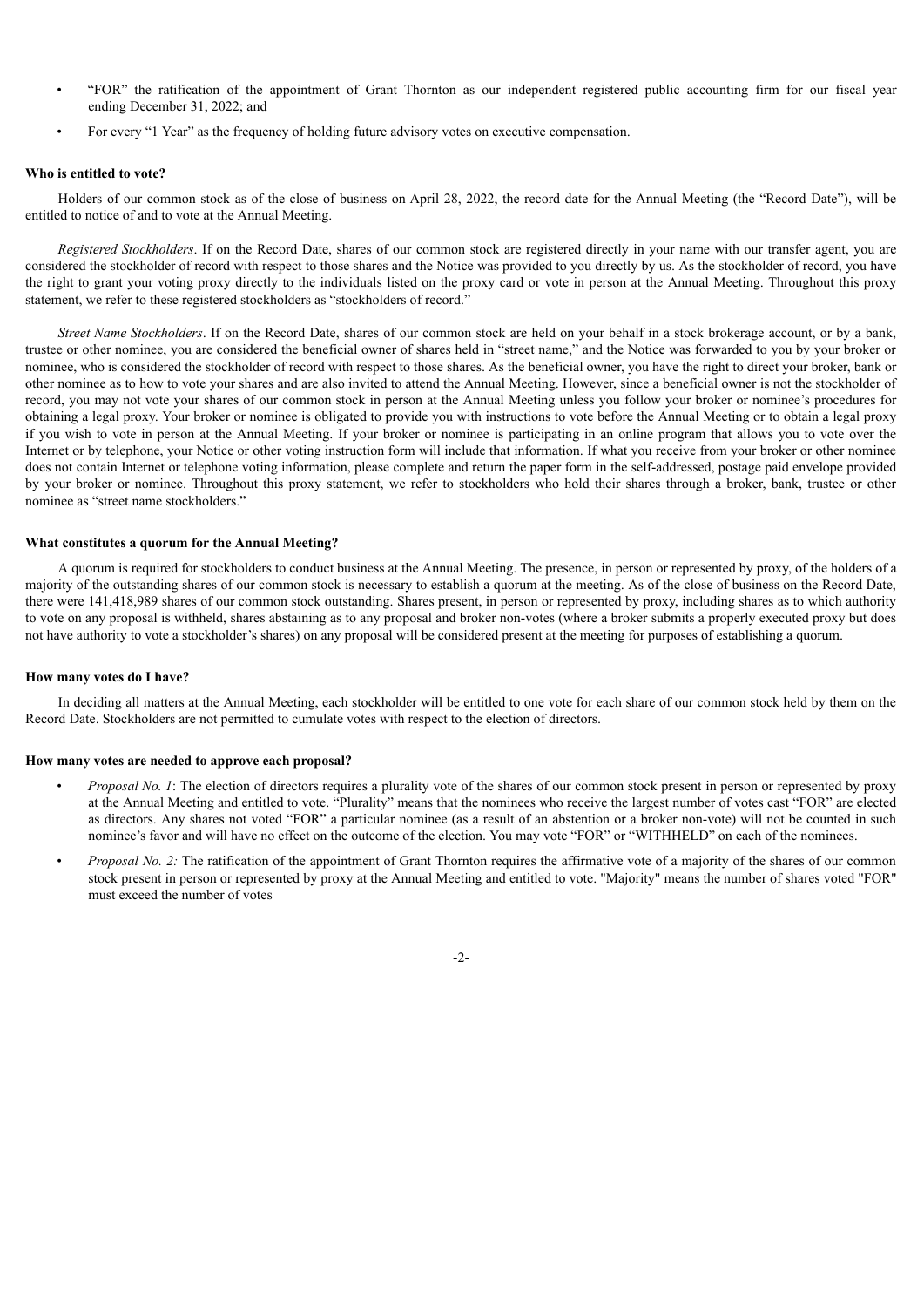- "FOR" the ratification of the appointment of Grant Thornton as our independent registered public accounting firm for our fiscal year ending December 31, 2022; and
- For every "1 Year" as the frequency of holding future advisory votes on executive compensation.

**Who is entitled to vote?**

Holders of our common stock as of the close of business on April 28, 2022, the record date for the Annual Meeting (the "Record Date"), will be entitled to notice of and to vote at the Annual Meeting.

*Registered Stockholders*. If on the Record Date, shares of our common stock are registered directly in your name with our transfer agent, you are considered the stockholder of record with respect to those shares and the Notice was provided to you directly by us. As the stockholder of record, you have the right to grant your voting proxy directly to the individuals listed on the proxy card or vote in person at the Annual Meeting. Throughout this proxy statement, we refer to these registered stockholders as "stockholders of record."

*Street Name Stockholders*. If on the Record Date, shares of our common stock are held on your behalf in a stock brokerage account, or by a bank, trustee or other nominee, you are considered the beneficial owner of shares held in "street name," and the Notice was forwarded to you by your broker or nominee, who is considered the stockholder of record with respect to those shares. As the beneficial owner, you have the right to direct your broker, bank or other nominee as to how to vote your shares and are also invited to attend the Annual Meeting. However, since a beneficial owner is not the stockholder of record, you may not vote your shares of our common stock in person at the Annual Meeting unless you follow your broker or nominee's procedures for obtaining a legal proxy. Your broker or nominee is obligated to provide you with instructions to vote before the Annual Meeting or to obtain a legal proxy if you wish to vote in person at the Annual Meeting. If your broker or nominee is participating in an online program that allows you to vote over the Internet or by telephone, your Notice or other voting instruction form will include that information. If what you receive from your broker or other nominee does not contain Internet or telephone voting information, please complete and return the paper form in the self-addressed, postage paid envelope provided by your broker or nominee. Throughout this proxy statement, we refer to stockholders who hold their shares through a broker, bank, trustee or other nominee as "street name stockholders."

**What constitutes a quorum for the Annual Meeting?**

A quorum is required for stockholders to conduct business at the Annual Meeting. The presence, in person or represented by proxy, of the holders of a majority of the outstanding shares of our common stock is necessary to establish a quorum at the meeting. As of the close of business on the Record Date, there were 141,418,989 shares of our common stock outstanding. Shares present, in person or represented by proxy, including shares as to which authority to vote on any proposal is withheld, shares abstaining as to any proposal and broker non-votes (where a broker submits a properly executed proxy but does not have authority to vote a stockholder's shares) on any proposal will be considered present at the meeting for purposes of establishing a quorum.

**How many votes do I have?**

In deciding all matters at the Annual Meeting, each stockholder will be entitled to one vote for each share of our common stock held by them on the Record Date. Stockholders are not permitted to cumulate votes with respect to the election of directors.

**How many votes are needed to approve each proposal?**

- *Proposal No. 1*: The election of directors requires a plurality vote of the shares of our common stock present in person or represented by proxy at the Annual Meeting and entitled to vote. "Plurality" means that the nominees who receive the largest number of votes cast "FOR" are elected as directors. Any shares not voted "FOR" a particular nominee (as a result of an abstention or a broker non-vote) will not be counted in such nominee's favor and will have no effect on the outcome of the election. You may vote "FOR" or "WITHHELD" on each of the nominees.
- *Proposal No. 2:* The ratification of the appointment of Grant Thornton requires the affirmative vote of a majority of the shares of our common stock present in person or represented by proxy at the Annual Meeting and entitled to vote. "Majority" means the number of shares voted "FOR" must exceed the number of votes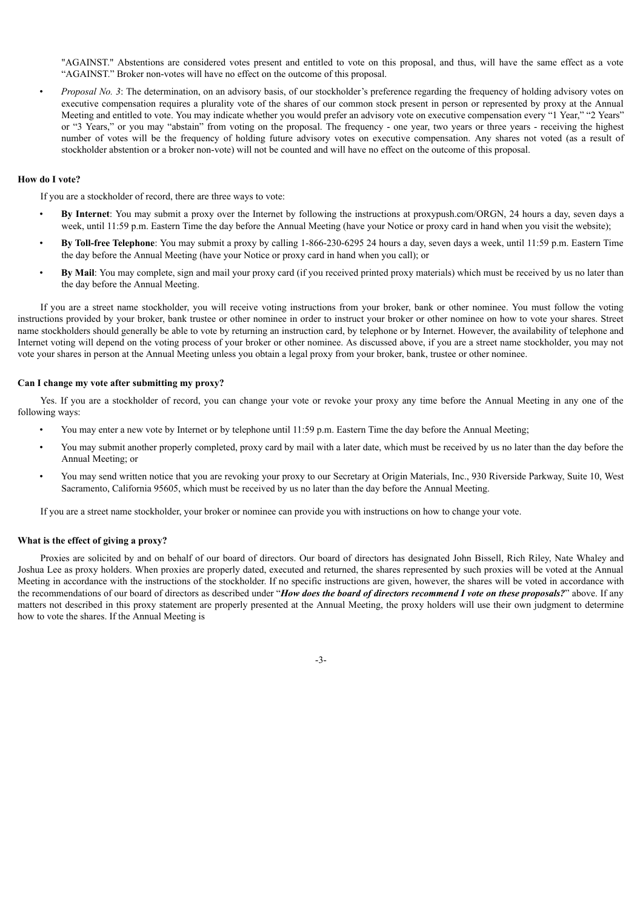"AGAINST." Abstentions are considered votes present and entitled to vote on this proposal, and thus, will have the same effect as a vote "AGAINST." Broker non-votes will have no effect on the outcome of this proposal.

- *Proposal No. 3*: The determination, on an advisory basis, of our stockholder's preference regarding the frequency of holding advisory votes on executive compensation requires a plurality vote of the shares of our common stock present in person or represented by proxy at the Annual Meeting and entitled to vote. You may indicate whether you would prefer an advisory vote on executive compensation every "1 Year," "2 Years" or "3 Years," or you may "abstain" from voting on the proposal. The frequency - one year, two years or three years - receiving the highest number of votes will be the frequency of holding future advisory votes on executive compensation. Any shares not voted (as a result of stockholder abstention or a broker non-vote) will not be counted and will have no effect on the outcome of this proposal.

**How do I vote?**

If you are a stockholder of record, there are three ways to vote:

- **By Internet**: You may submit a proxy over the Internet by following the instructions at proxypush.com/ORGN, 24 hours a day, seven days a week, until 11:59 p.m. Eastern Time the day before the Annual Meeting (have your Notice or proxy card in hand when you visit the website);
- **By Toll-free Telephone**: You may submit a proxy by calling 1-866-230-6295 24 hours a day, seven days a week, until 11:59 p.m. Eastern Time the day before the Annual Meeting (have your Notice or proxy card in hand when you call); or
- **By Mail**: You may complete, sign and mail your proxy card (if you received printed proxy materials) which must be received by us no later than the day before the Annual Meeting.

If you are a street name stockholder, you will receive voting instructions from your broker, bank or other nominee. You must follow the voting instructions provided by your broker, bank trustee or other nominee in order to instruct your broker or other nominee on how to vote your shares. Street name stockholders should generally be able to vote by returning an instruction card, by telephone or by Internet. However, the availability of telephone and Internet voting will depend on the voting process of your broker or other nominee. As discussed above, if you are a street name stockholder, you may not vote your shares in person at the Annual Meeting unless you obtain a legal proxy from your broker, bank, trustee or other nominee.

**Can I change my vote after submitting my proxy?**

Yes. If you are a stockholder of record, you can change your vote or revoke your proxy any time before the Annual Meeting in any one of the following ways:

- You may enter a new vote by Internet or by telephone until 11:59 p.m. Eastern Time the day before the Annual Meeting;
- You may submit another properly completed, proxy card by mail with a later date, which must be received by us no later than the day before the Annual Meeting; or
- You may send written notice that you are revoking your proxy to our Secretary at Origin Materials, Inc., 930 Riverside Parkway, Suite 10, West Sacramento, California 95605, which must be received by us no later than the day before the Annual Meeting.

If you are a street name stockholder, your broker or nominee can provide you with instructions on how to change your vote.

**What is the effect of giving a proxy?**

Proxies are solicited by and on behalf of our board of directors. Our board of directors has designated John Bissell, Rich Riley, Nate Whaley and Joshua Lee as proxy holders. When proxies are properly dated, executed and returned, the shares represented by such proxies will be voted at the Annual Meeting in accordance with the instructions of the stockholder. If no specific instructions are given, however, the shares will be voted in accordance with the recommendations of our board of directors as described under "***How does the board of directors recommend I vote on these proposals?***" above. If any matters not described in this proxy statement are properly presented at the Annual Meeting, the proxy holders will use their own judgment to determine how to vote the shares. If the Annual Meeting is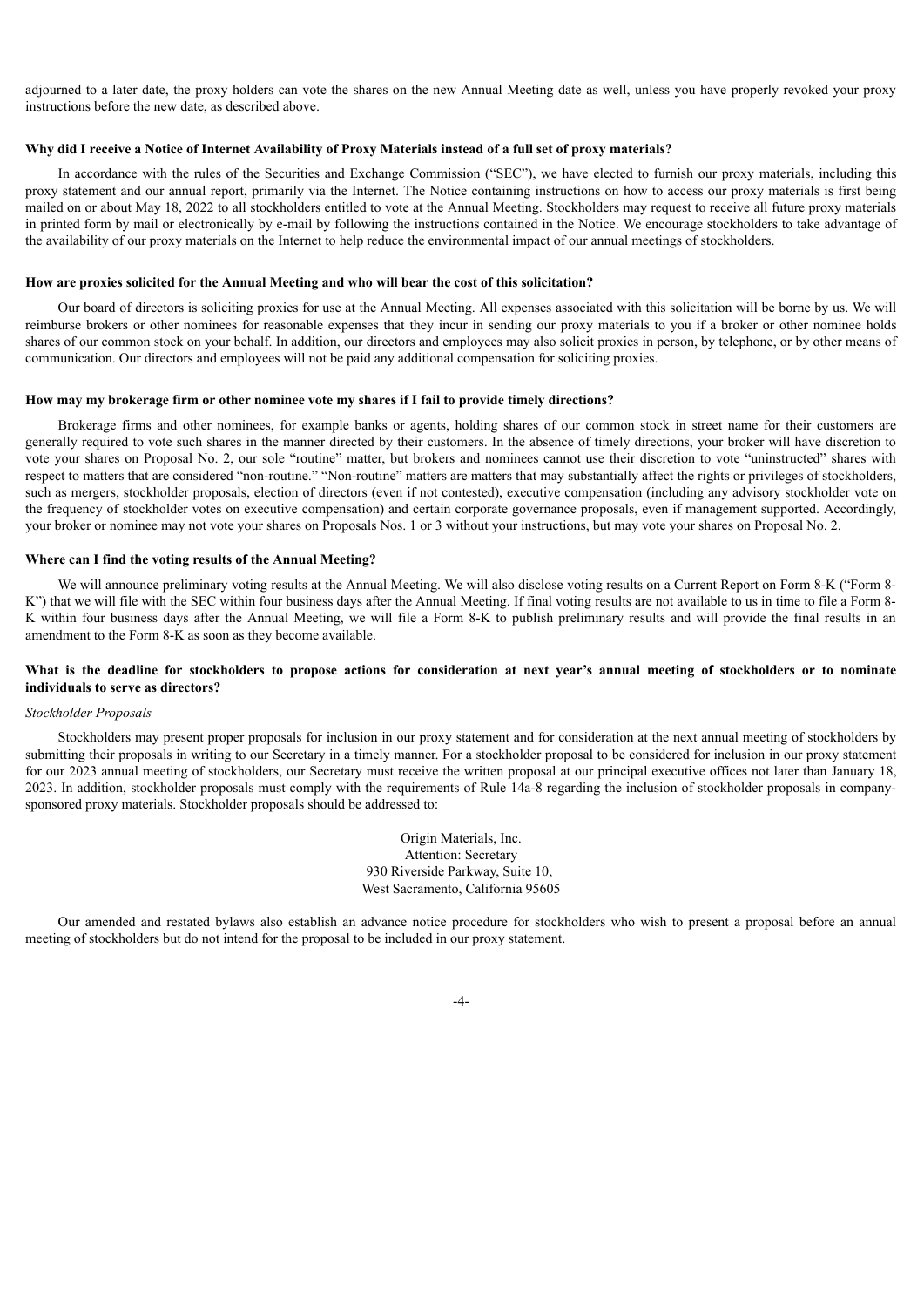adjourned to a later date, the proxy holders can vote the shares on the new Annual Meeting date as well, unless you have properly revoked your proxy instructions before the new date, as described above.

**Why did I receive a Notice of Internet Availability of Proxy Materials instead of a full set of proxy materials?**

In accordance with the rules of the Securities and Exchange Commission ("SEC"), we have elected to furnish our proxy materials, including this proxy statement and our annual report, primarily via the Internet. The Notice containing instructions on how to access our proxy materials is first being mailed on or about May 18, 2022 to all stockholders entitled to vote at the Annual Meeting. Stockholders may request to receive all future proxy materials in printed form by mail or electronically by e-mail by following the instructions contained in the Notice. We encourage stockholders to take advantage of the availability of our proxy materials on the Internet to help reduce the environmental impact of our annual meetings of stockholders.

**How are proxies solicited for the Annual Meeting and who will bear the cost of this solicitation?**

Our board of directors is soliciting proxies for use at the Annual Meeting. All expenses associated with this solicitation will be borne by us. We will reimburse brokers or other nominees for reasonable expenses that they incur in sending our proxy materials to you if a broker or other nominee holds shares of our common stock on your behalf. In addition, our directors and employees may also solicit proxies in person, by telephone, or by other means of communication. Our directors and employees will not be paid any additional compensation for soliciting proxies.

**How may my brokerage firm or other nominee vote my shares if I fail to provide timely directions?**

Brokerage firms and other nominees, for example banks or agents, holding shares of our common stock in street name for their customers are generally required to vote such shares in the manner directed by their customers. In the absence of timely directions, your broker will have discretion to vote your shares on Proposal No. 2, our sole "routine" matter, but brokers and nominees cannot use their discretion to vote "uninstructed" shares with respect to matters that are considered "non-routine." "Non-routine" matters are matters that may substantially affect the rights or privileges of stockholders, such as mergers, stockholder proposals, election of directors (even if not contested), executive compensation (including any advisory stockholder vote on the frequency of stockholder votes on executive compensation) and certain corporate governance proposals, even if management supported. Accordingly, your broker or nominee may not vote your shares on Proposals Nos. 1 or 3 without your instructions, but may vote your shares on Proposal No. 2.

**Where can I find the voting results of the Annual Meeting?**

We will announce preliminary voting results at the Annual Meeting. We will also disclose voting results on a Current Report on Form 8-K ("Form 8-K") that we will file with the SEC within four business days after the Annual Meeting. If final voting results are not available to us in time to file a Form 8-K within four business days after the Annual Meeting, we will file a Form 8-K to publish preliminary results and will provide the final results in an amendment to the Form 8-K as soon as they become available.

**What is the deadline for stockholders to propose actions for consideration at next year's annual meeting of stockholders or to nominate individuals to serve as directors?**

*Stockholder Proposals*

Stockholders may present proper proposals for inclusion in our proxy statement and for consideration at the next annual meeting of stockholders by submitting their proposals in writing to our Secretary in a timely manner. For a stockholder proposal to be considered for inclusion in our proxy statement for our 2023 annual meeting of stockholders, our Secretary must receive the written proposal at our principal executive offices not later than January 18, 2023. In addition, stockholder proposals must comply with the requirements of Rule 14a-8 regarding the inclusion of stockholder proposals in company-sponsored proxy materials. Stockholder proposals should be addressed to:

Origin Materials, Inc.
Attention: Secretary
930 Riverside Parkway, Suite 10,
West Sacramento, California 95605

Our amended and restated bylaws also establish an advance notice procedure for stockholders who wish to present a proposal before an annual meeting of stockholders but do not intend for the proposal to be included in our proxy statement.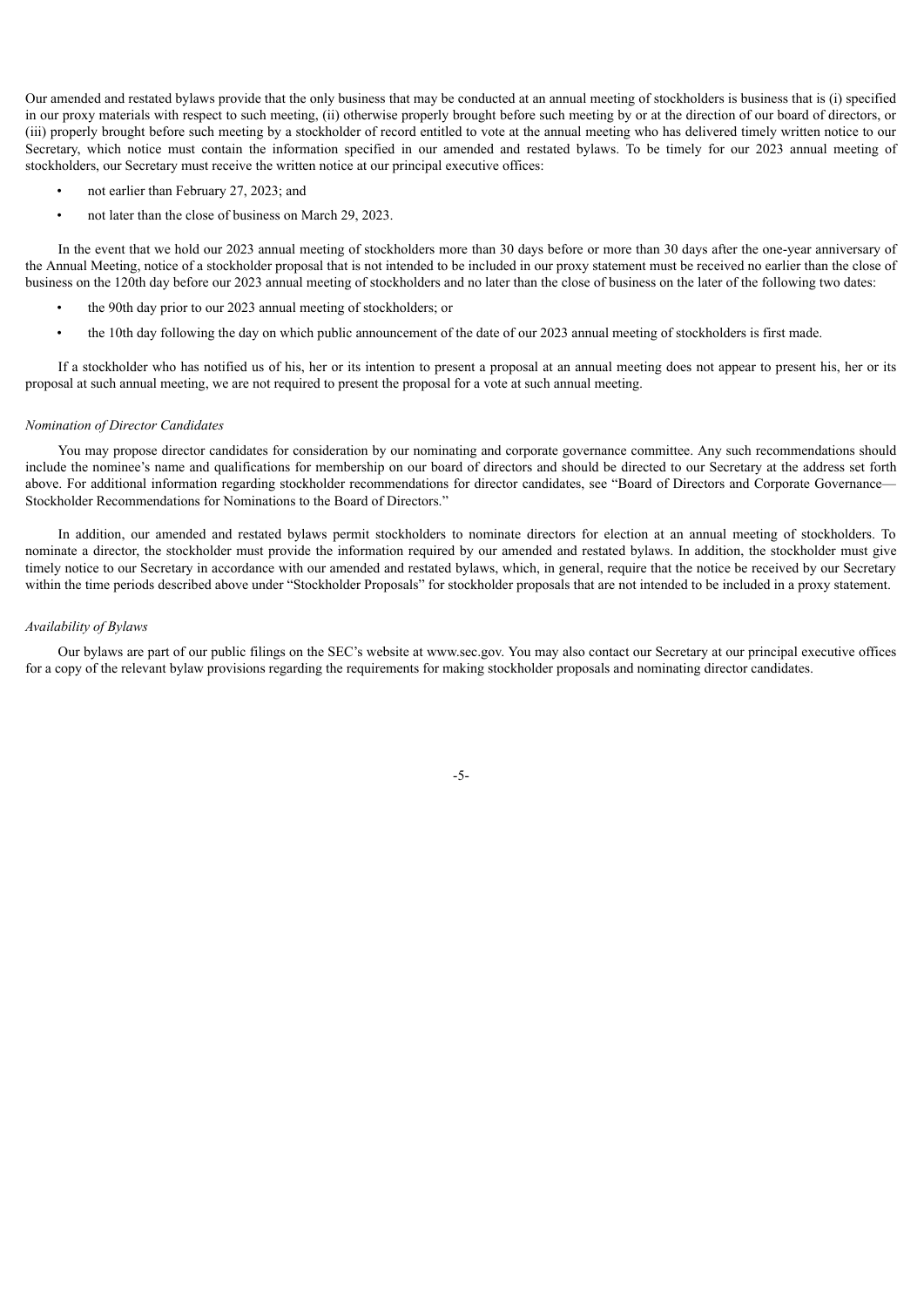Our amended and restated bylaws provide that the only business that may be conducted at an annual meeting of stockholders is business that is (i) specified in our proxy materials with respect to such meeting, (ii) otherwise properly brought before such meeting by or at the direction of our board of directors, or (iii) properly brought before such meeting by a stockholder of record entitled to vote at the annual meeting who has delivered timely written notice to our Secretary, which notice must contain the information specified in our amended and restated bylaws. To be timely for our 2023 annual meeting of stockholders, our Secretary must receive the written notice at our principal executive offices:

- not earlier than February 27, 2023; and
- not later than the close of business on March 29, 2023.

In the event that we hold our 2023 annual meeting of stockholders more than 30 days before or more than 30 days after the one-year anniversary of the Annual Meeting, notice of a stockholder proposal that is not intended to be included in our proxy statement must be received no earlier than the close of business on the 120th day before our 2023 annual meeting of stockholders and no later than the close of business on the later of the following two dates:

- the 90th day prior to our 2023 annual meeting of stockholders; or
- the 10th day following the day on which public announcement of the date of our 2023 annual meeting of stockholders is first made.

If a stockholder who has notified us of his, her or its intention to present a proposal at an annual meeting does not appear to present his, her or its proposal at such annual meeting, we are not required to present the proposal for a vote at such annual meeting.

*Nomination of Director Candidates*

You may propose director candidates for consideration by our nominating and corporate governance committee. Any such recommendations should include the nominee's name and qualifications for membership on our board of directors and should be directed to our Secretary at the address set forth above. For additional information regarding stockholder recommendations for director candidates, see "Board of Directors and Corporate Governance—Stockholder Recommendations for Nominations to the Board of Directors."

In addition, our amended and restated bylaws permit stockholders to nominate directors for election at an annual meeting of stockholders. To nominate a director, the stockholder must provide the information required by our amended and restated bylaws. In addition, the stockholder must give timely notice to our Secretary in accordance with our amended and restated bylaws, which, in general, require that the notice be received by our Secretary within the time periods described above under "Stockholder Proposals" for stockholder proposals that are not intended to be included in a proxy statement.

*Availability of Bylaws*

Our bylaws are part of our public filings on the SEC's website at www.sec.gov. You may also contact our Secretary at our principal executive offices for a copy of the relevant bylaw provisions regarding the requirements for making stockholder proposals and nominating director candidates.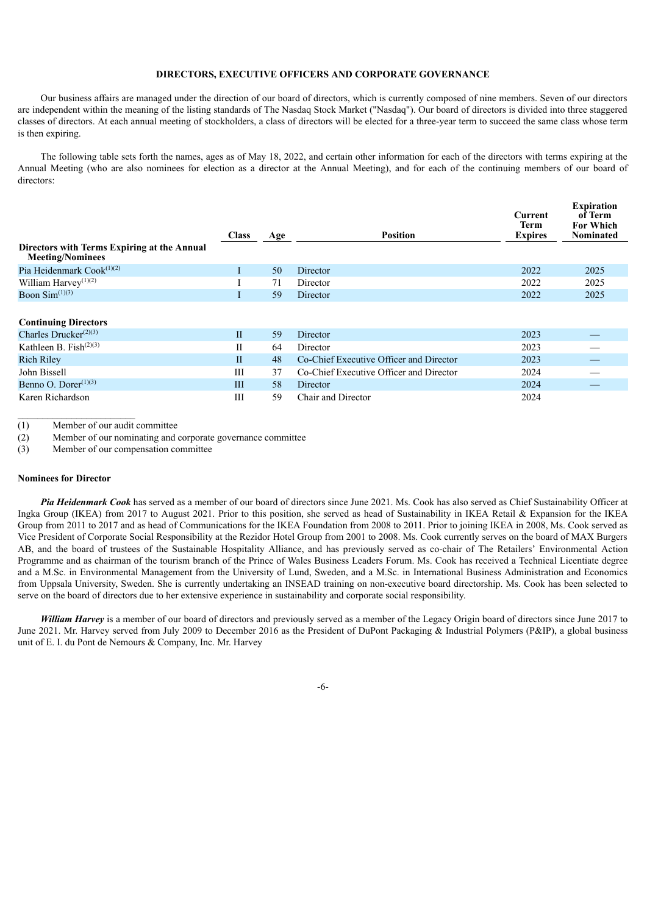## DIRECTORS, EXECUTIVE OFFICERS AND CORPORATE GOVERNANCE

Our business affairs are managed under the direction of our board of directors, which is currently composed of nine members. Seven of our directors are independent within the meaning of the listing standards of The Nasdaq Stock Market ("Nasdaq"). Our board of directors is divided into three staggered classes of directors. At each annual meeting of stockholders, a class of directors will be elected for a three-year term to succeed the same class whose term is then expiring.

The following table sets forth the names, ages as of May 18, 2022, and certain other information for each of the directors with terms expiring at the Annual Meeting (who are also nominees for election as a director at the Annual Meeting), and for each of the continuing members of our board of directors:

| | Class | Age | Position | Current Term Expires | Expiration of Term For Which Nominated |
|---|---|---|---|---|---|
| **Directors with Terms Expiring at the Annual Meeting/Nominees** | | | | | |
| Pia Heidenmark Cook(1)(2) | I | 50 | Director | 2022 | 2025 |
| William Harvey(1)(2) | I | 71 | Director | 2022 | 2025 |
| Boon Sim(1)(3) | I | 59 | Director | 2022 | 2025 |
| **Continuing Directors** | | | | | |
| Charles Drucker(2)(3) | II | 59 | Director | 2023 | — |
| Kathleen B. Fish(2)(3) | II | 64 | Director | 2023 | — |
| Rich Riley | II | 48 | Co-Chief Executive Officer and Director | 2023 | — |
| John Bissell | III | 37 | Co-Chief Executive Officer and Director | 2024 | — |
| Benno O. Dorer(1)(3) | III | 58 | Director | 2024 | — |
| Karen Richardson | III | 59 | Chair and Director | 2024 | |

(1) Member of our audit committee

(2) Member of our nominating and corporate governance committee

(3) Member of our compensation committee

### Nominees for Director

***Pia Heidenmark Cook*** has served as a member of our board of directors since June 2021. Ms. Cook has also served as Chief Sustainability Officer at Ingka Group (IKEA) from 2017 to August 2021. Prior to this position, she served as head of Sustainability in IKEA Retail & Expansion for the IKEA Group from 2011 to 2017 and as head of Communications for the IKEA Foundation from 2008 to 2011. Prior to joining IKEA in 2008, Ms. Cook served as Vice President of Corporate Social Responsibility at the Rezidor Hotel Group from 2001 to 2008. Ms. Cook currently serves on the board of MAX Burgers AB, and the board of trustees of the Sustainable Hospitality Alliance, and has previously served as co-chair of The Retailers' Environmental Action Programme and as chairman of the tourism branch of the Prince of Wales Business Leaders Forum. Ms. Cook has received a Technical Licentiate degree and a M.Sc. in Environmental Management from the University of Lund, Sweden, and a M.Sc. in International Business Administration and Economics from Uppsala University, Sweden. She is currently undertaking an INSEAD training on non-executive board directorship. Ms. Cook has been selected to serve on the board of directors due to her extensive experience in sustainability and corporate social responsibility.

***William Harvey*** is a member of our board of directors and previously served as a member of the Legacy Origin board of directors since June 2017 to June 2021. Mr. Harvey served from July 2009 to December 2016 as the President of DuPont Packaging & Industrial Polymers (P&IP), a global business unit of E. I. du Pont de Nemours & Company, Inc. Mr. Harvey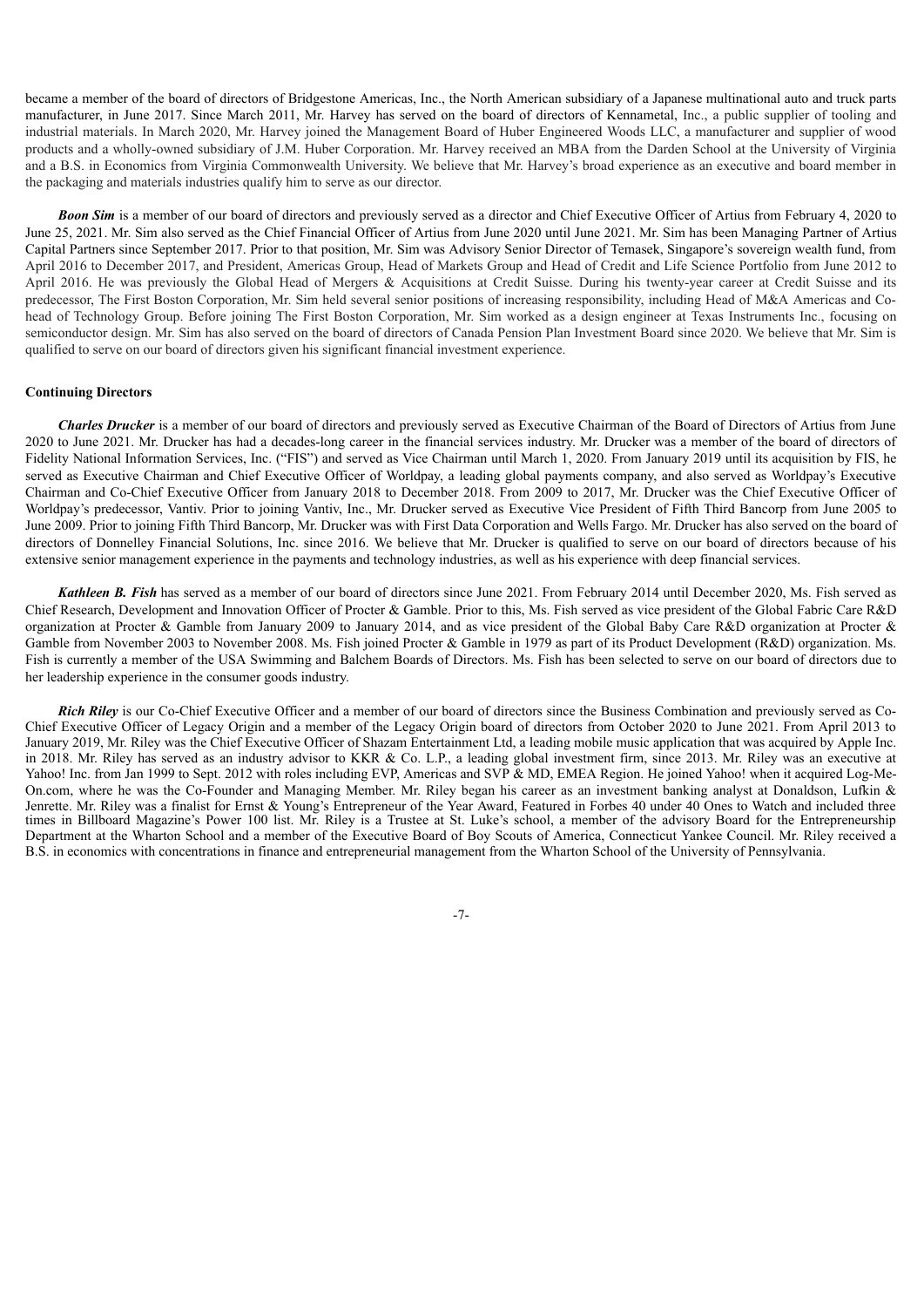became a member of the board of directors of Bridgestone Americas, Inc., the North American subsidiary of a Japanese multinational auto and truck parts manufacturer, in June 2017. Since March 2011, Mr. Harvey has served on the board of directors of Kennametal, Inc., a public supplier of tooling and industrial materials. In March 2020, Mr. Harvey joined the Management Board of Huber Engineered Woods LLC, a manufacturer and supplier of wood products and a wholly-owned subsidiary of J.M. Huber Corporation. Mr. Harvey received an MBA from the Darden School at the University of Virginia and a B.S. in Economics from Virginia Commonwealth University. We believe that Mr. Harvey's broad experience as an executive and board member in the packaging and materials industries qualify him to serve as our director.

***Boon Sim*** is a member of our board of directors and previously served as a director and Chief Executive Officer of Artius from February 4, 2020 to June 25, 2021. Mr. Sim also served as the Chief Financial Officer of Artius from June 2020 until June 2021. Mr. Sim has been Managing Partner of Artius Capital Partners since September 2017. Prior to that position, Mr. Sim was Advisory Senior Director of Temasek, Singapore's sovereign wealth fund, from April 2016 to December 2017, and President, Americas Group, Head of Markets Group and Head of Credit and Life Science Portfolio from June 2012 to April 2016. He was previously the Global Head of Mergers & Acquisitions at Credit Suisse. During his twenty-year career at Credit Suisse and its predecessor, The First Boston Corporation, Mr. Sim held several senior positions of increasing responsibility, including Head of M&A Americas and Co-head of Technology Group. Before joining The First Boston Corporation, Mr. Sim worked as a design engineer at Texas Instruments Inc., focusing on semiconductor design. Mr. Sim has also served on the board of directors of Canada Pension Plan Investment Board since 2020. We believe that Mr. Sim is qualified to serve on our board of directors given his significant financial investment experience.

**Continuing Directors**

***Charles Drucker*** is a member of our board of directors and previously served as Executive Chairman of the Board of Directors of Artius from June 2020 to June 2021. Mr. Drucker has had a decades-long career in the financial services industry. Mr. Drucker was a member of the board of directors of Fidelity National Information Services, Inc. ("FIS") and served as Vice Chairman until March 1, 2020. From January 2019 until its acquisition by FIS, he served as Executive Chairman and Chief Executive Officer of Worldpay, a leading global payments company, and also served as Worldpay's Executive Chairman and Co-Chief Executive Officer from January 2018 to December 2018. From 2009 to 2017, Mr. Drucker was the Chief Executive Officer of Worldpay's predecessor, Vantiv. Prior to joining Vantiv, Inc., Mr. Drucker served as Executive Vice President of Fifth Third Bancorp from June 2005 to June 2009. Prior to joining Fifth Third Bancorp, Mr. Drucker was with First Data Corporation and Wells Fargo. Mr. Drucker has also served on the board of directors of Donnelley Financial Solutions, Inc. since 2016. We believe that Mr. Drucker is qualified to serve on our board of directors because of his extensive senior management experience in the payments and technology industries, as well as his experience with deep financial services.

***Kathleen B. Fish*** has served as a member of our board of directors since June 2021. From February 2014 until December 2020, Ms. Fish served as Chief Research, Development and Innovation Officer of Procter & Gamble. Prior to this, Ms. Fish served as vice president of the Global Fabric Care R&D organization at Procter & Gamble from January 2009 to January 2014, and as vice president of the Global Baby Care R&D organization at Procter & Gamble from November 2003 to November 2008. Ms. Fish joined Procter & Gamble in 1979 as part of its Product Development (R&D) organization. Ms. Fish is currently a member of the USA Swimming and Balchem Boards of Directors. Ms. Fish has been selected to serve on our board of directors due to her leadership experience in the consumer goods industry.

***Rich Riley*** is our Co-Chief Executive Officer and a member of our board of directors since the Business Combination and previously served as Co-Chief Executive Officer of Legacy Origin and a member of the Legacy Origin board of directors from October 2020 to June 2021. From April 2013 to January 2019, Mr. Riley was the Chief Executive Officer of Shazam Entertainment Ltd, a leading mobile music application that was acquired by Apple Inc. in 2018. Mr. Riley has served as an industry advisor to KKR & Co. L.P., a leading global investment firm, since 2013. Mr. Riley was an executive at Yahoo! Inc. from Jan 1999 to Sept. 2012 with roles including EVP, Americas and SVP & MD, EMEA Region. He joined Yahoo! when it acquired Log-Me-On.com, where he was the Co-Founder and Managing Member. Mr. Riley began his career as an investment banking analyst at Donaldson, Lufkin & Jenrette. Mr. Riley was a finalist for Ernst & Young's Entrepreneur of the Year Award, Featured in Forbes 40 under 40 Ones to Watch and included three times in Billboard Magazine's Power 100 list. Mr. Riley is a Trustee at St. Luke's school, a member of the advisory Board for the Entrepreneurship Department at the Wharton School and a member of the Executive Board of Boy Scouts of America, Connecticut Yankee Council. Mr. Riley received a B.S. in economics with concentrations in finance and entrepreneurial management from the Wharton School of the University of Pennsylvania.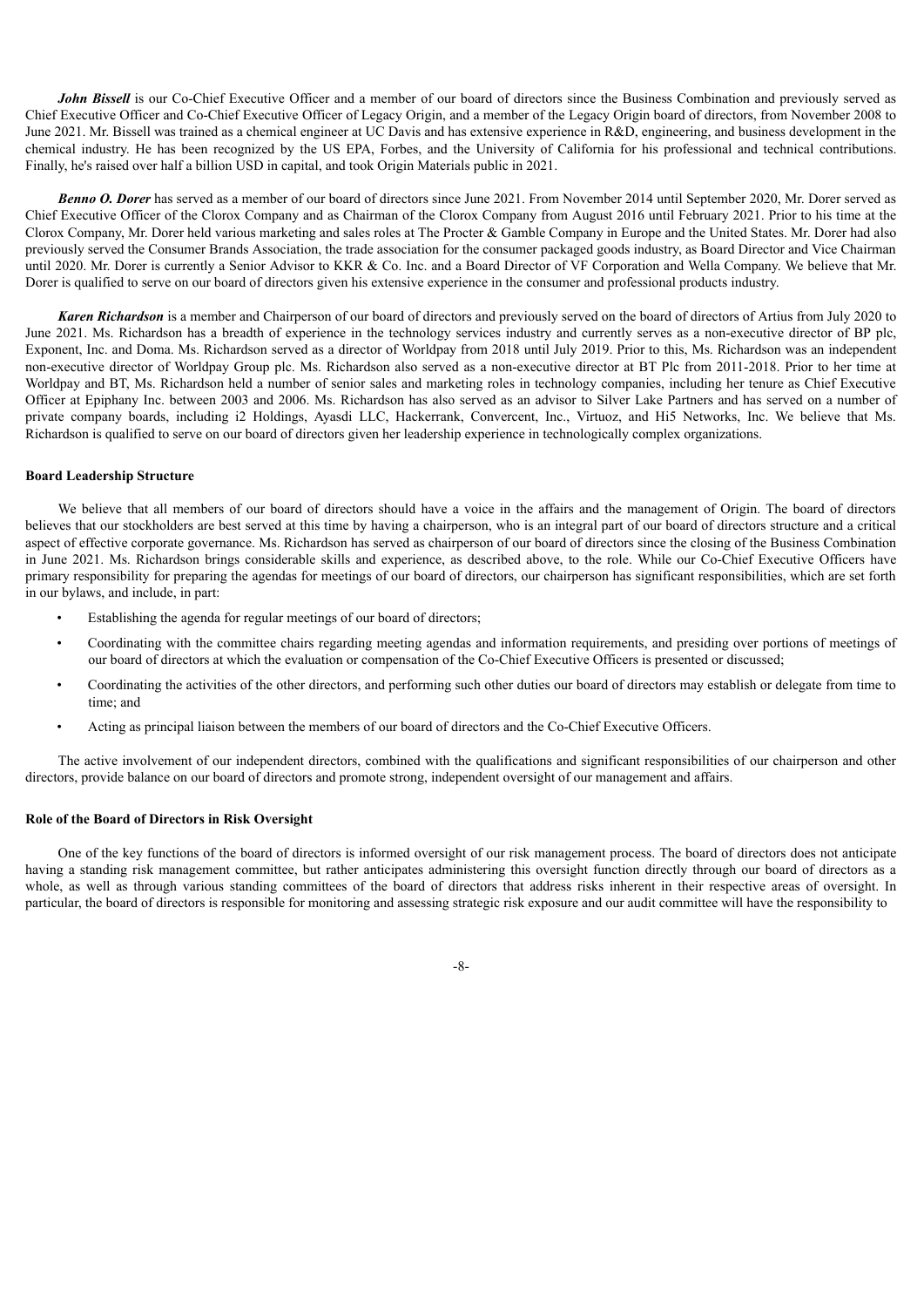***John Bissell*** is our Co-Chief Executive Officer and a member of our board of directors since the Business Combination and previously served as Chief Executive Officer and Co-Chief Executive Officer of Legacy Origin, and a member of the Legacy Origin board of directors, from November 2008 to June 2021. Mr. Bissell was trained as a chemical engineer at UC Davis and has extensive experience in R&D, engineering, and business development in the chemical industry. He has been recognized by the US EPA, Forbes, and the University of California for his professional and technical contributions. Finally, he's raised over half a billion USD in capital, and took Origin Materials public in 2021.

***Benno O. Dorer*** has served as a member of our board of directors since June 2021. From November 2014 until September 2020, Mr. Dorer served as Chief Executive Officer of the Clorox Company and as Chairman of the Clorox Company from August 2016 until February 2021. Prior to his time at the Clorox Company, Mr. Dorer held various marketing and sales roles at The Procter & Gamble Company in Europe and the United States. Mr. Dorer had also previously served the Consumer Brands Association, the trade association for the consumer packaged goods industry, as Board Director and Vice Chairman until 2020. Mr. Dorer is currently a Senior Advisor to KKR & Co. Inc. and a Board Director of VF Corporation and Wella Company. We believe that Mr. Dorer is qualified to serve on our board of directors given his extensive experience in the consumer and professional products industry.

***Karen Richardson*** is a member and Chairperson of our board of directors and previously served on the board of directors of Artius from July 2020 to June 2021. Ms. Richardson has a breadth of experience in the technology services industry and currently serves as a non-executive director of BP plc, Exponent, Inc. and Doma. Ms. Richardson served as a director of Worldpay from 2018 until July 2019. Prior to this, Ms. Richardson was an independent non-executive director of Worldpay Group plc. Ms. Richardson also served as a non-executive director at BT Plc from 2011-2018. Prior to her time at Worldpay and BT, Ms. Richardson held a number of senior sales and marketing roles in technology companies, including her tenure as Chief Executive Officer at Epiphany Inc. between 2003 and 2006. Ms. Richardson has also served as an advisor to Silver Lake Partners and has served on a number of private company boards, including i2 Holdings, Ayasdi LLC, Hackerrank, Convercent, Inc., Virtuoz, and Hi5 Networks, Inc. We believe that Ms. Richardson is qualified to serve on our board of directors given her leadership experience in technologically complex organizations.

**Board Leadership Structure**

We believe that all members of our board of directors should have a voice in the affairs and the management of Origin. The board of directors believes that our stockholders are best served at this time by having a chairperson, who is an integral part of our board of directors structure and a critical aspect of effective corporate governance. Ms. Richardson has served as chairperson of our board of directors since the closing of the Business Combination in June 2021. Ms. Richardson brings considerable skills and experience, as described above, to the role. While our Co-Chief Executive Officers have primary responsibility for preparing the agendas for meetings of our board of directors, our chairperson has significant responsibilities, which are set forth in our bylaws, and include, in part:

- Establishing the agenda for regular meetings of our board of directors;
- Coordinating with the committee chairs regarding meeting agendas and information requirements, and presiding over portions of meetings of our board of directors at which the evaluation or compensation of the Co-Chief Executive Officers is presented or discussed;
- Coordinating the activities of the other directors, and performing such other duties our board of directors may establish or delegate from time to time; and
- Acting as principal liaison between the members of our board of directors and the Co-Chief Executive Officers.

The active involvement of our independent directors, combined with the qualifications and significant responsibilities of our chairperson and other directors, provide balance on our board of directors and promote strong, independent oversight of our management and affairs.

**Role of the Board of Directors in Risk Oversight**

One of the key functions of the board of directors is informed oversight of our risk management process. The board of directors does not anticipate having a standing risk management committee, but rather anticipates administering this oversight function directly through our board of directors as a whole, as well as through various standing committees of the board of directors that address risks inherent in their respective areas of oversight. In particular, the board of directors is responsible for monitoring and assessing strategic risk exposure and our audit committee will have the responsibility to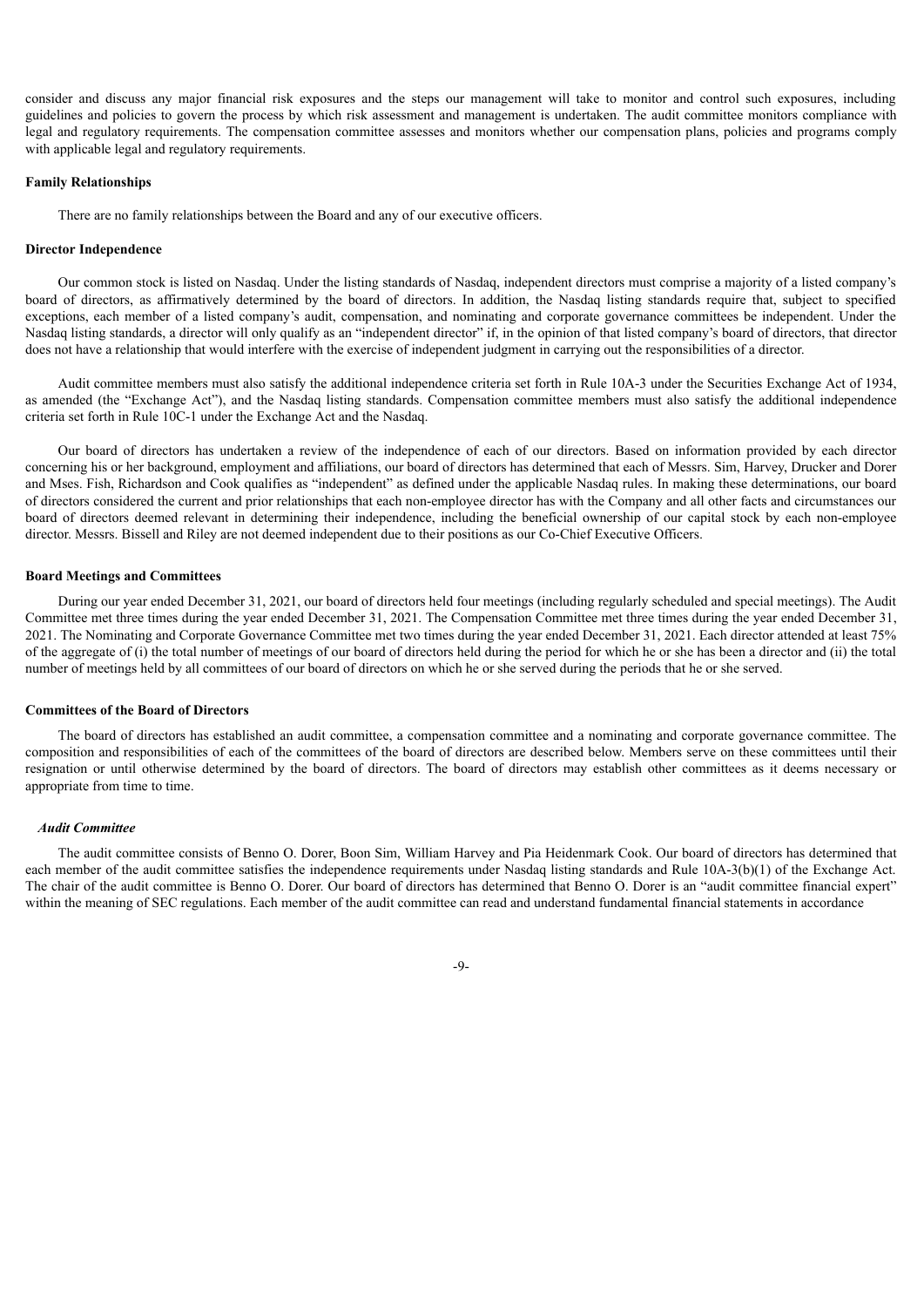consider and discuss any major financial risk exposures and the steps our management will take to monitor and control such exposures, including guidelines and policies to govern the process by which risk assessment and management is undertaken. The audit committee monitors compliance with legal and regulatory requirements. The compensation committee assesses and monitors whether our compensation plans, policies and programs comply with applicable legal and regulatory requirements.

**Family Relationships**

There are no family relationships between the Board and any of our executive officers.

**Director Independence**

Our common stock is listed on Nasdaq. Under the listing standards of Nasdaq, independent directors must comprise a majority of a listed company's board of directors, as affirmatively determined by the board of directors. In addition, the Nasdaq listing standards require that, subject to specified exceptions, each member of a listed company's audit, compensation, and nominating and corporate governance committees be independent. Under the Nasdaq listing standards, a director will only qualify as an "independent director" if, in the opinion of that listed company's board of directors, that director does not have a relationship that would interfere with the exercise of independent judgment in carrying out the responsibilities of a director.

Audit committee members must also satisfy the additional independence criteria set forth in Rule 10A-3 under the Securities Exchange Act of 1934, as amended (the "Exchange Act"), and the Nasdaq listing standards. Compensation committee members must also satisfy the additional independence criteria set forth in Rule 10C-1 under the Exchange Act and the Nasdaq.

Our board of directors has undertaken a review of the independence of each of our directors. Based on information provided by each director concerning his or her background, employment and affiliations, our board of directors has determined that each of Messrs. Sim, Harvey, Drucker and Dorer and Mses. Fish, Richardson and Cook qualifies as "independent" as defined under the applicable Nasdaq rules. In making these determinations, our board of directors considered the current and prior relationships that each non-employee director has with the Company and all other facts and circumstances our board of directors deemed relevant in determining their independence, including the beneficial ownership of our capital stock by each non-employee director. Messrs. Bissell and Riley are not deemed independent due to their positions as our Co-Chief Executive Officers.

**Board Meetings and Committees**

During our year ended December 31, 2021, our board of directors held four meetings (including regularly scheduled and special meetings). The Audit Committee met three times during the year ended December 31, 2021. The Compensation Committee met three times during the year ended December 31, 2021. The Nominating and Corporate Governance Committee met two times during the year ended December 31, 2021. Each director attended at least 75% of the aggregate of (i) the total number of meetings of our board of directors held during the period for which he or she has been a director and (ii) the total number of meetings held by all committees of our board of directors on which he or she served during the periods that he or she served.

**Committees of the Board of Directors**

The board of directors has established an audit committee, a compensation committee and a nominating and corporate governance committee. The composition and responsibilities of each of the committees of the board of directors are described below. Members serve on these committees until their resignation or until otherwise determined by the board of directors. The board of directors may establish other committees as it deems necessary or appropriate from time to time.

***Audit Committee***

The audit committee consists of Benno O. Dorer, Boon Sim, William Harvey and Pia Heidenmark Cook. Our board of directors has determined that each member of the audit committee satisfies the independence requirements under Nasdaq listing standards and Rule 10A-3(b)(1) of the Exchange Act. The chair of the audit committee is Benno O. Dorer. Our board of directors has determined that Benno O. Dorer is an "audit committee financial expert" within the meaning of SEC regulations. Each member of the audit committee can read and understand fundamental financial statements in accordance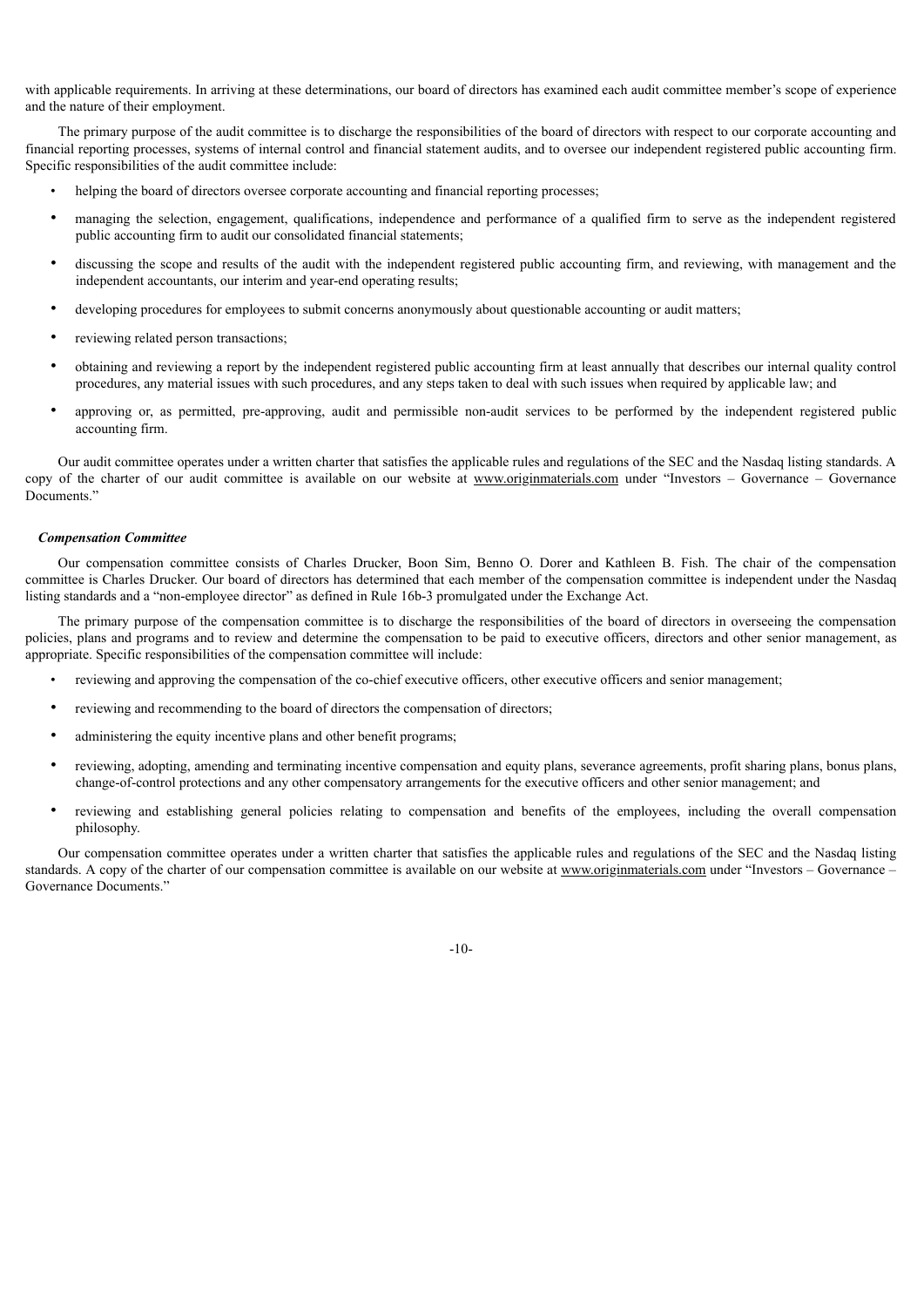with applicable requirements. In arriving at these determinations, our board of directors has examined each audit committee member's scope of experience and the nature of their employment.

The primary purpose of the audit committee is to discharge the responsibilities of the board of directors with respect to our corporate accounting and financial reporting processes, systems of internal control and financial statement audits, and to oversee our independent registered public accounting firm. Specific responsibilities of the audit committee include:

- helping the board of directors oversee corporate accounting and financial reporting processes;
- managing the selection, engagement, qualifications, independence and performance of a qualified firm to serve as the independent registered public accounting firm to audit our consolidated financial statements;
- discussing the scope and results of the audit with the independent registered public accounting firm, and reviewing, with management and the independent accountants, our interim and year-end operating results;
- developing procedures for employees to submit concerns anonymously about questionable accounting or audit matters;
- reviewing related person transactions;
- obtaining and reviewing a report by the independent registered public accounting firm at least annually that describes our internal quality control procedures, any material issues with such procedures, and any steps taken to deal with such issues when required by applicable law; and
- approving or, as permitted, pre-approving, audit and permissible non-audit services to be performed by the independent registered public accounting firm.

Our audit committee operates under a written charter that satisfies the applicable rules and regulations of the SEC and the Nasdaq listing standards. A copy of the charter of our audit committee is available on our website at www.originmaterials.com under "Investors – Governance – Governance Documents."

### *Compensation Committee*

Our compensation committee consists of Charles Drucker, Boon Sim, Benno O. Dorer and Kathleen B. Fish. The chair of the compensation committee is Charles Drucker. Our board of directors has determined that each member of the compensation committee is independent under the Nasdaq listing standards and a "non-employee director" as defined in Rule 16b-3 promulgated under the Exchange Act.

The primary purpose of the compensation committee is to discharge the responsibilities of the board of directors in overseeing the compensation policies, plans and programs and to review and determine the compensation to be paid to executive officers, directors and other senior management, as appropriate. Specific responsibilities of the compensation committee will include:

- reviewing and approving the compensation of the co-chief executive officers, other executive officers and senior management;
- reviewing and recommending to the board of directors the compensation of directors;
- administering the equity incentive plans and other benefit programs;
- reviewing, adopting, amending and terminating incentive compensation and equity plans, severance agreements, profit sharing plans, bonus plans, change-of-control protections and any other compensatory arrangements for the executive officers and other senior management; and
- reviewing and establishing general policies relating to compensation and benefits of the employees, including the overall compensation philosophy.

Our compensation committee operates under a written charter that satisfies the applicable rules and regulations of the SEC and the Nasdaq listing standards. A copy of the charter of our compensation committee is available on our website at www.originmaterials.com under "Investors – Governance – Governance Documents."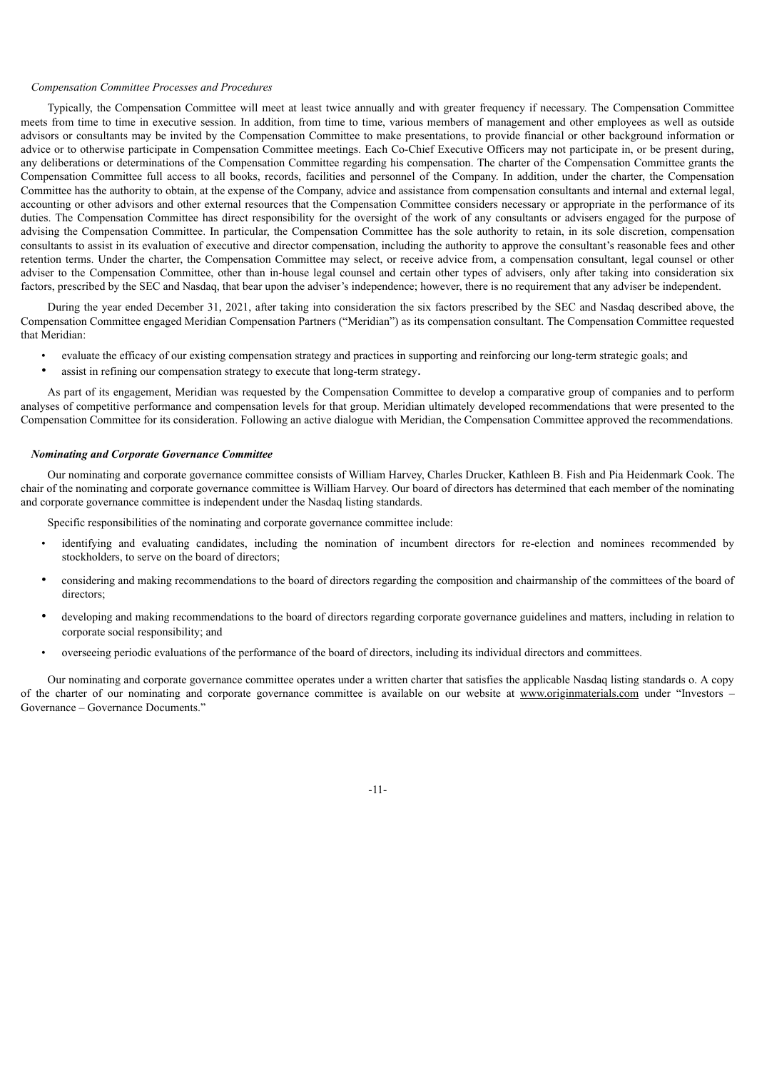*Compensation Committee Processes and Procedures*

Typically, the Compensation Committee will meet at least twice annually and with greater frequency if necessary. The Compensation Committee meets from time to time in executive session. In addition, from time to time, various members of management and other employees as well as outside advisors or consultants may be invited by the Compensation Committee to make presentations, to provide financial or other background information or advice or to otherwise participate in Compensation Committee meetings. Each Co-Chief Executive Officers may not participate in, or be present during, any deliberations or determinations of the Compensation Committee regarding his compensation. The charter of the Compensation Committee grants the Compensation Committee full access to all books, records, facilities and personnel of the Company. In addition, under the charter, the Compensation Committee has the authority to obtain, at the expense of the Company, advice and assistance from compensation consultants and internal and external legal, accounting or other advisors and other external resources that the Compensation Committee considers necessary or appropriate in the performance of its duties. The Compensation Committee has direct responsibility for the oversight of the work of any consultants or advisers engaged for the purpose of advising the Compensation Committee. In particular, the Compensation Committee has the sole authority to retain, in its sole discretion, compensation consultants to assist in its evaluation of executive and director compensation, including the authority to approve the consultant's reasonable fees and other retention terms. Under the charter, the Compensation Committee may select, or receive advice from, a compensation consultant, legal counsel or other adviser to the Compensation Committee, other than in-house legal counsel and certain other types of advisers, only after taking into consideration six factors, prescribed by the SEC and Nasdaq, that bear upon the adviser's independence; however, there is no requirement that any adviser be independent.

During the year ended December 31, 2021, after taking into consideration the six factors prescribed by the SEC and Nasdaq described above, the Compensation Committee engaged Meridian Compensation Partners ("Meridian") as its compensation consultant. The Compensation Committee requested that Meridian:

- evaluate the efficacy of our existing compensation strategy and practices in supporting and reinforcing our long-term strategic goals; and
- assist in refining our compensation strategy to execute that long-term strategy.

As part of its engagement, Meridian was requested by the Compensation Committee to develop a comparative group of companies and to perform analyses of competitive performance and compensation levels for that group. Meridian ultimately developed recommendations that were presented to the Compensation Committee for its consideration. Following an active dialogue with Meridian, the Compensation Committee approved the recommendations.

***Nominating and Corporate Governance Committee***

Our nominating and corporate governance committee consists of William Harvey, Charles Drucker, Kathleen B. Fish and Pia Heidenmark Cook. The chair of the nominating and corporate governance committee is William Harvey. Our board of directors has determined that each member of the nominating and corporate governance committee is independent under the Nasdaq listing standards.

Specific responsibilities of the nominating and corporate governance committee include:

- identifying and evaluating candidates, including the nomination of incumbent directors for re-election and nominees recommended by stockholders, to serve on the board of directors;
- considering and making recommendations to the board of directors regarding the composition and chairmanship of the committees of the board of directors;
- developing and making recommendations to the board of directors regarding corporate governance guidelines and matters, including in relation to corporate social responsibility; and
- overseeing periodic evaluations of the performance of the board of directors, including its individual directors and committees.

Our nominating and corporate governance committee operates under a written charter that satisfies the applicable Nasdaq listing standards o. A copy of the charter of our nominating and corporate governance committee is available on our website at www.originmaterials.com under "Investors – Governance – Governance Documents."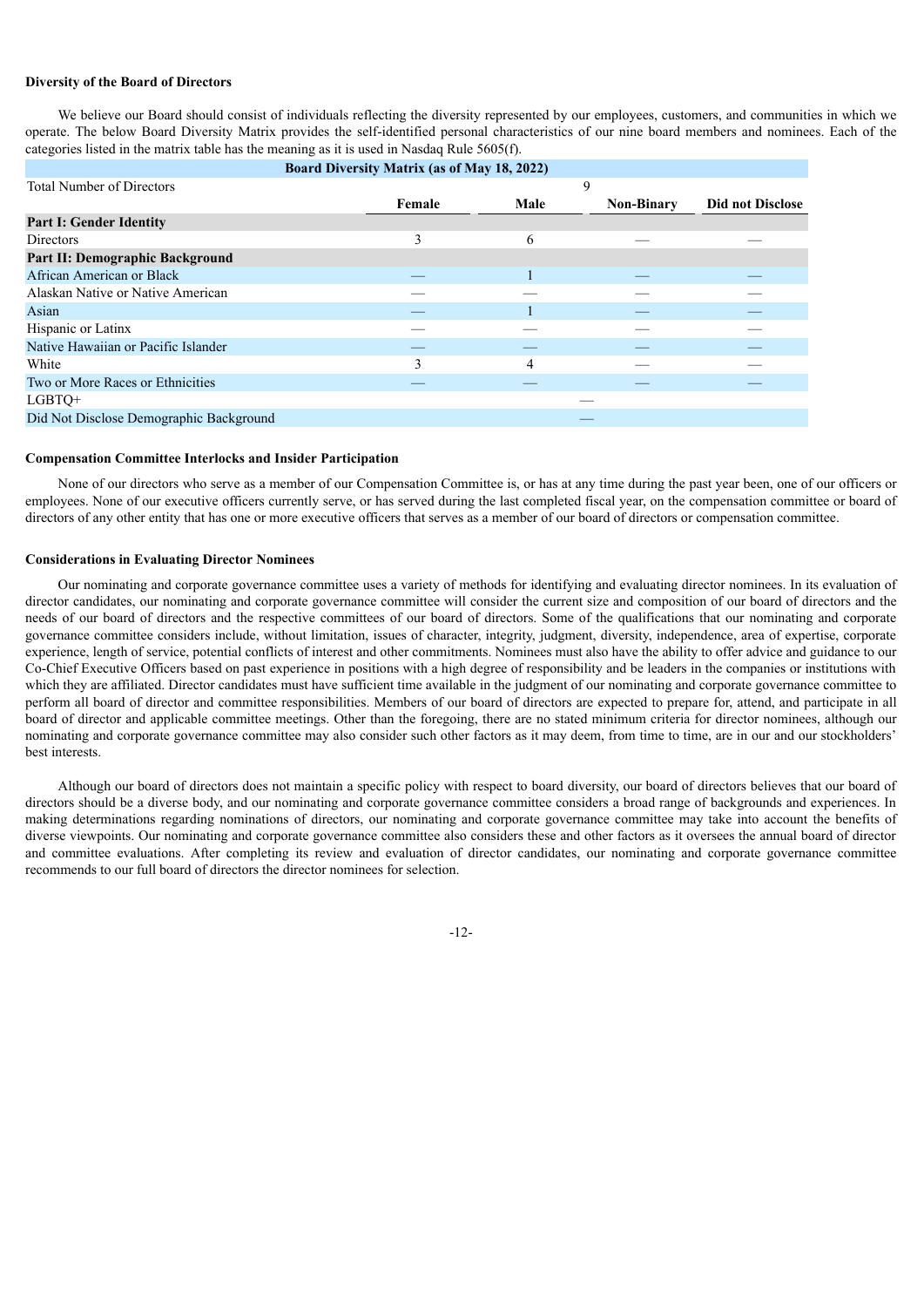**Diversity of the Board of Directors**

We believe our Board should consist of individuals reflecting the diversity represented by our employees, customers, and communities in which we operate. The below Board Diversity Matrix provides the self-identified personal characteristics of our nine board members and nominees. Each of the categories listed in the matrix table has the meaning as it is used in Nasdaq Rule 5605(f).

| Board Diversity Matrix (as of May 18, 2022) | | | | |
|---|---|---|---|---|
| Total Number of Directors | 9 | | | |
| | **Female** | **Male** | **Non-Binary** | **Did not Disclose** |
| **Part I: Gender Identity** | | | | |
| Directors | 3 | 6 | — | — |
| **Part II: Demographic Background** | | | | |
| African American or Black | — | 1 | — | — |
| Alaskan Native or Native American | — | — | — | — |
| Asian | — | 1 | — | — |
| Hispanic or Latinx | — | — | — | — |
| Native Hawaiian or Pacific Islander | — | — | — | — |
| White | 3 | 4 | — | — |
| Two or More Races or Ethnicities | — | — | — | — |
| LGBTQ+ | — | | | |
| Did Not Disclose Demographic Background | — | | | |

**Compensation Committee Interlocks and Insider Participation**

None of our directors who serve as a member of our Compensation Committee is, or has at any time during the past year been, one of our officers or employees. None of our executive officers currently serve, or has served during the last completed fiscal year, on the compensation committee or board of directors of any other entity that has one or more executive officers that serves as a member of our board of directors or compensation committee.

**Considerations in Evaluating Director Nominees**

Our nominating and corporate governance committee uses a variety of methods for identifying and evaluating director nominees. In its evaluation of director candidates, our nominating and corporate governance committee will consider the current size and composition of our board of directors and the needs of our board of directors and the respective committees of our board of directors. Some of the qualifications that our nominating and corporate governance committee considers include, without limitation, issues of character, integrity, judgment, diversity, independence, area of expertise, corporate experience, length of service, potential conflicts of interest and other commitments. Nominees must also have the ability to offer advice and guidance to our Co-Chief Executive Officers based on past experience in positions with a high degree of responsibility and be leaders in the companies or institutions with which they are affiliated. Director candidates must have sufficient time available in the judgment of our nominating and corporate governance committee to perform all board of director and committee responsibilities. Members of our board of directors are expected to prepare for, attend, and participate in all board of director and applicable committee meetings. Other than the foregoing, there are no stated minimum criteria for director nominees, although our nominating and corporate governance committee may also consider such other factors as it may deem, from time to time, are in our and our stockholders' best interests.

Although our board of directors does not maintain a specific policy with respect to board diversity, our board of directors believes that our board of directors should be a diverse body, and our nominating and corporate governance committee considers a broad range of backgrounds and experiences. In making determinations regarding nominations of directors, our nominating and corporate governance committee may take into account the benefits of diverse viewpoints. Our nominating and corporate governance committee also considers these and other factors as it oversees the annual board of director and committee evaluations. After completing its review and evaluation of director candidates, our nominating and corporate governance committee recommends to our full board of directors the director nominees for selection.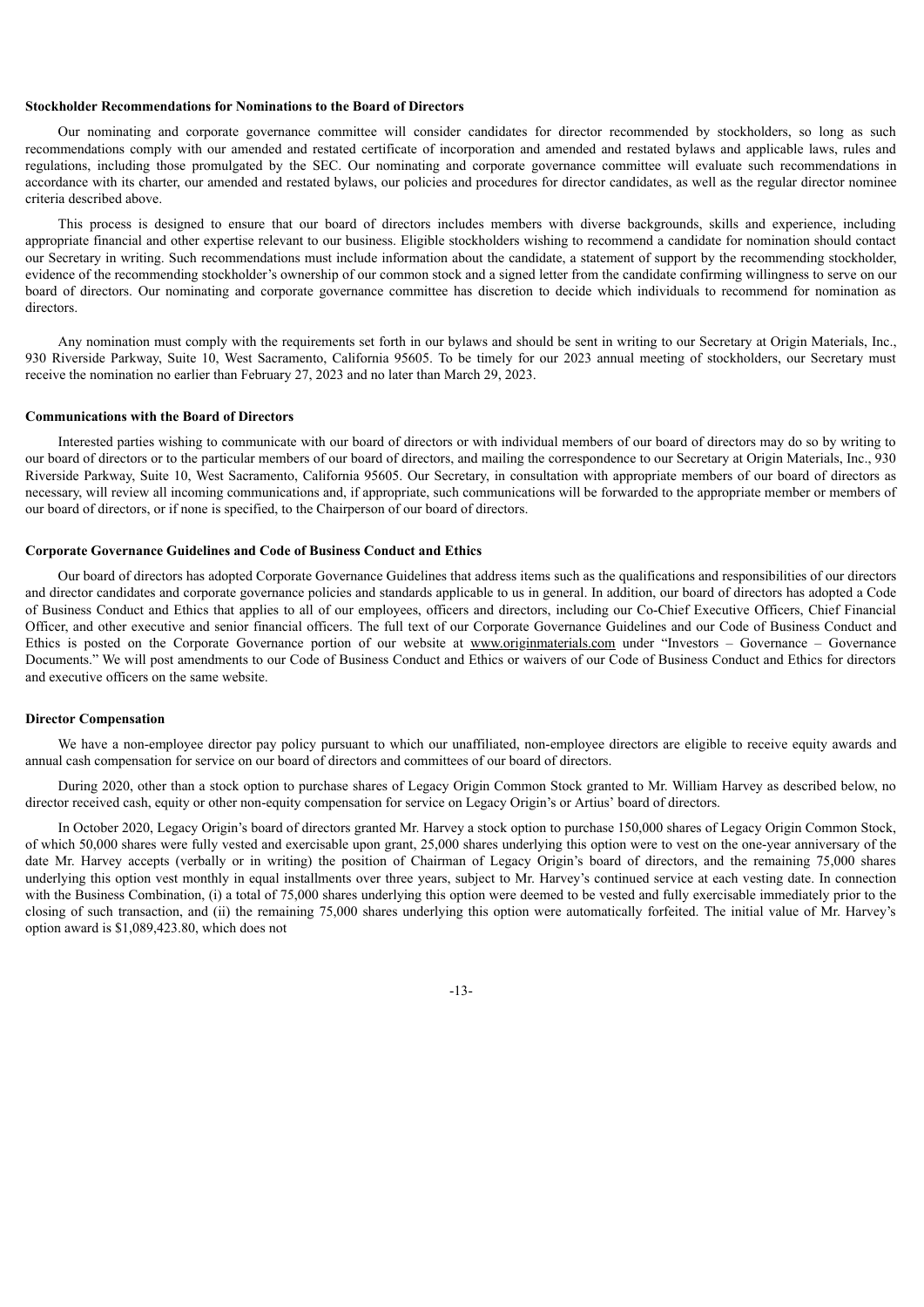**Stockholder Recommendations for Nominations to the Board of Directors**

Our nominating and corporate governance committee will consider candidates for director recommended by stockholders, so long as such recommendations comply with our amended and restated certificate of incorporation and amended and restated bylaws and applicable laws, rules and regulations, including those promulgated by the SEC. Our nominating and corporate governance committee will evaluate such recommendations in accordance with its charter, our amended and restated bylaws, our policies and procedures for director candidates, as well as the regular director nominee criteria described above.

This process is designed to ensure that our board of directors includes members with diverse backgrounds, skills and experience, including appropriate financial and other expertise relevant to our business. Eligible stockholders wishing to recommend a candidate for nomination should contact our Secretary in writing. Such recommendations must include information about the candidate, a statement of support by the recommending stockholder, evidence of the recommending stockholder's ownership of our common stock and a signed letter from the candidate confirming willingness to serve on our board of directors. Our nominating and corporate governance committee has discretion to decide which individuals to recommend for nomination as directors.

Any nomination must comply with the requirements set forth in our bylaws and should be sent in writing to our Secretary at Origin Materials, Inc., 930 Riverside Parkway, Suite 10, West Sacramento, California 95605. To be timely for our 2023 annual meeting of stockholders, our Secretary must receive the nomination no earlier than February 27, 2023 and no later than March 29, 2023.

**Communications with the Board of Directors**

Interested parties wishing to communicate with our board of directors or with individual members of our board of directors may do so by writing to our board of directors or to the particular members of our board of directors, and mailing the correspondence to our Secretary at Origin Materials, Inc., 930 Riverside Parkway, Suite 10, West Sacramento, California 95605. Our Secretary, in consultation with appropriate members of our board of directors as necessary, will review all incoming communications and, if appropriate, such communications will be forwarded to the appropriate member or members of our board of directors, or if none is specified, to the Chairperson of our board of directors.

**Corporate Governance Guidelines and Code of Business Conduct and Ethics**

Our board of directors has adopted Corporate Governance Guidelines that address items such as the qualifications and responsibilities of our directors and director candidates and corporate governance policies and standards applicable to us in general. In addition, our board of directors has adopted a Code of Business Conduct and Ethics that applies to all of our employees, officers and directors, including our Co-Chief Executive Officers, Chief Financial Officer, and other executive and senior financial officers. The full text of our Corporate Governance Guidelines and our Code of Business Conduct and Ethics is posted on the Corporate Governance portion of our website at www.originmaterials.com under "Investors – Governance – Governance Documents." We will post amendments to our Code of Business Conduct and Ethics or waivers of our Code of Business Conduct and Ethics for directors and executive officers on the same website.

**Director Compensation**

We have a non-employee director pay policy pursuant to which our unaffiliated, non-employee directors are eligible to receive equity awards and annual cash compensation for service on our board of directors and committees of our board of directors.

During 2020, other than a stock option to purchase shares of Legacy Origin Common Stock granted to Mr. William Harvey as described below, no director received cash, equity or other non-equity compensation for service on Legacy Origin's or Artius' board of directors.

In October 2020, Legacy Origin's board of directors granted Mr. Harvey a stock option to purchase 150,000 shares of Legacy Origin Common Stock, of which 50,000 shares were fully vested and exercisable upon grant, 25,000 shares underlying this option were to vest on the one-year anniversary of the date Mr. Harvey accepts (verbally or in writing) the position of Chairman of Legacy Origin's board of directors, and the remaining 75,000 shares underlying this option vest monthly in equal installments over three years, subject to Mr. Harvey's continued service at each vesting date. In connection with the Business Combination, (i) a total of 75,000 shares underlying this option were deemed to be vested and fully exercisable immediately prior to the closing of such transaction, and (ii) the remaining 75,000 shares underlying this option were automatically forfeited. The initial value of Mr. Harvey's option award is $1,089,423.80, which does not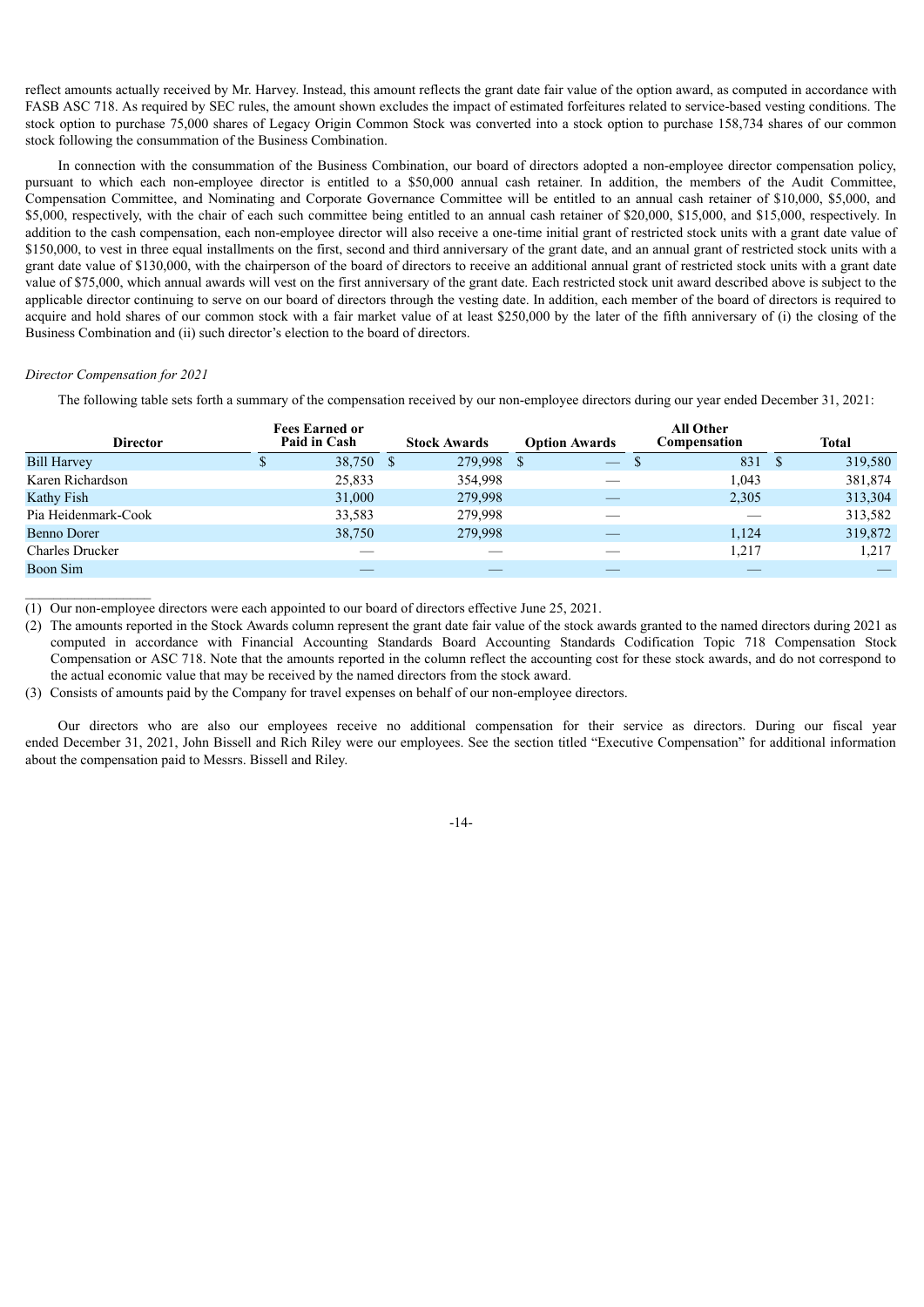reflect amounts actually received by Mr. Harvey. Instead, this amount reflects the grant date fair value of the option award, as computed in accordance with FASB ASC 718. As required by SEC rules, the amount shown excludes the impact of estimated forfeitures related to service-based vesting conditions. The stock option to purchase 75,000 shares of Legacy Origin Common Stock was converted into a stock option to purchase 158,734 shares of our common stock following the consummation of the Business Combination.

In connection with the consummation of the Business Combination, our board of directors adopted a non-employee director compensation policy, pursuant to which each non-employee director is entitled to a $50,000 annual cash retainer. In addition, the members of the Audit Committee, Compensation Committee, and Nominating and Corporate Governance Committee will be entitled to an annual cash retainer of $10,000, $5,000, and $5,000, respectively, with the chair of each such committee being entitled to an annual cash retainer of $20,000, $15,000, and $15,000, respectively. In addition to the cash compensation, each non-employee director will also receive a one-time initial grant of restricted stock units with a grant date value of $150,000, to vest in three equal installments on the first, second and third anniversary of the grant date, and an annual grant of restricted stock units with a grant date value of $130,000, with the chairperson of the board of directors to receive an additional annual grant of restricted stock units with a grant date value of $75,000, which annual awards will vest on the first anniversary of the grant date. Each restricted stock unit award described above is subject to the applicable director continuing to serve on our board of directors through the vesting date. In addition, each member of the board of directors is required to acquire and hold shares of our common stock with a fair market value of at least $250,000 by the later of the fifth anniversary of (i) the closing of the Business Combination and (ii) such director's election to the board of directors.

*Director Compensation for 2021*

The following table sets forth a summary of the compensation received by our non-employee directors during our year ended December 31, 2021:

| Director | Fees Earned or Paid in Cash | Stock Awards | Option Awards | All Other Compensation | Total |
|---|---|---|---|---|---|
| Bill Harvey | $ 38,750 | $ 279,998 | $ — | $ 831 | $ 319,580 |
| Karen Richardson | 25,833 | 354,998 | — | 1,043 | 381,874 |
| Kathy Fish | 31,000 | 279,998 | — | 2,305 | 313,304 |
| Pia Heidenmark-Cook | 33,583 | 279,998 | — | — | 313,582 |
| Benno Dorer | 38,750 | 279,998 | — | 1,124 | 319,872 |
| Charles Drucker | — | — | — | 1,217 | 1,217 |
| Boon Sim | — | — | — | — | — |

(1) Our non-employee directors were each appointed to our board of directors effective June 25, 2021.

(2) The amounts reported in the Stock Awards column represent the grant date fair value of the stock awards granted to the named directors during 2021 as computed in accordance with Financial Accounting Standards Board Accounting Standards Codification Topic 718 Compensation Stock Compensation or ASC 718. Note that the amounts reported in the column reflect the accounting cost for these stock awards, and do not correspond to the actual economic value that may be received by the named directors from the stock award.

(3) Consists of amounts paid by the Company for travel expenses on behalf of our non-employee directors.

Our directors who are also our employees receive no additional compensation for their service as directors. During our fiscal year ended December 31, 2021, John Bissell and Rich Riley were our employees. See the section titled "Executive Compensation" for additional information about the compensation paid to Messrs. Bissell and Riley.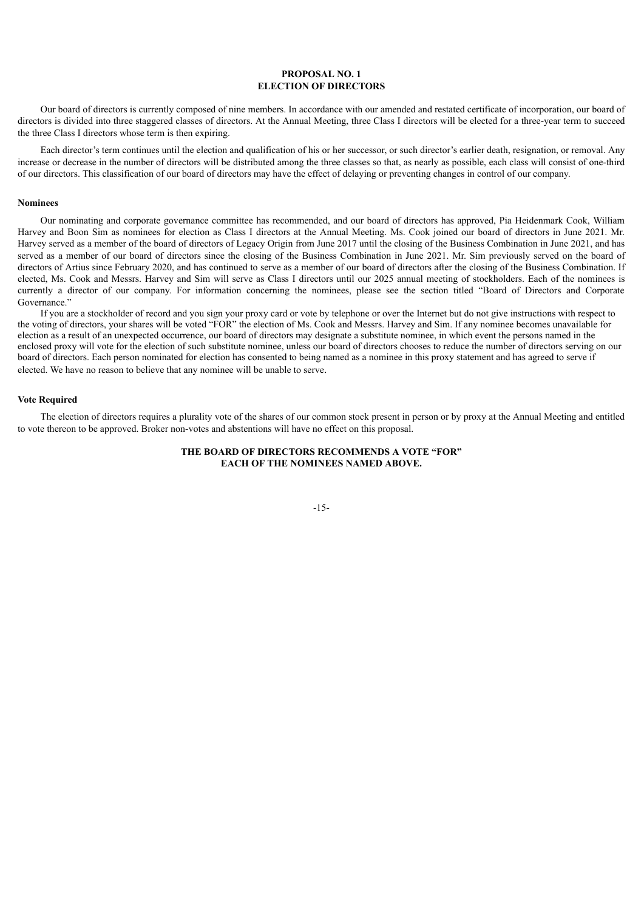# PROPOSAL NO. 1
# ELECTION OF DIRECTORS

Our board of directors is currently composed of nine members. In accordance with our amended and restated certificate of incorporation, our board of directors is divided into three staggered classes of directors. At the Annual Meeting, three Class I directors will be elected for a three-year term to succeed the three Class I directors whose term is then expiring.

Each director's term continues until the election and qualification of his or her successor, or such director's earlier death, resignation, or removal. Any increase or decrease in the number of directors will be distributed among the three classes so that, as nearly as possible, each class will consist of one-third of our directors. This classification of our board of directors may have the effect of delaying or preventing changes in control of our company.

### Nominees

Our nominating and corporate governance committee has recommended, and our board of directors has approved, Pia Heidenmark Cook, William Harvey and Boon Sim as nominees for election as Class I directors at the Annual Meeting. Ms. Cook joined our board of directors in June 2021. Mr. Harvey served as a member of the board of directors of Legacy Origin from June 2017 until the closing of the Business Combination in June 2021, and has served as a member of our board of directors since the closing of the Business Combination in June 2021. Mr. Sim previously served on the board of directors of Artius since February 2020, and has continued to serve as a member of our board of directors after the closing of the Business Combination. If elected, Ms. Cook and Messrs. Harvey and Sim will serve as Class I directors until our 2025 annual meeting of stockholders. Each of the nominees is currently a director of our company. For information concerning the nominees, please see the section titled "Board of Directors and Corporate Governance."

If you are a stockholder of record and you sign your proxy card or vote by telephone or over the Internet but do not give instructions with respect to the voting of directors, your shares will be voted "FOR" the election of Ms. Cook and Messrs. Harvey and Sim. If any nominee becomes unavailable for election as a result of an unexpected occurrence, our board of directors may designate a substitute nominee, in which event the persons named in the enclosed proxy will vote for the election of such substitute nominee, unless our board of directors chooses to reduce the number of directors serving on our board of directors. Each person nominated for election has consented to being named as a nominee in this proxy statement and has agreed to serve if elected. We have no reason to believe that any nominee will be unable to serve.

### Vote Required

The election of directors requires a plurality vote of the shares of our common stock present in person or by proxy at the Annual Meeting and entitled to vote thereon to be approved. Broker non-votes and abstentions will have no effect on this proposal.

**THE BOARD OF DIRECTORS RECOMMENDS A VOTE "FOR" EACH OF THE NOMINEES NAMED ABOVE.**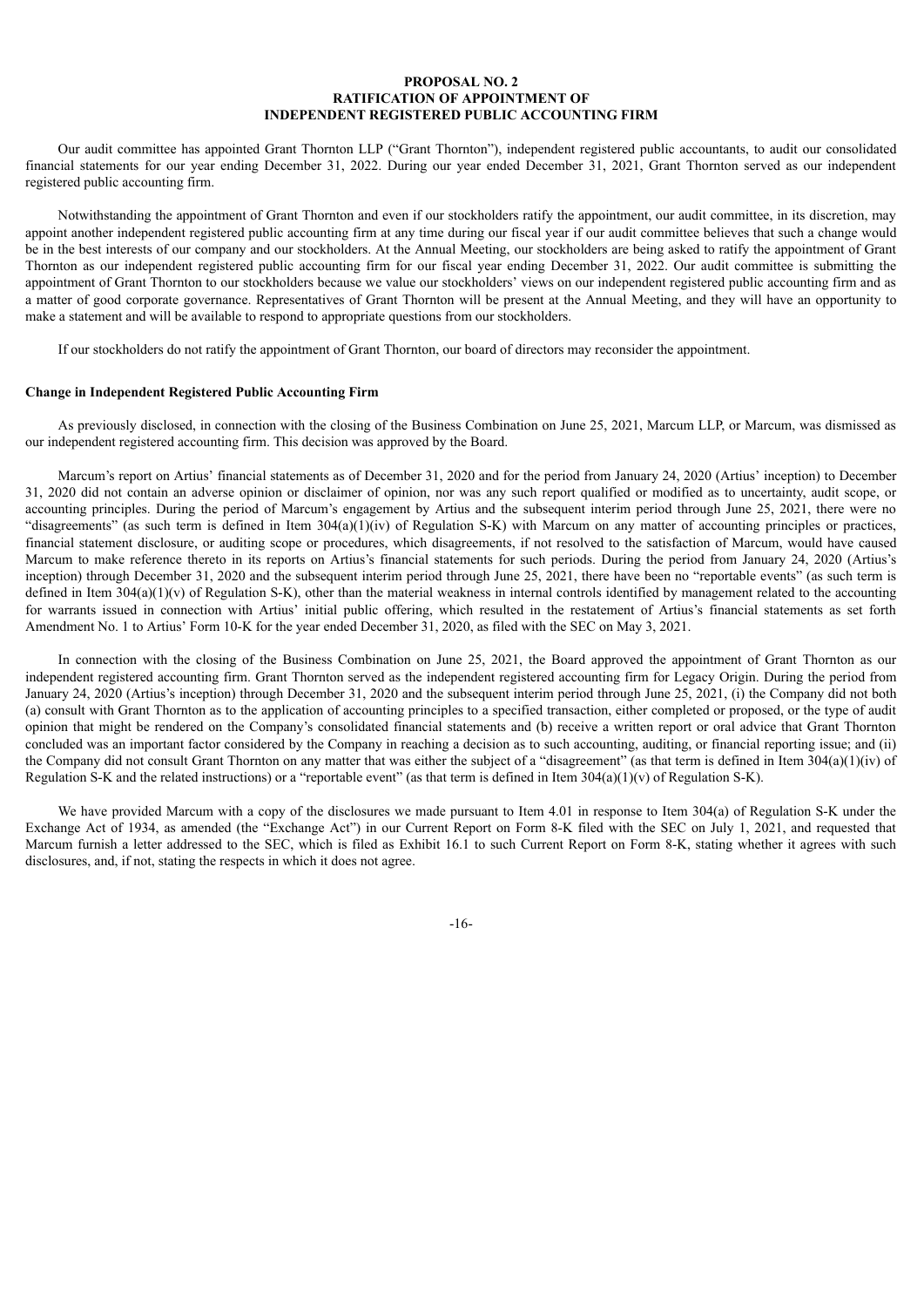# PROPOSAL NO. 2
# RATIFICATION OF APPOINTMENT OF
# INDEPENDENT REGISTERED PUBLIC ACCOUNTING FIRM

Our audit committee has appointed Grant Thornton LLP ("Grant Thornton"), independent registered public accountants, to audit our consolidated financial statements for our year ending December 31, 2022. During our year ended December 31, 2021, Grant Thornton served as our independent registered public accounting firm.

Notwithstanding the appointment of Grant Thornton and even if our stockholders ratify the appointment, our audit committee, in its discretion, may appoint another independent registered public accounting firm at any time during our fiscal year if our audit committee believes that such a change would be in the best interests of our company and our stockholders. At the Annual Meeting, our stockholders are being asked to ratify the appointment of Grant Thornton as our independent registered public accounting firm for our fiscal year ending December 31, 2022. Our audit committee is submitting the appointment of Grant Thornton to our stockholders because we value our stockholders' views on our independent registered public accounting firm and as a matter of good corporate governance. Representatives of Grant Thornton will be present at the Annual Meeting, and they will have an opportunity to make a statement and will be available to respond to appropriate questions from our stockholders.

If our stockholders do not ratify the appointment of Grant Thornton, our board of directors may reconsider the appointment.

**Change in Independent Registered Public Accounting Firm**

As previously disclosed, in connection with the closing of the Business Combination on June 25, 2021, Marcum LLP, or Marcum, was dismissed as our independent registered accounting firm. This decision was approved by the Board.

Marcum's report on Artius' financial statements as of December 31, 2020 and for the period from January 24, 2020 (Artius' inception) to December 31, 2020 did not contain an adverse opinion or disclaimer of opinion, nor was any such report qualified or modified as to uncertainty, audit scope, or accounting principles. During the period of Marcum's engagement by Artius and the subsequent interim period through June 25, 2021, there were no "disagreements" (as such term is defined in Item 304(a)(1)(iv) of Regulation S-K) with Marcum on any matter of accounting principles or practices, financial statement disclosure, or auditing scope or procedures, which disagreements, if not resolved to the satisfaction of Marcum, would have caused Marcum to make reference thereto in its reports on Artius's financial statements for such periods. During the period from January 24, 2020 (Artius's inception) through December 31, 2020 and the subsequent interim period through June 25, 2021, there have been no "reportable events" (as such term is defined in Item 304(a)(1)(v) of Regulation S-K), other than the material weakness in internal controls identified by management related to the accounting for warrants issued in connection with Artius' initial public offering, which resulted in the restatement of Artius's financial statements as set forth Amendment No. 1 to Artius' Form 10-K for the year ended December 31, 2020, as filed with the SEC on May 3, 2021.

In connection with the closing of the Business Combination on June 25, 2021, the Board approved the appointment of Grant Thornton as our independent registered accounting firm. Grant Thornton served as the independent registered accounting firm for Legacy Origin. During the period from January 24, 2020 (Artius's inception) through December 31, 2020 and the subsequent interim period through June 25, 2021, (i) the Company did not both (a) consult with Grant Thornton as to the application of accounting principles to a specified transaction, either completed or proposed, or the type of audit opinion that might be rendered on the Company's consolidated financial statements and (b) receive a written report or oral advice that Grant Thornton concluded was an important factor considered by the Company in reaching a decision as to such accounting, auditing, or financial reporting issue; and (ii) the Company did not consult Grant Thornton on any matter that was either the subject of a "disagreement" (as that term is defined in Item 304(a)(1)(iv) of Regulation S-K and the related instructions) or a "reportable event" (as that term is defined in Item 304(a)(1)(v) of Regulation S-K).

We have provided Marcum with a copy of the disclosures we made pursuant to Item 4.01 in response to Item 304(a) of Regulation S-K under the Exchange Act of 1934, as amended (the "Exchange Act") in our Current Report on Form 8-K filed with the SEC on July 1, 2021, and requested that Marcum furnish a letter addressed to the SEC, which is filed as Exhibit 16.1 to such Current Report on Form 8-K, stating whether it agrees with such disclosures, and, if not, stating the respects in which it does not agree.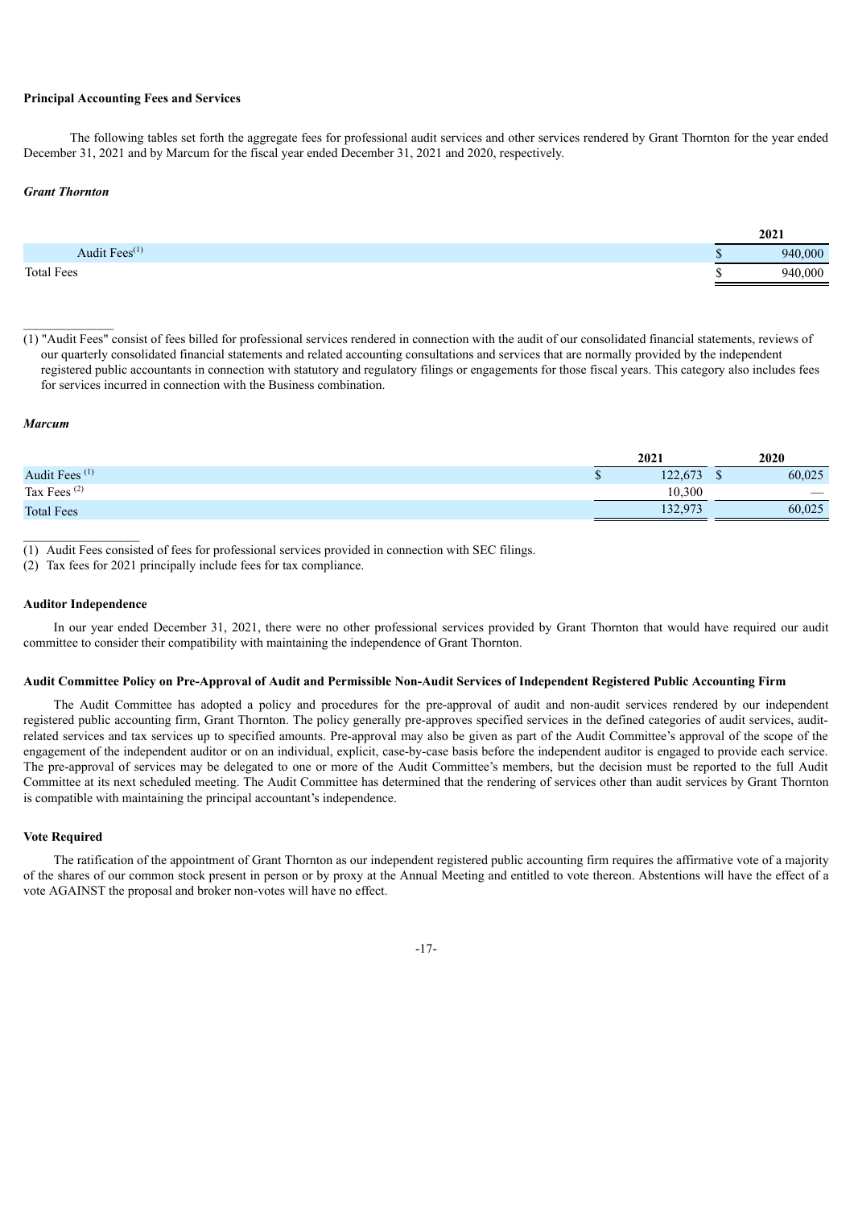**Principal Accounting Fees and Services**

The following tables set forth the aggregate fees for professional audit services and other services rendered by Grant Thornton for the year ended December 31, 2021 and by Marcum for the fiscal year ended December 31, 2021 and 2020, respectively.

***Grant Thornton***

| | 2021 |
|---|---|
| Audit Fees[(1)] | $ 940,000 |
| Total Fees | $ 940,000 |

(1) "Audit Fees" consist of fees billed for professional services rendered in connection with the audit of our consolidated financial statements, reviews of our quarterly consolidated financial statements and related accounting consultations and services that are normally provided by the independent registered public accountants in connection with statutory and regulatory filings or engagements for those fiscal years. This category also includes fees for services incurred in connection with the Business combination.

***Marcum***

| | 2021 | 2020 |
|---|---|---|
| Audit Fees [(1)] | $ 122,673 | $ 60,025 |
| Tax Fees [(2)] | 10,300 | — |
| Total Fees | 132,973 | 60,025 |

(1) Audit Fees consisted of fees for professional services provided in connection with SEC filings.

(2) Tax fees for 2021 principally include fees for tax compliance.

**Auditor Independence**

In our year ended December 31, 2021, there were no other professional services provided by Grant Thornton that would have required our audit committee to consider their compatibility with maintaining the independence of Grant Thornton.

**Audit Committee Policy on Pre-Approval of Audit and Permissible Non-Audit Services of Independent Registered Public Accounting Firm**

The Audit Committee has adopted a policy and procedures for the pre-approval of audit and non-audit services rendered by our independent registered public accounting firm, Grant Thornton. The policy generally pre-approves specified services in the defined categories of audit services, audit-related services and tax services up to specified amounts. Pre-approval may also be given as part of the Audit Committee's approval of the scope of the engagement of the independent auditor or on an individual, explicit, case-by-case basis before the independent auditor is engaged to provide each service. The pre-approval of services may be delegated to one or more of the Audit Committee's members, but the decision must be reported to the full Audit Committee at its next scheduled meeting. The Audit Committee has determined that the rendering of services other than audit services by Grant Thornton is compatible with maintaining the principal accountant's independence.

**Vote Required**

The ratification of the appointment of Grant Thornton as our independent registered public accounting firm requires the affirmative vote of a majority of the shares of our common stock present in person or by proxy at the Annual Meeting and entitled to vote thereon. Abstentions will have the effect of a vote AGAINST the proposal and broker non-votes will have no effect.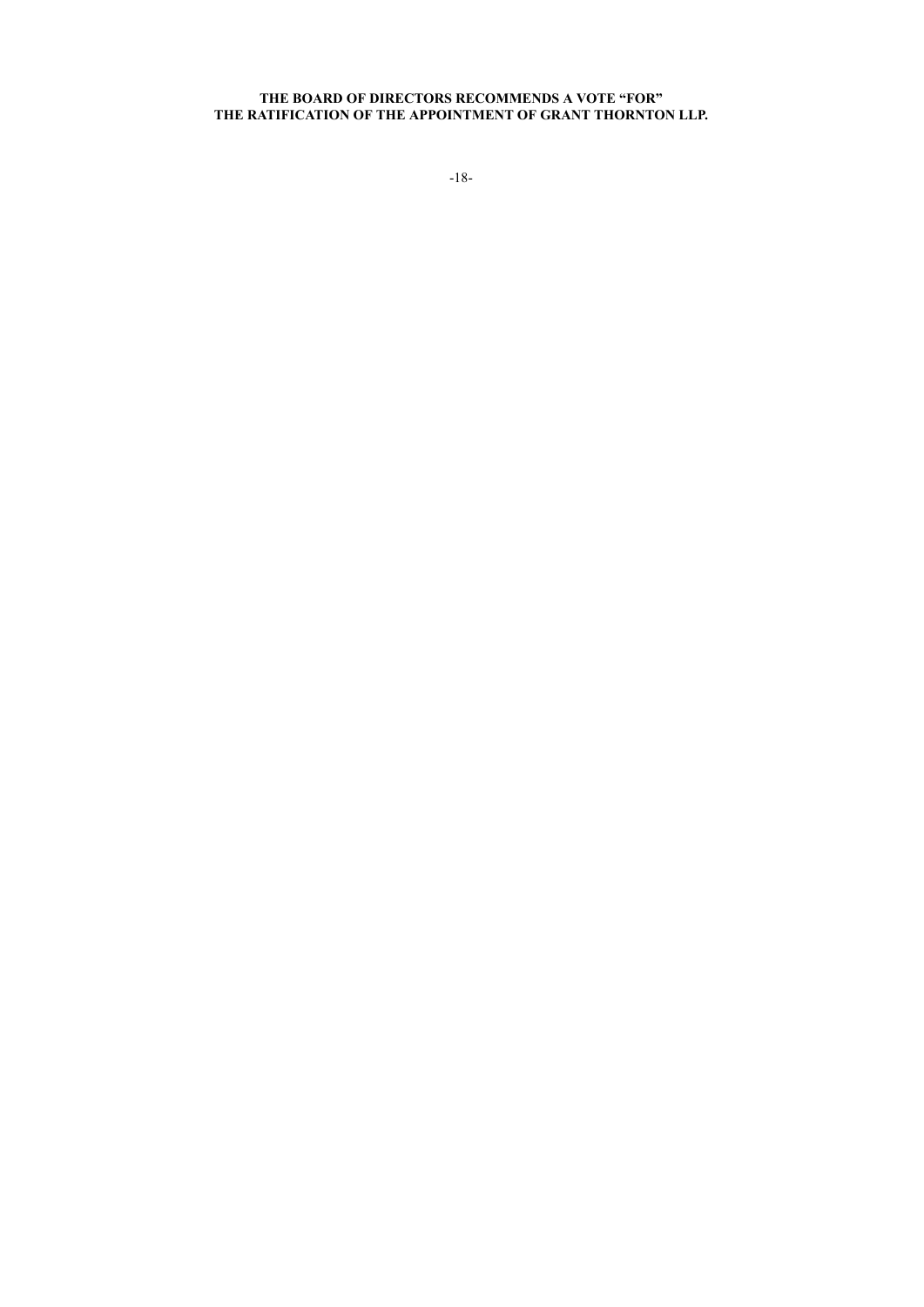**THE BOARD OF DIRECTORS RECOMMENDS A VOTE "FOR" THE RATIFICATION OF THE APPOINTMENT OF GRANT THORNTON LLP.**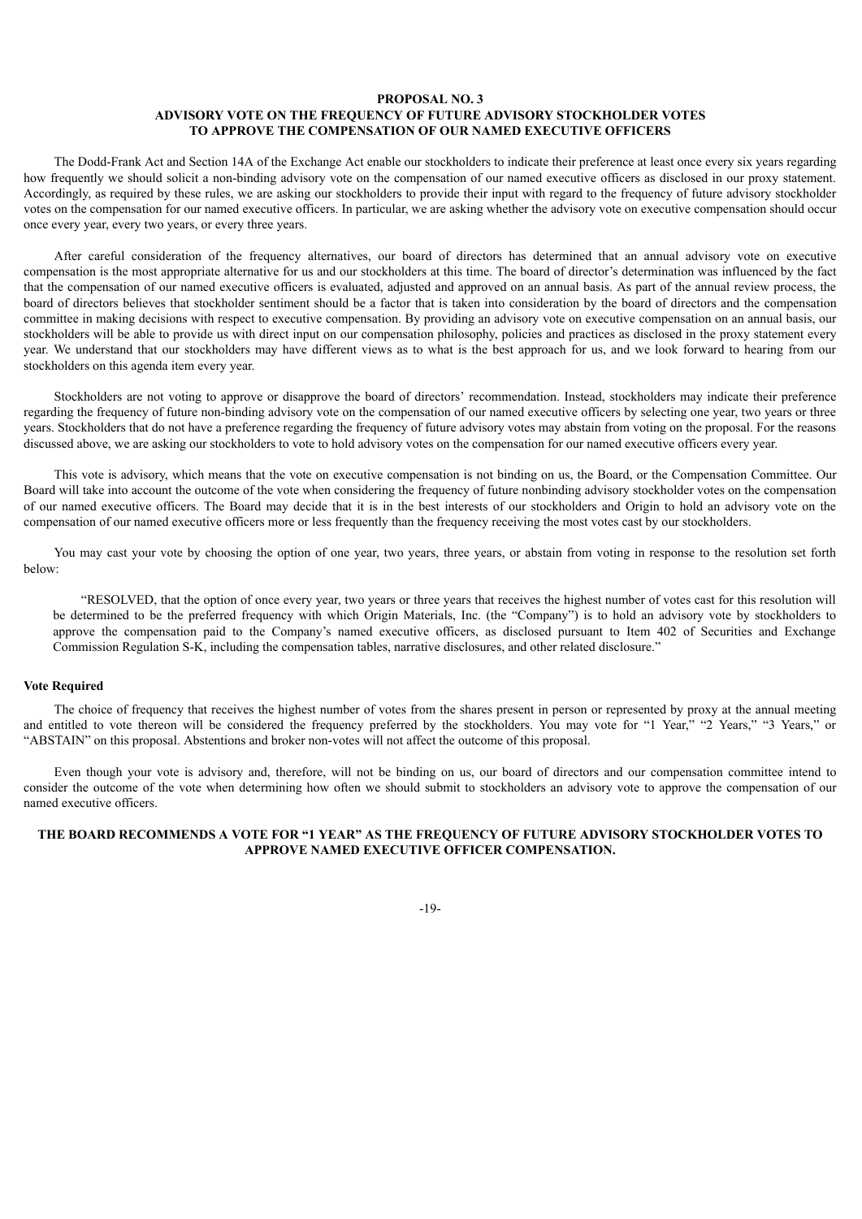## PROPOSAL NO. 3
## ADVISORY VOTE ON THE FREQUENCY OF FUTURE ADVISORY STOCKHOLDER VOTES TO APPROVE THE COMPENSATION OF OUR NAMED EXECUTIVE OFFICERS

The Dodd-Frank Act and Section 14A of the Exchange Act enable our stockholders to indicate their preference at least once every six years regarding how frequently we should solicit a non-binding advisory vote on the compensation of our named executive officers as disclosed in our proxy statement. Accordingly, as required by these rules, we are asking our stockholders to provide their input with regard to the frequency of future advisory stockholder votes on the compensation for our named executive officers. In particular, we are asking whether the advisory vote on executive compensation should occur once every year, every two years, or every three years.

After careful consideration of the frequency alternatives, our board of directors has determined that an annual advisory vote on executive compensation is the most appropriate alternative for us and our stockholders at this time. The board of director's determination was influenced by the fact that the compensation of our named executive officers is evaluated, adjusted and approved on an annual basis. As part of the annual review process, the board of directors believes that stockholder sentiment should be a factor that is taken into consideration by the board of directors and the compensation committee in making decisions with respect to executive compensation. By providing an advisory vote on executive compensation on an annual basis, our stockholders will be able to provide us with direct input on our compensation philosophy, policies and practices as disclosed in the proxy statement every year. We understand that our stockholders may have different views as to what is the best approach for us, and we look forward to hearing from our stockholders on this agenda item every year.

Stockholders are not voting to approve or disapprove the board of directors' recommendation. Instead, stockholders may indicate their preference regarding the frequency of future non-binding advisory vote on the compensation of our named executive officers by selecting one year, two years or three years. Stockholders that do not have a preference regarding the frequency of future advisory votes may abstain from voting on the proposal. For the reasons discussed above, we are asking our stockholders to vote to hold advisory votes on the compensation for our named executive officers every year.

This vote is advisory, which means that the vote on executive compensation is not binding on us, the Board, or the Compensation Committee. Our Board will take into account the outcome of the vote when considering the frequency of future nonbinding advisory stockholder votes on the compensation of our named executive officers. The Board may decide that it is in the best interests of our stockholders and Origin to hold an advisory vote on the compensation of our named executive officers more or less frequently than the frequency receiving the most votes cast by our stockholders.

You may cast your vote by choosing the option of one year, two years, three years, or abstain from voting in response to the resolution set forth below:

> "RESOLVED, that the option of once every year, two years or three years that receives the highest number of votes cast for this resolution will be determined to be the preferred frequency with which Origin Materials, Inc. (the "Company") is to hold an advisory vote by stockholders to approve the compensation paid to the Company's named executive officers, as disclosed pursuant to Item 402 of Securities and Exchange Commission Regulation S-K, including the compensation tables, narrative disclosures, and other related disclosure."

**Vote Required**

The choice of frequency that receives the highest number of votes from the shares present in person or represented by proxy at the annual meeting and entitled to vote thereon will be considered the frequency preferred by the stockholders. You may vote for "1 Year," "2 Years," "3 Years," or "ABSTAIN" on this proposal. Abstentions and broker non-votes will not affect the outcome of this proposal.

Even though your vote is advisory and, therefore, will not be binding on us, our board of directors and our compensation committee intend to consider the outcome of the vote when determining how often we should submit to stockholders an advisory vote to approve the compensation of our named executive officers.

**THE BOARD RECOMMENDS A VOTE FOR "1 YEAR" AS THE FREQUENCY OF FUTURE ADVISORY STOCKHOLDER VOTES TO APPROVE NAMED EXECUTIVE OFFICER COMPENSATION.**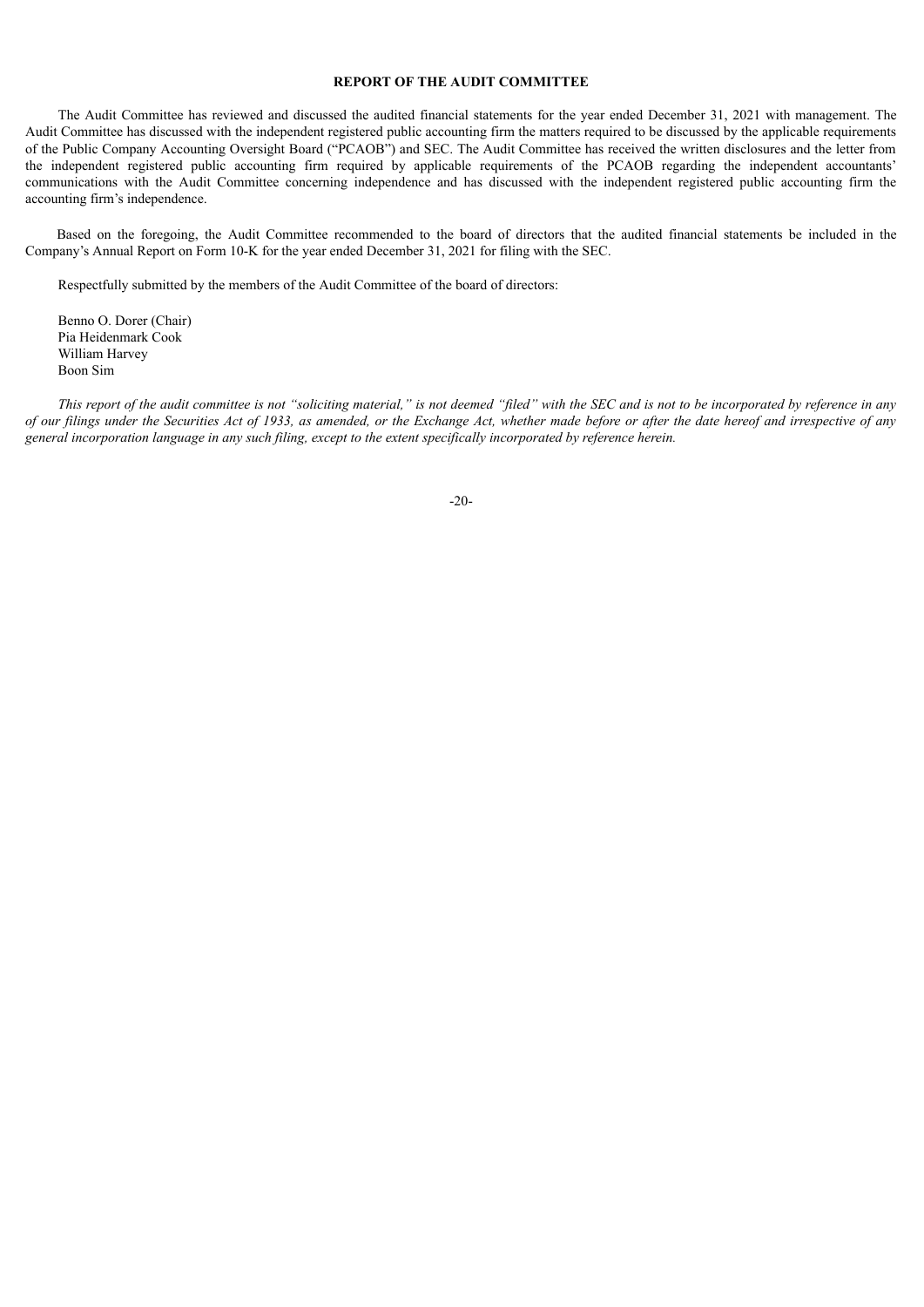## REPORT OF THE AUDIT COMMITTEE

The Audit Committee has reviewed and discussed the audited financial statements for the year ended December 31, 2021 with management. The Audit Committee has discussed with the independent registered public accounting firm the matters required to be discussed by the applicable requirements of the Public Company Accounting Oversight Board ("PCAOB") and SEC. The Audit Committee has received the written disclosures and the letter from the independent registered public accounting firm required by applicable requirements of the PCAOB regarding the independent accountants' communications with the Audit Committee concerning independence and has discussed with the independent registered public accounting firm the accounting firm's independence.

Based on the foregoing, the Audit Committee recommended to the board of directors that the audited financial statements be included in the Company's Annual Report on Form 10-K for the year ended December 31, 2021 for filing with the SEC.

Respectfully submitted by the members of the Audit Committee of the board of directors:

Benno O. Dorer (Chair)
Pia Heidenmark Cook
William Harvey
Boon Sim

*This report of the audit committee is not "soliciting material," is not deemed "filed" with the SEC and is not to be incorporated by reference in any of our filings under the Securities Act of 1933, as amended, or the Exchange Act, whether made before or after the date hereof and irrespective of any general incorporation language in any such filing, except to the extent specifically incorporated by reference herein.*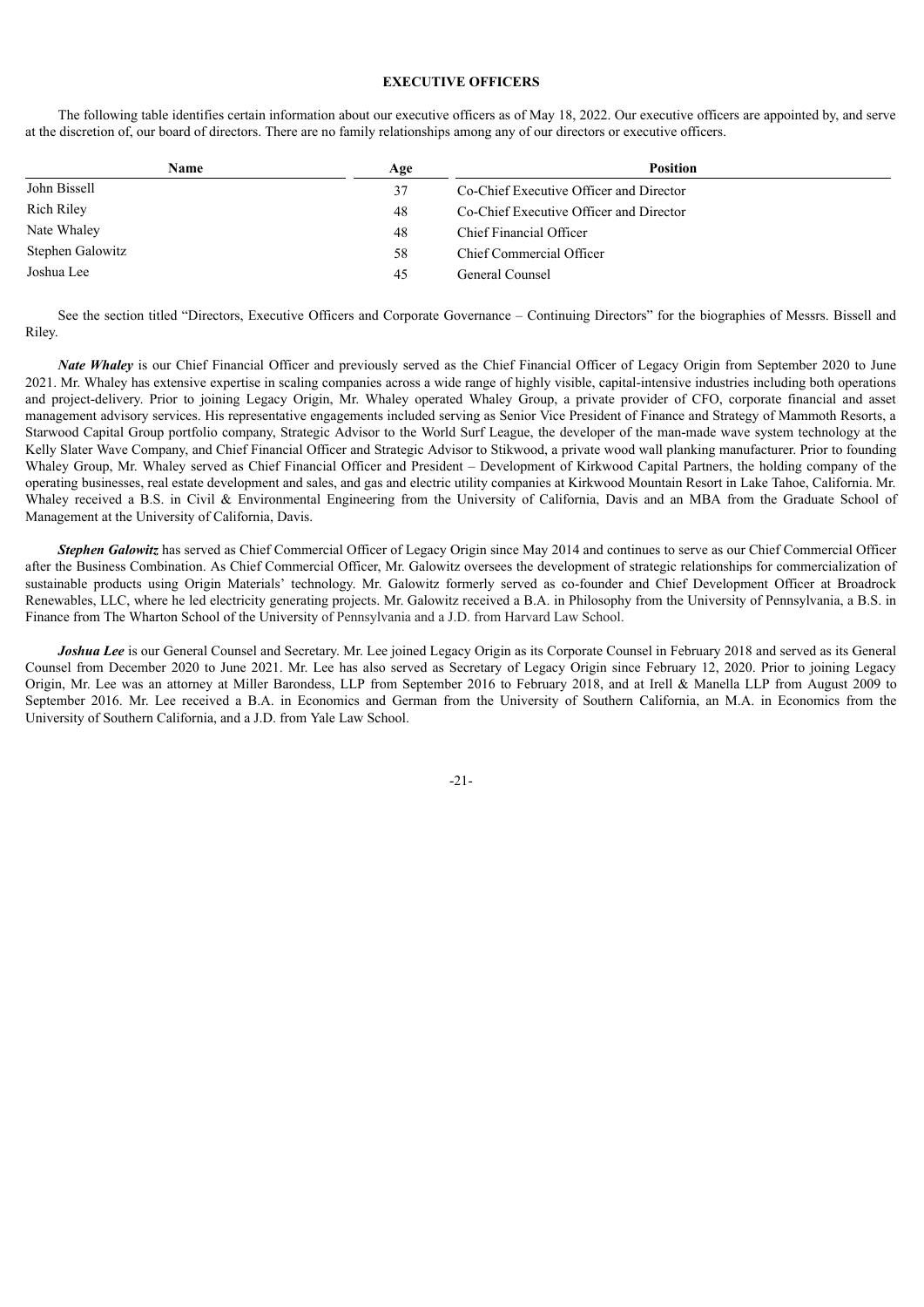## EXECUTIVE OFFICERS

The following table identifies certain information about our executive officers as of May 18, 2022. Our executive officers are appointed by, and serve at the discretion of, our board of directors. There are no family relationships among any of our directors or executive officers.

| Name | Age | Position |
|---|---|---|
| John Bissell | 37 | Co-Chief Executive Officer and Director |
| Rich Riley | 48 | Co-Chief Executive Officer and Director |
| Nate Whaley | 48 | Chief Financial Officer |
| Stephen Galowitz | 58 | Chief Commercial Officer |
| Joshua Lee | 45 | General Counsel |

See the section titled "Directors, Executive Officers and Corporate Governance – Continuing Directors" for the biographies of Messrs. Bissell and Riley.

***Nate Whaley*** is our Chief Financial Officer and previously served as the Chief Financial Officer of Legacy Origin from September 2020 to June 2021. Mr. Whaley has extensive expertise in scaling companies across a wide range of highly visible, capital-intensive industries including both operations and project-delivery. Prior to joining Legacy Origin, Mr. Whaley operated Whaley Group, a private provider of CFO, corporate financial and asset management advisory services. His representative engagements included serving as Senior Vice President of Finance and Strategy of Mammoth Resorts, a Starwood Capital Group portfolio company, Strategic Advisor to the World Surf League, the developer of the man-made wave system technology at the Kelly Slater Wave Company, and Chief Financial Officer and Strategic Advisor to Stikwood, a private wood wall planking manufacturer. Prior to founding Whaley Group, Mr. Whaley served as Chief Financial Officer and President – Development of Kirkwood Capital Partners, the holding company of the operating businesses, real estate development and sales, and gas and electric utility companies at Kirkwood Mountain Resort in Lake Tahoe, California. Mr. Whaley received a B.S. in Civil & Environmental Engineering from the University of California, Davis and an MBA from the Graduate School of Management at the University of California, Davis.

***Stephen Galowitz*** has served as Chief Commercial Officer of Legacy Origin since May 2014 and continues to serve as our Chief Commercial Officer after the Business Combination. As Chief Commercial Officer, Mr. Galowitz oversees the development of strategic relationships for commercialization of sustainable products using Origin Materials' technology. Mr. Galowitz formerly served as co-founder and Chief Development Officer at Broadrock Renewables, LLC, where he led electricity generating projects. Mr. Galowitz received a B.A. in Philosophy from the University of Pennsylvania, a B.S. in Finance from The Wharton School of the University of Pennsylvania and a J.D. from Harvard Law School.

***Joshua Lee*** is our General Counsel and Secretary. Mr. Lee joined Legacy Origin as its Corporate Counsel in February 2018 and served as its General Counsel from December 2020 to June 2021. Mr. Lee has also served as Secretary of Legacy Origin since February 12, 2020. Prior to joining Legacy Origin, Mr. Lee was an attorney at Miller Barondess, LLP from September 2016 to February 2018, and at Irell & Manella LLP from August 2009 to September 2016. Mr. Lee received a B.A. in Economics and German from the University of Southern California, an M.A. in Economics from the University of Southern California, and a J.D. from Yale Law School.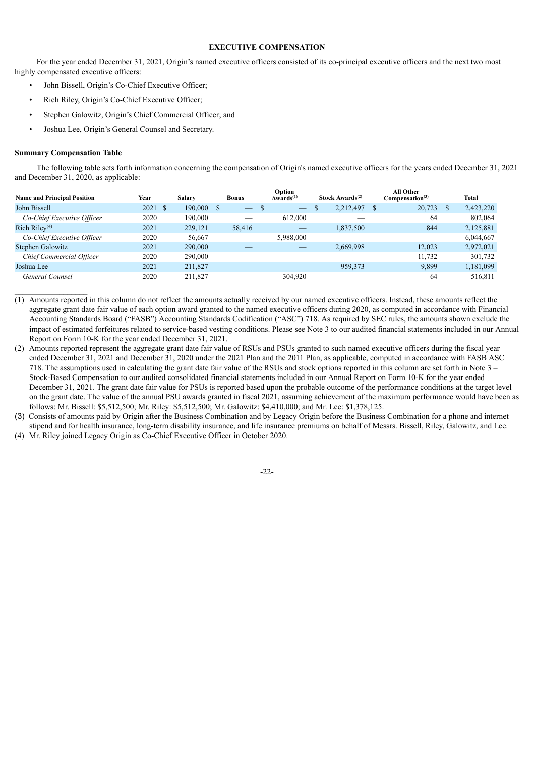**EXECUTIVE COMPENSATION**

For the year ended December 31, 2021, Origin's named executive officers consisted of its co-principal executive officers and the next two most highly compensated executive officers:

- John Bissell, Origin's Co-Chief Executive Officer;
- Rich Riley, Origin's Co-Chief Executive Officer;
- Stephen Galowitz, Origin's Chief Commercial Officer; and
- Joshua Lee, Origin's General Counsel and Secretary.

**Summary Compensation Table**

The following table sets forth information concerning the compensation of Origin's named executive officers for the years ended December 31, 2021 and December 31, 2020, as applicable:

| Name and Principal Position | Year | Salary | Bonus | Option Awards[(1)] | Stock Awards[(2)] | All Other Compensation[(3)] | Total |
|---|---|---|---|---|---|---|---|
| John Bissell | 2021 | $ 190,000 | $ — | $ — | $ 2,212,497 | $ 20,723 | $ 2,423,220 |
| *Co-Chief Executive Officer* | 2020 | 190,000 | — | 612,000 | — | 64 | 802,064 |
| Rich Riley[(4)] | 2021 | 229,121 | 58,416 | — | 1,837,500 | 844 | 2,125,881 |
| *Co-Chief Executive Officer* | 2020 | 56,667 | — | 5,988,000 | — | — | 6,044,667 |
| Stephen Galowitz | 2021 | 290,000 | — | — | 2,669,998 | 12,023 | 2,972,021 |
| *Chief Commercial Officer* | 2020 | 290,000 | — | — | — | 11,732 | 301,732 |
| Joshua Lee | 2021 | 211,827 | — | — | 959,373 | 9,899 | 1,181,099 |
| *General Counsel* | 2020 | 211,827 | — | 304,920 | — | 64 | 516,811 |

(1) Amounts reported in this column do not reflect the amounts actually received by our named executive officers. Instead, these amounts reflect the aggregate grant date fair value of each option award granted to the named executive officers during 2020, as computed in accordance with Financial Accounting Standards Board ("FASB") Accounting Standards Codification ("ASC") 718. As required by SEC rules, the amounts shown exclude the impact of estimated forfeitures related to service-based vesting conditions. Please see Note 3 to our audited financial statements included in our Annual Report on Form 10-K for the year ended December 31, 2021.

(2) Amounts reported represent the aggregate grant date fair value of RSUs and PSUs granted to such named executive officers during the fiscal year ended December 31, 2021 and December 31, 2020 under the 2021 Plan and the 2011 Plan, as applicable, computed in accordance with FASB ASC 718. The assumptions used in calculating the grant date fair value of the RSUs and stock options reported in this column are set forth in Note 3 – Stock-Based Compensation to our audited consolidated financial statements included in our Annual Report on Form 10-K for the year ended December 31, 2021. The grant date fair value for PSUs is reported based upon the probable outcome of the performance conditions at the target level on the grant date. The value of the annual PSU awards granted in fiscal 2021, assuming achievement of the maximum performance would have been as follows: Mr. Bissell: $5,512,500; Mr. Riley: $5,512,500; Mr. Galowitz: $4,410,000; and Mr. Lee: $1,378,125.

(3) Consists of amounts paid by Origin after the Business Combination and by Legacy Origin before the Business Combination for a phone and internet stipend and for health insurance, long-term disability insurance, and life insurance premiums on behalf of Messrs. Bissell, Riley, Galowitz, and Lee.

(4) Mr. Riley joined Legacy Origin as Co-Chief Executive Officer in October 2020.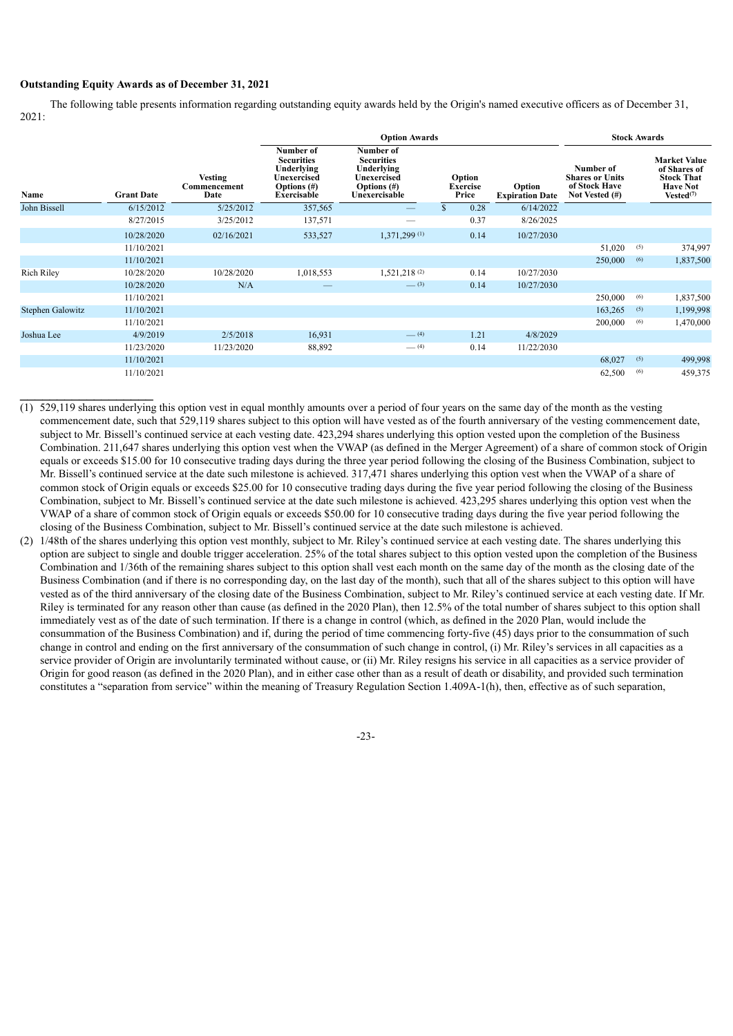**Outstanding Equity Awards as of December 31, 2021**

The following table presents information regarding outstanding equity awards held by the Origin's named executive officers as of December 31, 2021:

| | | | Option Awards | | | | Stock Awards | |
|---|---|---|---|---|---|---|---|---|
| Name | Grant Date | Vesting Commencement Date | Number of Securities Underlying Unexercised Options (#) Exercisable | Number of Securities Underlying Unexercised Options (#) Unexercisable | Option Exercise Price | Option Expiration Date | Number of Shares or Units of Stock Have Not Vested (#) | Market Value of Shares of Stock That Have Not Vested[(7)] |
| John Bissell | 6/15/2012 | 5/25/2012 | 357,565 | — | $ 0.28 | 6/14/2022 | | |
| | 8/27/2015 | 3/25/2012 | 137,571 | — | 0.37 | 8/26/2025 | | |
| | 10/28/2020 | 02/16/2021 | 533,527 | 1,371,299 [(1)] | 0.14 | 10/27/2030 | | |
| | 11/10/2021 | | | | | | 51,020 [(5)] | 374,997 |
| | 11/10/2021 | | | | | | 250,000 [(6)] | 1,837,500 |
| Rich Riley | 10/28/2020 | 10/28/2020 | 1,018,553 | 1,521,218 [(2)] | 0.14 | 10/27/2030 | | |
| | 10/28/2020 | N/A | — | — [(3)] | 0.14 | 10/27/2030 | | |
| | 11/10/2021 | | | | | | 250,000 [(6)] | 1,837,500 |
| Stephen Galowitz | 11/10/2021 | | | | | | 163,265 [(5)] | 1,199,998 |
| | 11/10/2021 | | | | | | 200,000 [(6)] | 1,470,000 |
| Joshua Lee | 4/9/2019 | 2/5/2018 | 16,931 | — [(4)] | 1.21 | 4/8/2029 | | |
| | 11/23/2020 | 11/23/2020 | 88,892 | — [(4)] | 0.14 | 11/22/2030 | | |
| | 11/10/2021 | | | | | | 68,027 [(5)] | 499,998 |
| | 11/10/2021 | | | | | | 62,500 [(6)] | 459,375 |

(1) 529,119 shares underlying this option vest in equal monthly amounts over a period of four years on the same day of the month as the vesting commencement date, such that 529,119 shares subject to this option will have vested as of the fourth anniversary of the vesting commencement date, subject to Mr. Bissell's continued service at each vesting date. 423,294 shares underlying this option vested upon the completion of the Business Combination. 211,647 shares underlying this option vest when the VWAP (as defined in the Merger Agreement) of a share of common stock of Origin equals or exceeds $15.00 for 10 consecutive trading days during the three year period following the closing of the Business Combination, subject to Mr. Bissell's continued service at the date such milestone is achieved. 317,471 shares underlying this option vest when the VWAP of a share of common stock of Origin equals or exceeds $25.00 for 10 consecutive trading days during the five year period following the closing of the Business Combination, subject to Mr. Bissell's continued service at the date such milestone is achieved. 423,295 shares underlying this option vest when the VWAP of a share of common stock of Origin equals or exceeds $50.00 for 10 consecutive trading days during the five year period following the closing of the Business Combination, subject to Mr. Bissell's continued service at the date such milestone is achieved.

(2) 1/48th of the shares underlying this option vest monthly, subject to Mr. Riley's continued service at each vesting date. The shares underlying this option are subject to single and double trigger acceleration. 25% of the total shares subject to this option vested upon the completion of the Business Combination and 1/36th of the remaining shares subject to this option shall vest each month on the same day of the month as the closing date of the Business Combination (and if there is no corresponding day, on the last day of the month), such that all of the shares subject to this option will have vested as of the third anniversary of the closing date of the Business Combination, subject to Mr. Riley's continued service at each vesting date. If Mr. Riley is terminated for any reason other than cause (as defined in the 2020 Plan), then 12.5% of the total number of shares subject to this option shall immediately vest as of the date of such termination. If there is a change in control (which, as defined in the 2020 Plan, would include the consummation of the Business Combination) and if, during the period of time commencing forty-five (45) days prior to the consummation of such change in control and ending on the first anniversary of the consummation of such change in control, (i) Mr. Riley's services in all capacities as a service provider of Origin are involuntarily terminated without cause, or (ii) Mr. Riley resigns his service in all capacities as a service provider of Origin for good reason (as defined in the 2020 Plan), and in either case other than as a result of death or disability, and provided such termination constitutes a "separation from service" within the meaning of Treasury Regulation Section 1.409A-1(h), then, effective as of such separation,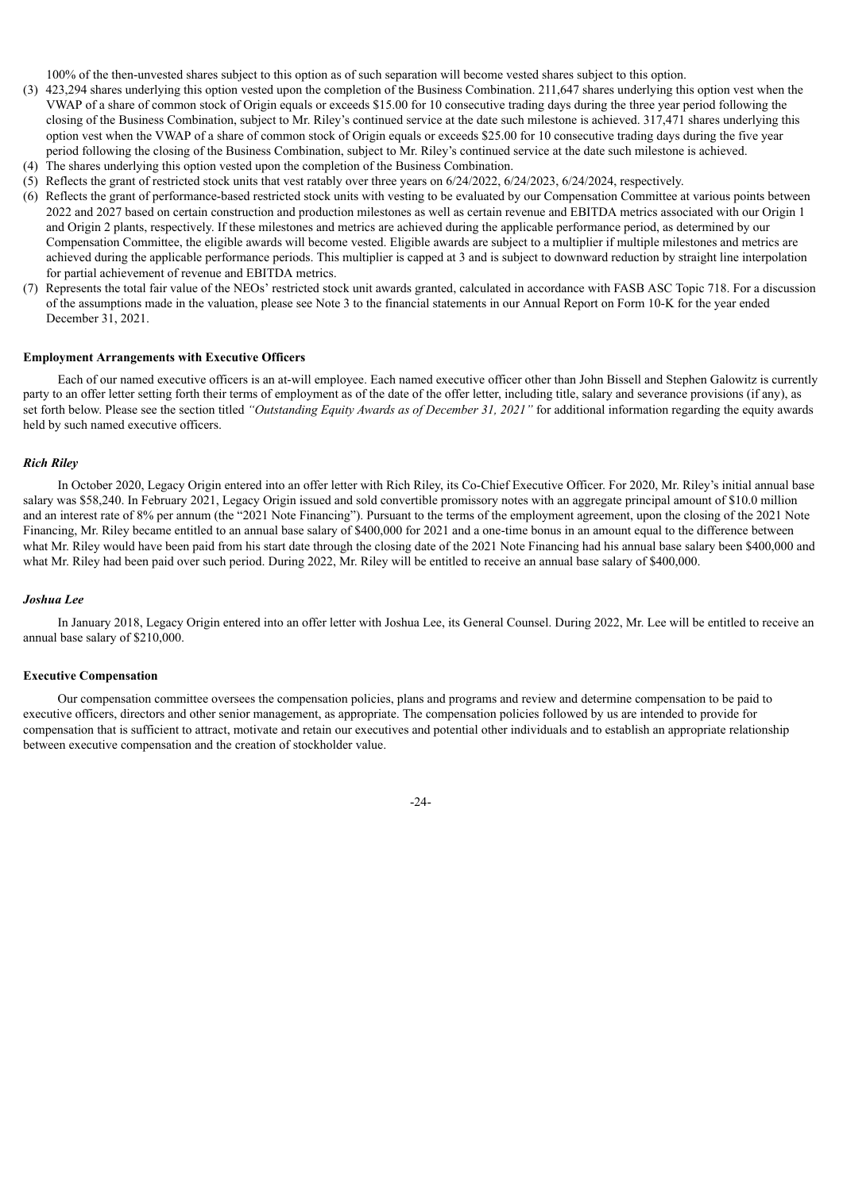100% of the then-unvested shares subject to this option as of such separation will become vested shares subject to this option.

(3) 423,294 shares underlying this option vested upon the completion of the Business Combination. 211,647 shares underlying this option vest when the VWAP of a share of common stock of Origin equals or exceeds $15.00 for 10 consecutive trading days during the three year period following the closing of the Business Combination, subject to Mr. Riley's continued service at the date such milestone is achieved. 317,471 shares underlying this option vest when the VWAP of a share of common stock of Origin equals or exceeds $25.00 for 10 consecutive trading days during the five year period following the closing of the Business Combination, subject to Mr. Riley's continued service at the date such milestone is achieved.

(4) The shares underlying this option vested upon the completion of the Business Combination.

(5) Reflects the grant of restricted stock units that vest ratably over three years on 6/24/2022, 6/24/2023, 6/24/2024, respectively.

(6) Reflects the grant of performance-based restricted stock units with vesting to be evaluated by our Compensation Committee at various points between 2022 and 2027 based on certain construction and production milestones as well as certain revenue and EBITDA metrics associated with our Origin 1 and Origin 2 plants, respectively. If these milestones and metrics are achieved during the applicable performance period, as determined by our Compensation Committee, the eligible awards will become vested. Eligible awards are subject to a multiplier if multiple milestones and metrics are achieved during the applicable performance periods. This multiplier is capped at 3 and is subject to downward reduction by straight line interpolation for partial achievement of revenue and EBITDA metrics.

(7) Represents the total fair value of the NEOs' restricted stock unit awards granted, calculated in accordance with FASB ASC Topic 718. For a discussion of the assumptions made in the valuation, please see Note 3 to the financial statements in our Annual Report on Form 10-K for the year ended December 31, 2021.

**Employment Arrangements with Executive Officers**

Each of our named executive officers is an at-will employee. Each named executive officer other than John Bissell and Stephen Galowitz is currently party to an offer letter setting forth their terms of employment as of the date of the offer letter, including title, salary and severance provisions (if any), as set forth below. Please see the section titled *"Outstanding Equity Awards as of December 31, 2021"* for additional information regarding the equity awards held by such named executive officers.

***Rich Riley***

In October 2020, Legacy Origin entered into an offer letter with Rich Riley, its Co-Chief Executive Officer. For 2020, Mr. Riley's initial annual base salary was $58,240. In February 2021, Legacy Origin issued and sold convertible promissory notes with an aggregate principal amount of $10.0 million and an interest rate of 8% per annum (the "2021 Note Financing"). Pursuant to the terms of the employment agreement, upon the closing of the 2021 Note Financing, Mr. Riley became entitled to an annual base salary of $400,000 for 2021 and a one-time bonus in an amount equal to the difference between what Mr. Riley would have been paid from his start date through the closing date of the 2021 Note Financing had his annual base salary been $400,000 and what Mr. Riley had been paid over such period. During 2022, Mr. Riley will be entitled to receive an annual base salary of $400,000.

***Joshua Lee***

In January 2018, Legacy Origin entered into an offer letter with Joshua Lee, its General Counsel. During 2022, Mr. Lee will be entitled to receive an annual base salary of $210,000.

**Executive Compensation**

Our compensation committee oversees the compensation policies, plans and programs and review and determine compensation to be paid to executive officers, directors and other senior management, as appropriate. The compensation policies followed by us are intended to provide for compensation that is sufficient to attract, motivate and retain our executives and potential other individuals and to establish an appropriate relationship between executive compensation and the creation of stockholder value.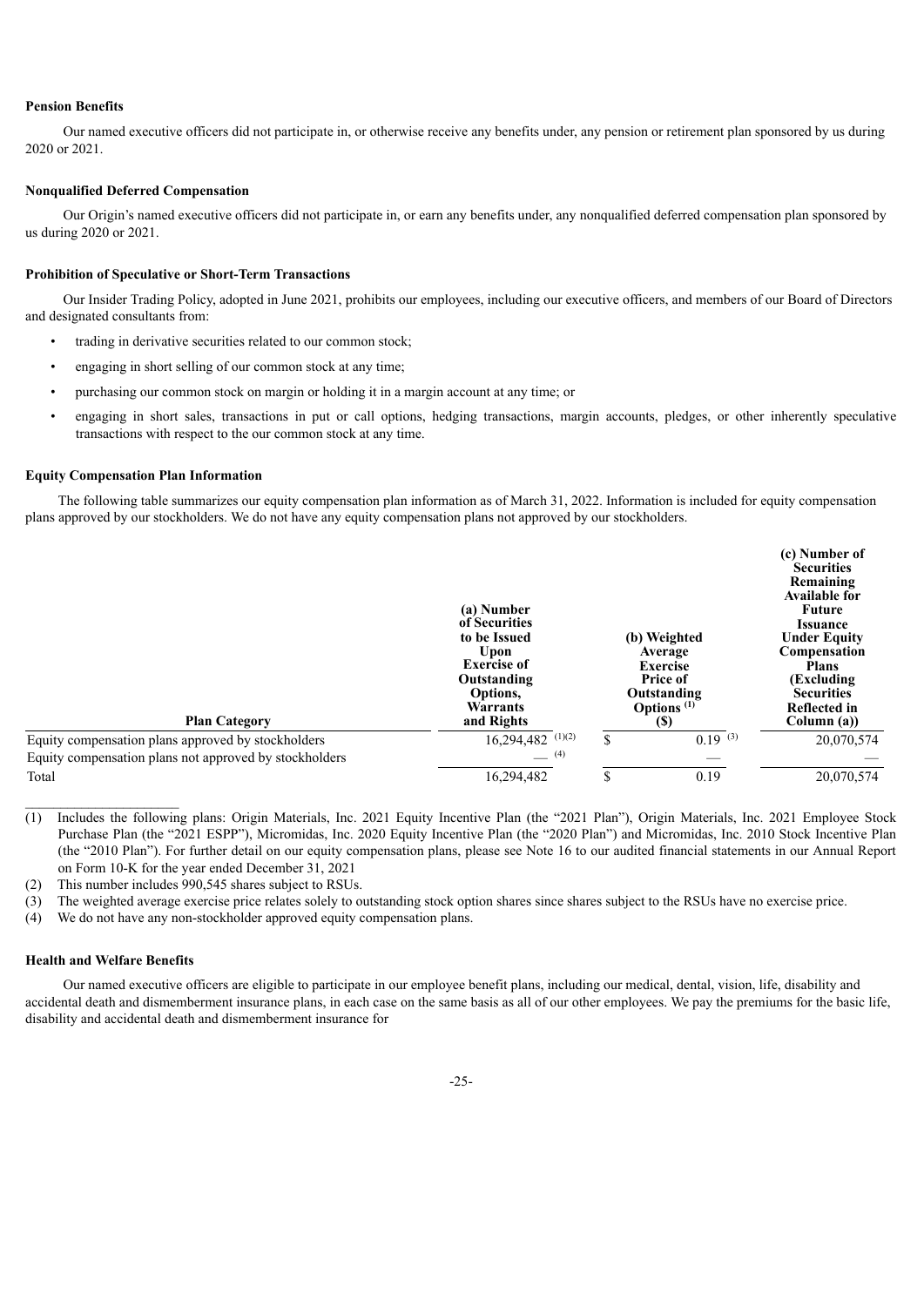**Pension Benefits**

Our named executive officers did not participate in, or otherwise receive any benefits under, any pension or retirement plan sponsored by us during 2020 or 2021.

**Nonqualified Deferred Compensation**

Our Origin's named executive officers did not participate in, or earn any benefits under, any nonqualified deferred compensation plan sponsored by us during 2020 or 2021.

**Prohibition of Speculative or Short-Term Transactions**

Our Insider Trading Policy, adopted in June 2021, prohibits our employees, including our executive officers, and members of our Board of Directors and designated consultants from:

- trading in derivative securities related to our common stock;
- engaging in short selling of our common stock at any time;
- purchasing our common stock on margin or holding it in a margin account at any time; or
- engaging in short sales, transactions in put or call options, hedging transactions, margin accounts, pledges, or other inherently speculative transactions with respect to the our common stock at any time.

**Equity Compensation Plan Information**

The following table summarizes our equity compensation plan information as of March 31, 2022. Information is included for equity compensation plans approved by our stockholders. We do not have any equity compensation plans not approved by our stockholders.

| Plan Category | (a) Number of Securities to be Issued Upon Exercise of Outstanding Options, Warrants and Rights | (b) Weighted Average Exercise Price of Outstanding Options [(1)] ($) | (c) Number of Securities Remaining Available for Future Issuance Under Equity Compensation Plans (Excluding Securities Reflected in Column (a)) |
|---|---|---|---|
| Equity compensation plans approved by stockholders | 16,294,482 [(1)(2)] | $ 0.19 [(3)] | 20,070,574 |
| Equity compensation plans not approved by stockholders | — [(4)] | — | — |
| Total | 16,294,482 | $ 0.19 | 20,070,574 |

(1) Includes the following plans: Origin Materials, Inc. 2021 Equity Incentive Plan (the "2021 Plan"), Origin Materials, Inc. 2021 Employee Stock Purchase Plan (the "2021 ESPP"), Micromidas, Inc. 2020 Equity Incentive Plan (the "2020 Plan") and Micromidas, Inc. 2010 Stock Incentive Plan (the "2010 Plan"). For further detail on our equity compensation plans, please see Note 16 to our audited financial statements in our Annual Report on Form 10-K for the year ended December 31, 2021

(2) This number includes 990,545 shares subject to RSUs.

(3) The weighted average exercise price relates solely to outstanding stock option shares since shares subject to the RSUs have no exercise price.

(4) We do not have any non-stockholder approved equity compensation plans.

**Health and Welfare Benefits**

Our named executive officers are eligible to participate in our employee benefit plans, including our medical, dental, vision, life, disability and accidental death and dismemberment insurance plans, in each case on the same basis as all of our other employees. We pay the premiums for the basic life, disability and accidental death and dismemberment insurance for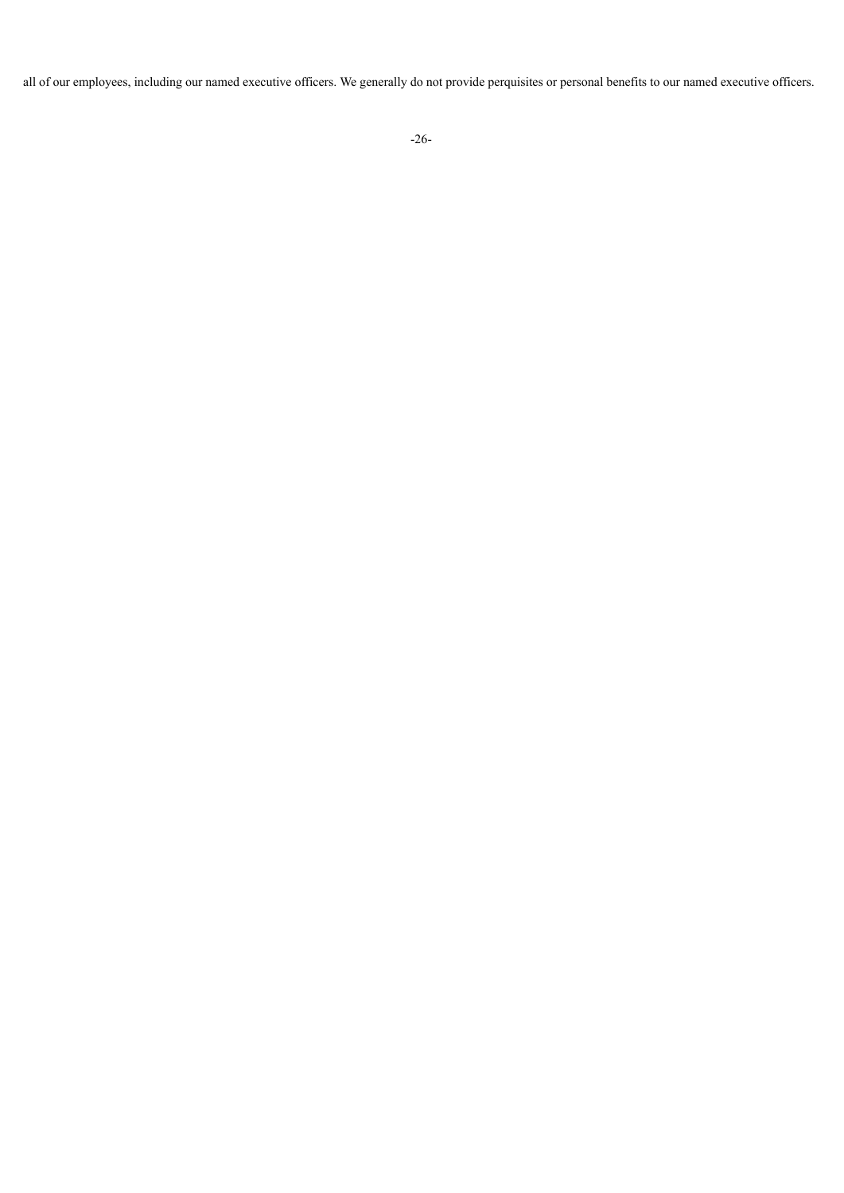all of our employees, including our named executive officers. We generally do not provide perquisites or personal benefits to our named executive officers.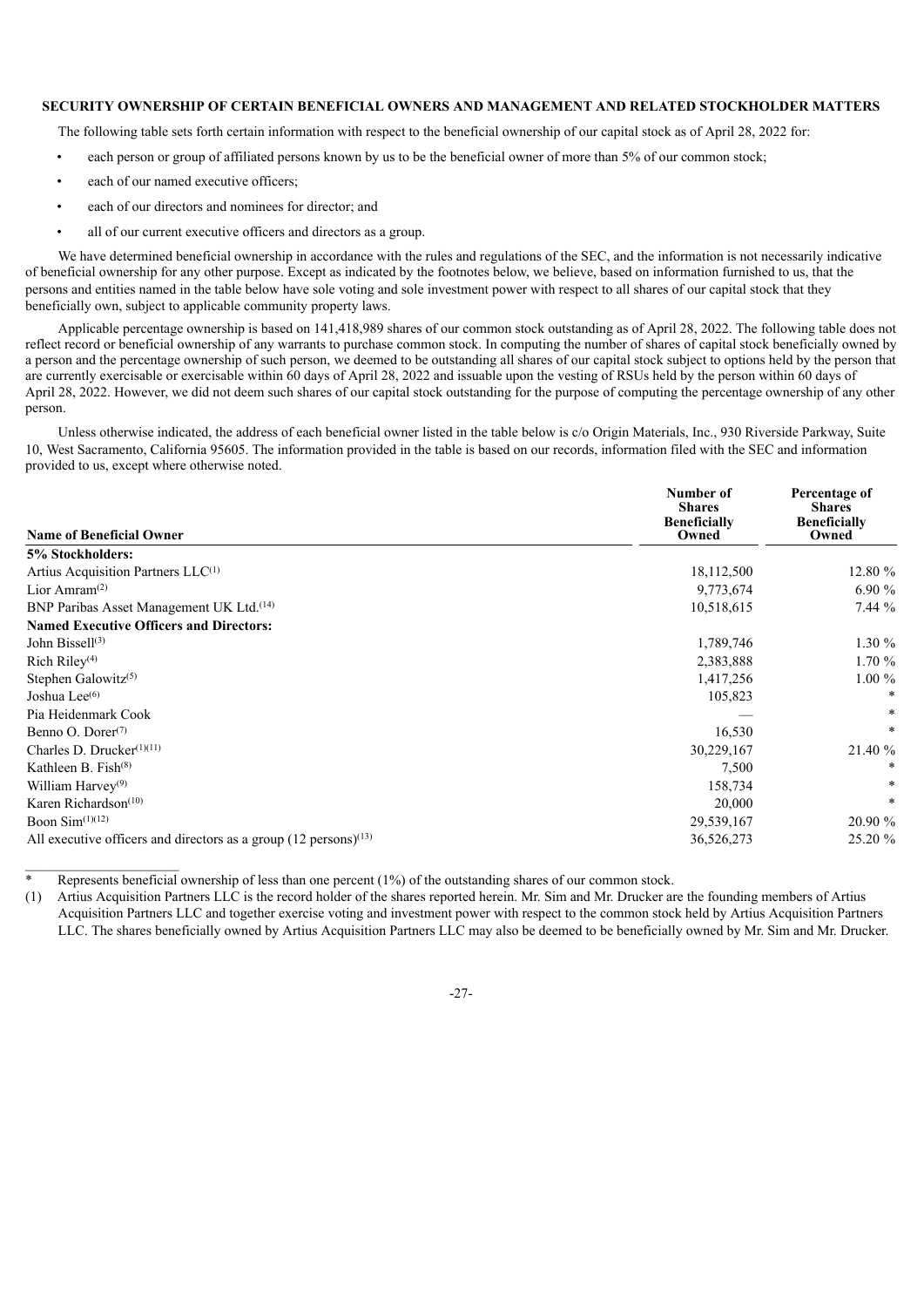**SECURITY OWNERSHIP OF CERTAIN BENEFICIAL OWNERS AND MANAGEMENT AND RELATED STOCKHOLDER MATTERS**

The following table sets forth certain information with respect to the beneficial ownership of our capital stock as of April 28, 2022 for:

- each person or group of affiliated persons known by us to be the beneficial owner of more than 5% of our common stock;
- each of our named executive officers;
- each of our directors and nominees for director; and
- all of our current executive officers and directors as a group.

We have determined beneficial ownership in accordance with the rules and regulations of the SEC, and the information is not necessarily indicative of beneficial ownership for any other purpose. Except as indicated by the footnotes below, we believe, based on information furnished to us, that the persons and entities named in the table below have sole voting and sole investment power with respect to all shares of our capital stock that they beneficially own, subject to applicable community property laws.

Applicable percentage ownership is based on 141,418,989 shares of our common stock outstanding as of April 28, 2022. The following table does not reflect record or beneficial ownership of any warrants to purchase common stock. In computing the number of shares of capital stock beneficially owned by a person and the percentage ownership of such person, we deemed to be outstanding all shares of our capital stock subject to options held by the person that are currently exercisable or exercisable within 60 days of April 28, 2022 and issuable upon the vesting of RSUs held by the person within 60 days of April 28, 2022. However, we did not deem such shares of our capital stock outstanding for the purpose of computing the percentage ownership of any other person.

Unless otherwise indicated, the address of each beneficial owner listed in the table below is c/o Origin Materials, Inc., 930 Riverside Parkway, Suite 10, West Sacramento, California 95605. The information provided in the table is based on our records, information filed with the SEC and information provided to us, except where otherwise noted.

| Name of Beneficial Owner | Number of Shares Beneficially Owned | Percentage of Shares Beneficially Owned |
|---|---|---|
| **5% Stockholders:** | | |
| Artius Acquisition Partners LLC[1] | 18,112,500 | 12.80 % |
| Lior Amram[2] | 9,773,674 | 6.90 % |
| BNP Paribas Asset Management UK Ltd.[14] | 10,518,615 | 7.44 % |
| **Named Executive Officers and Directors:** | | |
| John Bissell[3] | 1,789,746 | 1.30 % |
| Rich Riley[4] | 2,383,888 | 1.70 % |
| Stephen Galowitz[5] | 1,417,256 | 1.00 % |
| Joshua Lee[6] | 105,823 | * |
| Pia Heidenmark Cook | — | * |
| Benno O. Dorer[7] | 16,530 | * |
| Charles D. Drucker[1][11] | 30,229,167 | 21.40 % |
| Kathleen B. Fish[8] | 7,500 | * |
| William Harvey[9] | 158,734 | * |
| Karen Richardson[10] | 20,000 | * |
| Boon Sim[1][12] | 29,539,167 | 20.90 % |
| All executive officers and directors as a group (12 persons)[13] | 36,526,273 | 25.20 % |

\* Represents beneficial ownership of less than one percent (1%) of the outstanding shares of our common stock.

(1) Artius Acquisition Partners LLC is the record holder of the shares reported herein. Mr. Sim and Mr. Drucker are the founding members of Artius Acquisition Partners LLC and together exercise voting and investment power with respect to the common stock held by Artius Acquisition Partners LLC. The shares beneficially owned by Artius Acquisition Partners LLC may also be deemed to be beneficially owned by Mr. Sim and Mr. Drucker.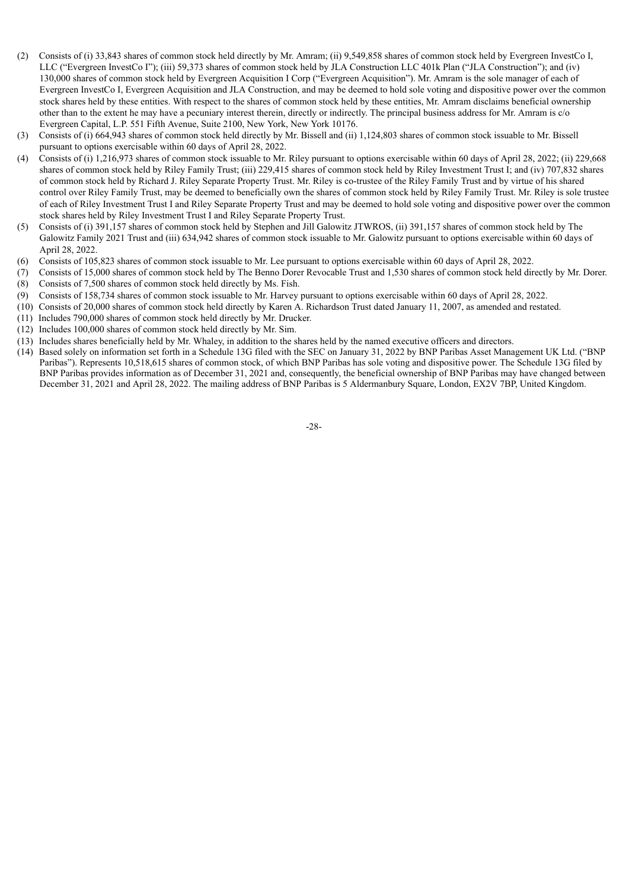(2) Consists of (i) 33,843 shares of common stock held directly by Mr. Amram; (ii) 9,549,858 shares of common stock held by Evergreen InvestCo I, LLC ("Evergreen InvestCo I"); (iii) 59,373 shares of common stock held by JLA Construction LLC 401k Plan ("JLA Construction"); and (iv) 130,000 shares of common stock held by Evergreen Acquisition I Corp ("Evergreen Acquisition"). Mr. Amram is the sole manager of each of Evergreen InvestCo I, Evergreen Acquisition and JLA Construction, and may be deemed to hold sole voting and dispositive power over the common stock shares held by these entities. With respect to the shares of common stock held by these entities, Mr. Amram disclaims beneficial ownership other than to the extent he may have a pecuniary interest therein, directly or indirectly. The principal business address for Mr. Amram is c/o Evergreen Capital, L.P. 551 Fifth Avenue, Suite 2100, New York, New York 10176.

(3) Consists of (i) 664,943 shares of common stock held directly by Mr. Bissell and (ii) 1,124,803 shares of common stock issuable to Mr. Bissell pursuant to options exercisable within 60 days of April 28, 2022.

(4) Consists of (i) 1,216,973 shares of common stock issuable to Mr. Riley pursuant to options exercisable within 60 days of April 28, 2022; (ii) 229,668 shares of common stock held by Riley Family Trust; (iii) 229,415 shares of common stock held by Riley Investment Trust I; and (iv) 707,832 shares of common stock held by Richard J. Riley Separate Property Trust. Mr. Riley is co-trustee of the Riley Family Trust and by virtue of his shared control over Riley Family Trust, may be deemed to beneficially own the shares of common stock held by Riley Family Trust. Mr. Riley is sole trustee of each of Riley Investment Trust I and Riley Separate Property Trust and may be deemed to hold sole voting and dispositive power over the common stock shares held by Riley Investment Trust I and Riley Separate Property Trust.

(5) Consists of (i) 391,157 shares of common stock held by Stephen and Jill Galowitz JTWROS, (ii) 391,157 shares of common stock held by The Galowitz Family 2021 Trust and (iii) 634,942 shares of common stock issuable to Mr. Galowitz pursuant to options exercisable within 60 days of April 28, 2022.

(6) Consists of 105,823 shares of common stock issuable to Mr. Lee pursuant to options exercisable within 60 days of April 28, 2022.

(7) Consists of 15,000 shares of common stock held by The Benno Dorer Revocable Trust and 1,530 shares of common stock held directly by Mr. Dorer.

(8) Consists of 7,500 shares of common stock held directly by Ms. Fish.

(9) Consists of 158,734 shares of common stock issuable to Mr. Harvey pursuant to options exercisable within 60 days of April 28, 2022.

(10) Consists of 20,000 shares of common stock held directly by Karen A. Richardson Trust dated January 11, 2007, as amended and restated.

(11) Includes 790,000 shares of common stock held directly by Mr. Drucker.

(12) Includes 100,000 shares of common stock held directly by Mr. Sim.

(13) Includes shares beneficially held by Mr. Whaley, in addition to the shares held by the named executive officers and directors.

(14) Based solely on information set forth in a Schedule 13G filed with the SEC on January 31, 2022 by BNP Paribas Asset Management UK Ltd. ("BNP Paribas"). Represents 10,518,615 shares of common stock, of which BNP Paribas has sole voting and dispositive power. The Schedule 13G filed by BNP Paribas provides information as of December 31, 2021 and, consequently, the beneficial ownership of BNP Paribas may have changed between December 31, 2021 and April 28, 2022. The mailing address of BNP Paribas is 5 Aldermanbury Square, London, EX2V 7BP, United Kingdom.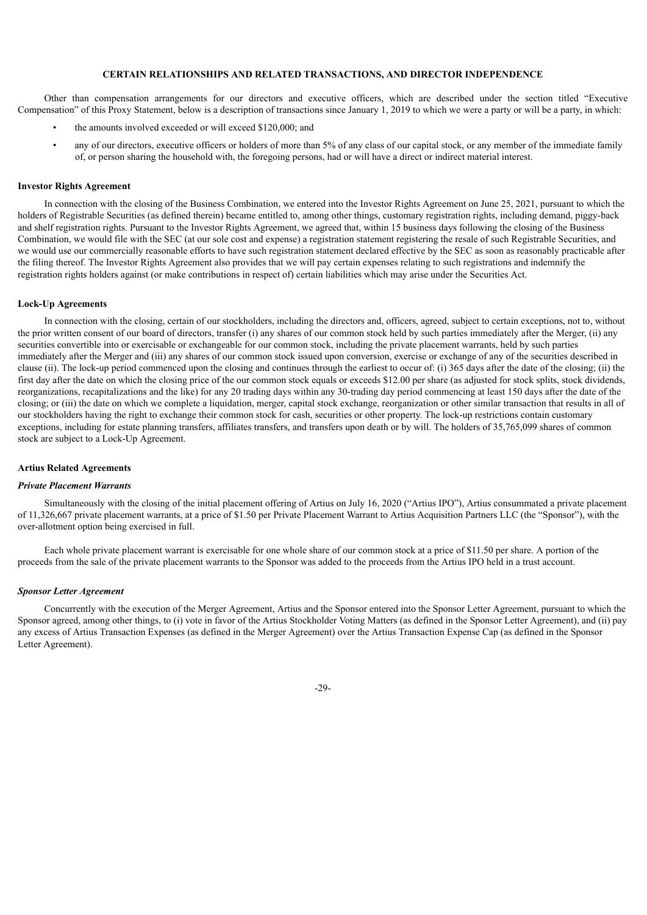## CERTAIN RELATIONSHIPS AND RELATED TRANSACTIONS, AND DIRECTOR INDEPENDENCE

Other than compensation arrangements for our directors and executive officers, which are described under the section titled "Executive Compensation" of this Proxy Statement, below is a description of transactions since January 1, 2019 to which we were a party or will be a party, in which:

- the amounts involved exceeded or will exceed $120,000; and
- any of our directors, executive officers or holders of more than 5% of any class of our capital stock, or any member of the immediate family of, or person sharing the household with, the foregoing persons, had or will have a direct or indirect material interest.

### Investor Rights Agreement

In connection with the closing of the Business Combination, we entered into the Investor Rights Agreement on June 25, 2021, pursuant to which the holders of Registrable Securities (as defined therein) became entitled to, among other things, customary registration rights, including demand, piggy-back and shelf registration rights. Pursuant to the Investor Rights Agreement, we agreed that, within 15 business days following the closing of the Business Combination, we would file with the SEC (at our sole cost and expense) a registration statement registering the resale of such Registrable Securities, and we would use our commercially reasonable efforts to have such registration statement declared effective by the SEC as soon as reasonably practicable after the filing thereof. The Investor Rights Agreement also provides that we will pay certain expenses relating to such registrations and indemnify the registration rights holders against (or make contributions in respect of) certain liabilities which may arise under the Securities Act.

### Lock-Up Agreements

In connection with the closing, certain of our stockholders, including the directors and, officers, agreed, subject to certain exceptions, not to, without the prior written consent of our board of directors, transfer (i) any shares of our common stock held by such parties immediately after the Merger, (ii) any securities convertible into or exercisable or exchangeable for our common stock, including the private placement warrants, held by such parties immediately after the Merger and (iii) any shares of our common stock issued upon conversion, exercise or exchange of any of the securities described in clause (ii). The lock-up period commenced upon the closing and continues through the earliest to occur of: (i) 365 days after the date of the closing; (ii) the first day after the date on which the closing price of the our common stock equals or exceeds $12.00 per share (as adjusted for stock splits, stock dividends, reorganizations, recapitalizations and the like) for any 20 trading days within any 30-trading day period commencing at least 150 days after the date of the closing; or (iii) the date on which we complete a liquidation, merger, capital stock exchange, reorganization or other similar transaction that results in all of our stockholders having the right to exchange their common stock for cash, securities or other property. The lock-up restrictions contain customary exceptions, including for estate planning transfers, affiliates transfers, and transfers upon death or by will. The holders of 35,765,099 shares of common stock are subject to a Lock-Up Agreement.

### Artius Related Agreements

#### *Private Placement Warrants*

Simultaneously with the closing of the initial placement offering of Artius on July 16, 2020 ("Artius IPO"), Artius consummated a private placement of 11,326,667 private placement warrants, at a price of $1.50 per Private Placement Warrant to Artius Acquisition Partners LLC (the "Sponsor"), with the over-allotment option being exercised in full.

Each whole private placement warrant is exercisable for one whole share of our common stock at a price of $11.50 per share. A portion of the proceeds from the sale of the private placement warrants to the Sponsor was added to the proceeds from the Artius IPO held in a trust account.

#### *Sponsor Letter Agreement*

Concurrently with the execution of the Merger Agreement, Artius and the Sponsor entered into the Sponsor Letter Agreement, pursuant to which the Sponsor agreed, among other things, to (i) vote in favor of the Artius Stockholder Voting Matters (as defined in the Sponsor Letter Agreement), and (ii) pay any excess of Artius Transaction Expenses (as defined in the Merger Agreement) over the Artius Transaction Expense Cap (as defined in the Sponsor Letter Agreement).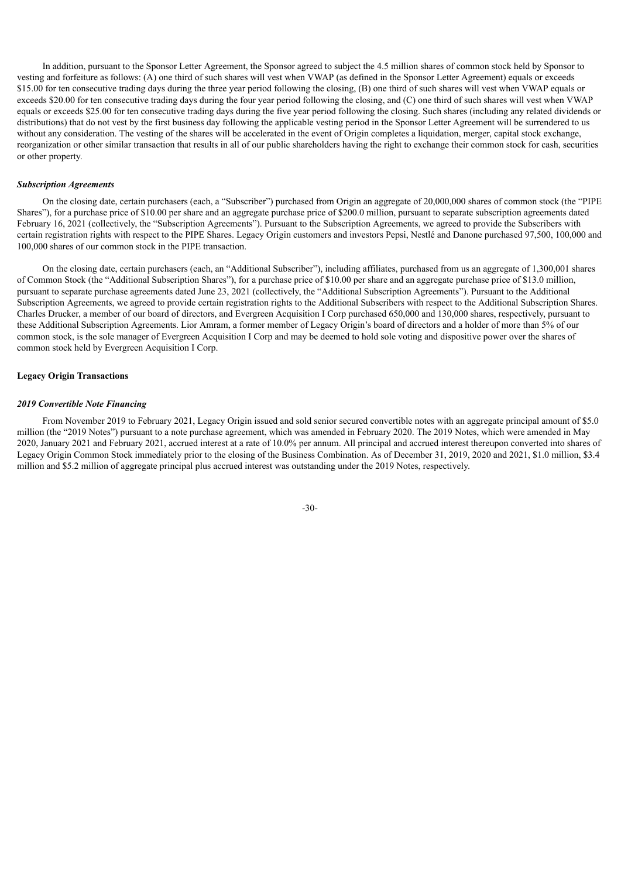In addition, pursuant to the Sponsor Letter Agreement, the Sponsor agreed to subject the 4.5 million shares of common stock held by Sponsor to vesting and forfeiture as follows: (A) one third of such shares will vest when VWAP (as defined in the Sponsor Letter Agreement) equals or exceeds $15.00 for ten consecutive trading days during the three year period following the closing, (B) one third of such shares will vest when VWAP equals or exceeds $20.00 for ten consecutive trading days during the four year period following the closing, and (C) one third of such shares will vest when VWAP equals or exceeds $25.00 for ten consecutive trading days during the five year period following the closing. Such shares (including any related dividends or distributions) that do not vest by the first business day following the applicable vesting period in the Sponsor Letter Agreement will be surrendered to us without any consideration. The vesting of the shares will be accelerated in the event of Origin completes a liquidation, merger, capital stock exchange, reorganization or other similar transaction that results in all of our public shareholders having the right to exchange their common stock for cash, securities or other property.

### *Subscription Agreements*

On the closing date, certain purchasers (each, a "Subscriber") purchased from Origin an aggregate of 20,000,000 shares of common stock (the "PIPE Shares"), for a purchase price of $10.00 per share and an aggregate purchase price of $200.0 million, pursuant to separate subscription agreements dated February 16, 2021 (collectively, the "Subscription Agreements"). Pursuant to the Subscription Agreements, we agreed to provide the Subscribers with certain registration rights with respect to the PIPE Shares. Legacy Origin customers and investors Pepsi, Nestlé and Danone purchased 97,500, 100,000 and 100,000 shares of our common stock in the PIPE transaction.

On the closing date, certain purchasers (each, an "Additional Subscriber"), including affiliates, purchased from us an aggregate of 1,300,001 shares of Common Stock (the "Additional Subscription Shares"), for a purchase price of $10.00 per share and an aggregate purchase price of $13.0 million, pursuant to separate purchase agreements dated June 23, 2021 (collectively, the "Additional Subscription Agreements"). Pursuant to the Additional Subscription Agreements, we agreed to provide certain registration rights to the Additional Subscribers with respect to the Additional Subscription Shares. Charles Drucker, a member of our board of directors, and Evergreen Acquisition I Corp purchased 650,000 and 130,000 shares, respectively, pursuant to these Additional Subscription Agreements. Lior Amram, a former member of Legacy Origin's board of directors and a holder of more than 5% of our common stock, is the sole manager of Evergreen Acquisition I Corp and may be deemed to hold sole voting and dispositive power over the shares of common stock held by Evergreen Acquisition I Corp.

## Legacy Origin Transactions

### *2019 Convertible Note Financing*

From November 2019 to February 2021, Legacy Origin issued and sold senior secured convertible notes with an aggregate principal amount of $5.0 million (the "2019 Notes") pursuant to a note purchase agreement, which was amended in February 2020. The 2019 Notes, which were amended in May 2020, January 2021 and February 2021, accrued interest at a rate of 10.0% per annum. All principal and accrued interest thereupon converted into shares of Legacy Origin Common Stock immediately prior to the closing of the Business Combination. As of December 31, 2019, 2020 and 2021, $1.0 million, $3.4 million and $5.2 million of aggregate principal plus accrued interest was outstanding under the 2019 Notes, respectively.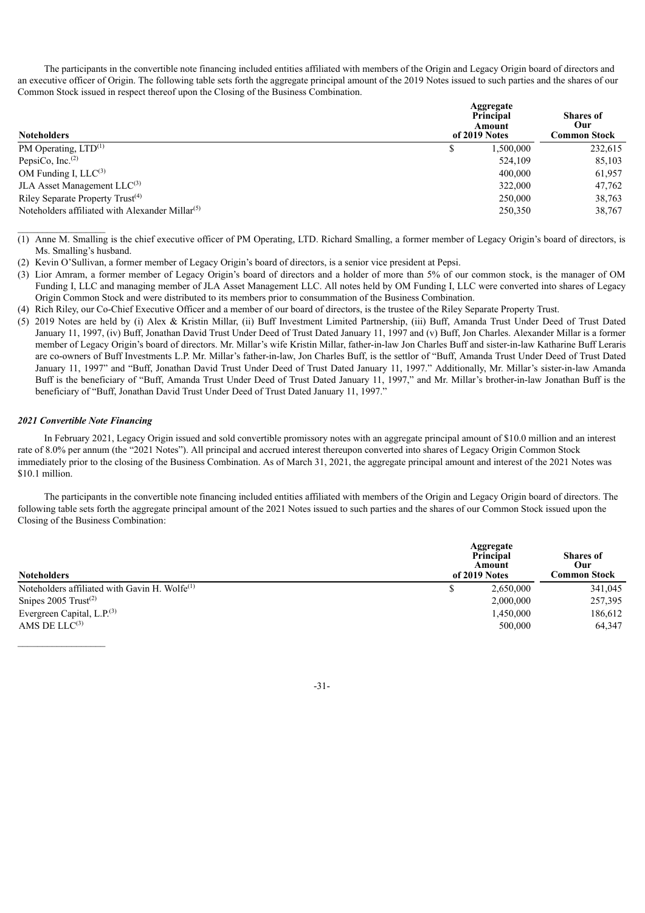The participants in the convertible note financing included entities affiliated with members of the Origin and Legacy Origin board of directors and an executive officer of Origin. The following table sets forth the aggregate principal amount of the 2019 Notes issued to such parties and the shares of our Common Stock issued in respect thereof upon the Closing of the Business Combination.

| Noteholders | Aggregate Principal Amount of 2019 Notes | Shares of Our Common Stock |
|---|---|---|
| PM Operating, LTD[(1)] | $ 1,500,000 | 232,615 |
| PepsiCo, Inc.[(2)] | 524,109 | 85,103 |
| OM Funding I, LLC[(3)] | 400,000 | 61,957 |
| JLA Asset Management LLC[(3)] | 322,000 | 47,762 |
| Riley Separate Property Trust[(4)] | 250,000 | 38,763 |
| Noteholders affiliated with Alexander Millar[(5)] | 250,350 | 38,767 |

(1) Anne M. Smalling is the chief executive officer of PM Operating, LTD. Richard Smalling, a former member of Legacy Origin's board of directors, is Ms. Smalling's husband.

(2) Kevin O'Sullivan, a former member of Legacy Origin's board of directors, is a senior vice president at Pepsi.

(3) Lior Amram, a former member of Legacy Origin's board of directors and a holder of more than 5% of our common stock, is the manager of OM Funding I, LLC and managing member of JLA Asset Management LLC. All notes held by OM Funding I, LLC were converted into shares of Legacy Origin Common Stock and were distributed to its members prior to consummation of the Business Combination.

(4) Rich Riley, our Co-Chief Executive Officer and a member of our board of directors, is the trustee of the Riley Separate Property Trust.

(5) 2019 Notes are held by (i) Alex & Kristin Millar, (ii) Buff Investment Limited Partnership, (iii) Buff, Amanda Trust Under Deed of Trust Dated January 11, 1997, (iv) Buff, Jonathan David Trust Under Deed of Trust Dated January 11, 1997 and (v) Buff, Jon Charles. Alexander Millar is a former member of Legacy Origin's board of directors. Mr. Millar's wife Kristin Millar, father-in-law Jon Charles Buff and sister-in-law Katharine Buff Leraris are co-owners of Buff Investments L.P. Mr. Millar's father-in-law, Jon Charles Buff, is the settlor of "Buff, Amanda Trust Under Deed of Trust Dated January 11, 1997" and "Buff, Jonathan David Trust Under Deed of Trust Dated January 11, 1997." Additionally, Mr. Millar's sister-in-law Amanda Buff is the beneficiary of "Buff, Amanda Trust Under Deed of Trust Dated January 11, 1997," and Mr. Millar's brother-in-law Jonathan Buff is the beneficiary of "Buff, Jonathan David Trust Under Deed of Trust Dated January 11, 1997."

***2021 Convertible Note Financing***

In February 2021, Legacy Origin issued and sold convertible promissory notes with an aggregate principal amount of $10.0 million and an interest rate of 8.0% per annum (the "2021 Notes"). All principal and accrued interest thereupon converted into shares of Legacy Origin Common Stock immediately prior to the closing of the Business Combination. As of March 31, 2021, the aggregate principal amount and interest of the 2021 Notes was $10.1 million.

The participants in the convertible note financing included entities affiliated with members of the Origin and Legacy Origin board of directors. The following table sets forth the aggregate principal amount of the 2021 Notes issued to such parties and the shares of our Common Stock issued upon the Closing of the Business Combination:

| Noteholders | Aggregate Principal Amount of 2019 Notes | Shares of Our Common Stock |
|---|---|---|
| Noteholders affiliated with Gavin H. Wolfe[(1)] | $ 2,650,000 | 341,045 |
| Snipes 2005 Trust[(2)] | 2,000,000 | 257,395 |
| Evergreen Capital, L.P.[(3)] | 1,450,000 | 186,612 |
| AMS DE LLC[(3)] | 500,000 | 64,347 |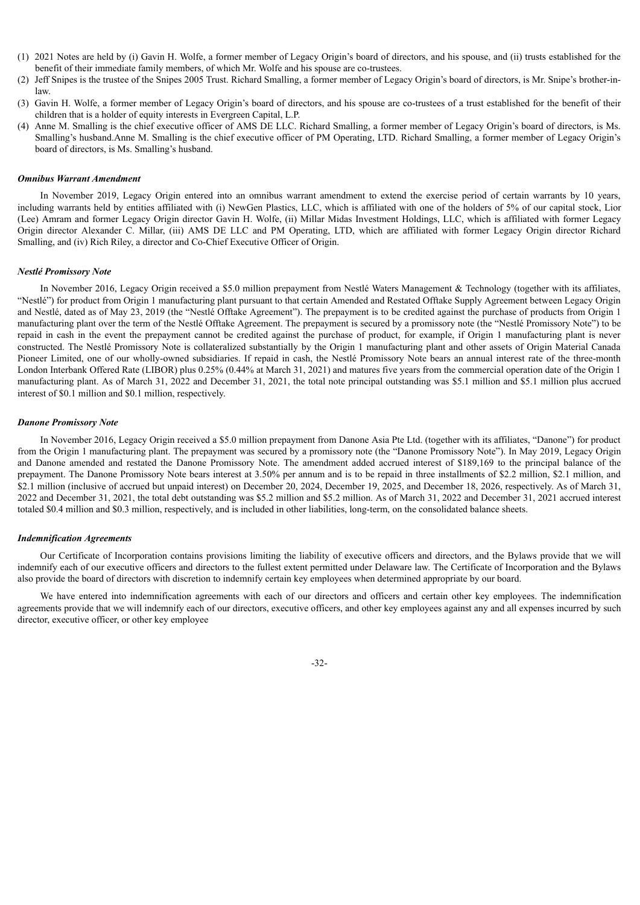(1) 2021 Notes are held by (i) Gavin H. Wolfe, a former member of Legacy Origin's board of directors, and his spouse, and (ii) trusts established for the benefit of their immediate family members, of which Mr. Wolfe and his spouse are co-trustees.
(2) Jeff Snipes is the trustee of the Snipes 2005 Trust. Richard Smalling, a former member of Legacy Origin's board of directors, is Mr. Snipe's brother-in-law.
(3) Gavin H. Wolfe, a former member of Legacy Origin's board of directors, and his spouse are co-trustees of a trust established for the benefit of their children that is a holder of equity interests in Evergreen Capital, L.P.
(4) Anne M. Smalling is the chief executive officer of AMS DE LLC. Richard Smalling, a former member of Legacy Origin's board of directors, is Ms. Smalling's husband.Anne M. Smalling is the chief executive officer of PM Operating, LTD. Richard Smalling, a former member of Legacy Origin's board of directors, is Ms. Smalling's husband.

***Omnibus Warrant Amendment***

In November 2019, Legacy Origin entered into an omnibus warrant amendment to extend the exercise period of certain warrants by 10 years, including warrants held by entities affiliated with (i) NewGen Plastics, LLC, which is affiliated with one of the holders of 5% of our capital stock, Lior (Lee) Amram and former Legacy Origin director Gavin H. Wolfe, (ii) Millar Midas Investment Holdings, LLC, which is affiliated with former Legacy Origin director Alexander C. Millar, (iii) AMS DE LLC and PM Operating, LTD, which are affiliated with former Legacy Origin director Richard Smalling, and (iv) Rich Riley, a director and Co-Chief Executive Officer of Origin.

***Nestlé Promissory Note***

In November 2016, Legacy Origin received a $5.0 million prepayment from Nestlé Waters Management & Technology (together with its affiliates, "Nestlé") for product from Origin 1 manufacturing plant pursuant to that certain Amended and Restated Offtake Supply Agreement between Legacy Origin and Nestlé, dated as of May 23, 2019 (the "Nestlé Offtake Agreement"). The prepayment is to be credited against the purchase of products from Origin 1 manufacturing plant over the term of the Nestlé Offtake Agreement. The prepayment is secured by a promissory note (the "Nestlé Promissory Note") to be repaid in cash in the event the prepayment cannot be credited against the purchase of product, for example, if Origin 1 manufacturing plant is never constructed. The Nestlé Promissory Note is collateralized substantially by the Origin 1 manufacturing plant and other assets of Origin Material Canada Pioneer Limited, one of our wholly-owned subsidiaries. If repaid in cash, the Nestlé Promissory Note bears an annual interest rate of the three-month London Interbank Offered Rate (LIBOR) plus 0.25% (0.44% at March 31, 2021) and matures five years from the commercial operation date of the Origin 1 manufacturing plant. As of March 31, 2022 and December 31, 2021, the total note principal outstanding was $5.1 million and $5.1 million plus accrued interest of $0.1 million and $0.1 million, respectively.

***Danone Promissory Note***

In November 2016, Legacy Origin received a $5.0 million prepayment from Danone Asia Pte Ltd. (together with its affiliates, "Danone") for product from the Origin 1 manufacturing plant. The prepayment was secured by a promissory note (the "Danone Promissory Note"). In May 2019, Legacy Origin and Danone amended and restated the Danone Promissory Note. The amendment added accrued interest of $189,169 to the principal balance of the prepayment. The Danone Promissory Note bears interest at 3.50% per annum and is to be repaid in three installments of $2.2 million, $2.1 million, and $2.1 million (inclusive of accrued but unpaid interest) on December 20, 2024, December 19, 2025, and December 18, 2026, respectively. As of March 31, 2022 and December 31, 2021, the total debt outstanding was $5.2 million and $5.2 million. As of March 31, 2022 and December 31, 2021 accrued interest totaled $0.4 million and $0.3 million, respectively, and is included in other liabilities, long-term, on the consolidated balance sheets.

***Indemnification Agreements***

Our Certificate of Incorporation contains provisions limiting the liability of executive officers and directors, and the Bylaws provide that we will indemnify each of our executive officers and directors to the fullest extent permitted under Delaware law. The Certificate of Incorporation and the Bylaws also provide the board of directors with discretion to indemnify certain key employees when determined appropriate by our board.

We have entered into indemnification agreements with each of our directors and officers and certain other key employees. The indemnification agreements provide that we will indemnify each of our directors, executive officers, and other key employees against any and all expenses incurred by such director, executive officer, or other key employee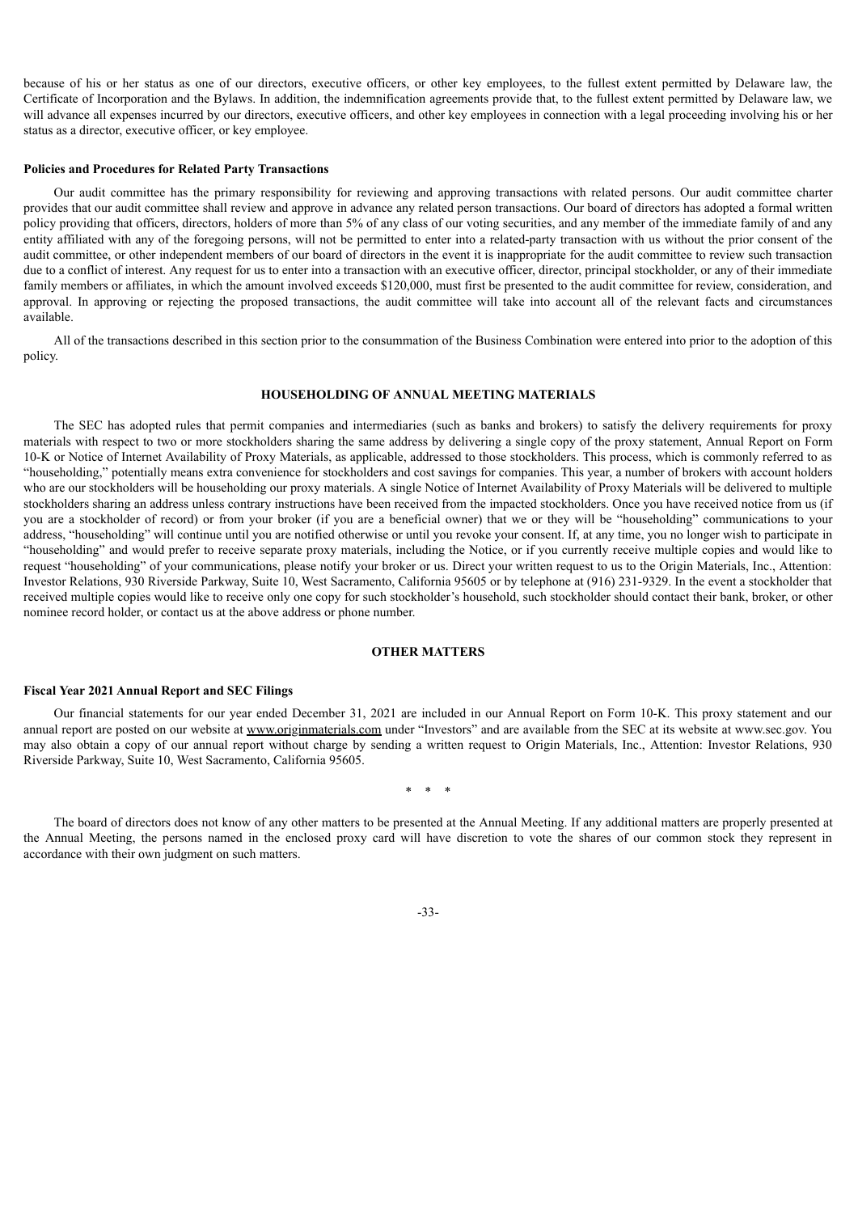because of his or her status as one of our directors, executive officers, or other key employees, to the fullest extent permitted by Delaware law, the Certificate of Incorporation and the Bylaws. In addition, the indemnification agreements provide that, to the fullest extent permitted by Delaware law, we will advance all expenses incurred by our directors, executive officers, and other key employees in connection with a legal proceeding involving his or her status as a director, executive officer, or key employee.

**Policies and Procedures for Related Party Transactions**

Our audit committee has the primary responsibility for reviewing and approving transactions with related persons. Our audit committee charter provides that our audit committee shall review and approve in advance any related person transactions. Our board of directors has adopted a formal written policy providing that officers, directors, holders of more than 5% of any class of our voting securities, and any member of the immediate family of and any entity affiliated with any of the foregoing persons, will not be permitted to enter into a related-party transaction with us without the prior consent of the audit committee, or other independent members of our board of directors in the event it is inappropriate for the audit committee to review such transaction due to a conflict of interest. Any request for us to enter into a transaction with an executive officer, director, principal stockholder, or any of their immediate family members or affiliates, in which the amount involved exceeds $120,000, must first be presented to the audit committee for review, consideration, and approval. In approving or rejecting the proposed transactions, the audit committee will take into account all of the relevant facts and circumstances available.

All of the transactions described in this section prior to the consummation of the Business Combination were entered into prior to the adoption of this policy.

## HOUSEHOLDING OF ANNUAL MEETING MATERIALS

The SEC has adopted rules that permit companies and intermediaries (such as banks and brokers) to satisfy the delivery requirements for proxy materials with respect to two or more stockholders sharing the same address by delivering a single copy of the proxy statement, Annual Report on Form 10-K or Notice of Internet Availability of Proxy Materials, as applicable, addressed to those stockholders. This process, which is commonly referred to as "householding," potentially means extra convenience for stockholders and cost savings for companies. This year, a number of brokers with account holders who are our stockholders will be householding our proxy materials. A single Notice of Internet Availability of Proxy Materials will be delivered to multiple stockholders sharing an address unless contrary instructions have been received from the impacted stockholders. Once you have received notice from us (if you are a stockholder of record) or from your broker (if you are a beneficial owner) that we or they will be "householding" communications to your address, "householding" will continue until you are notified otherwise or until you revoke your consent. If, at any time, you no longer wish to participate in "householding" and would prefer to receive separate proxy materials, including the Notice, or if you currently receive multiple copies and would like to request "householding" of your communications, please notify your broker or us. Direct your written request to us to the Origin Materials, Inc., Attention: Investor Relations, 930 Riverside Parkway, Suite 10, West Sacramento, California 95605 or by telephone at (916) 231-9329. In the event a stockholder that received multiple copies would like to receive only one copy for such stockholder's household, such stockholder should contact their bank, broker, or other nominee record holder, or contact us at the above address or phone number.

## OTHER MATTERS

**Fiscal Year 2021 Annual Report and SEC Filings**

Our financial statements for our year ended December 31, 2021 are included in our Annual Report on Form 10-K. This proxy statement and our annual report are posted on our website at www.originmaterials.com under "Investors" and are available from the SEC at its website at www.sec.gov. You may also obtain a copy of our annual report without charge by sending a written request to Origin Materials, Inc., Attention: Investor Relations, 930 Riverside Parkway, Suite 10, West Sacramento, California 95605.

\* \* \*

The board of directors does not know of any other matters to be presented at the Annual Meeting. If any additional matters are properly presented at the Annual Meeting, the persons named in the enclosed proxy card will have discretion to vote the shares of our common stock they represent in accordance with their own judgment on such matters.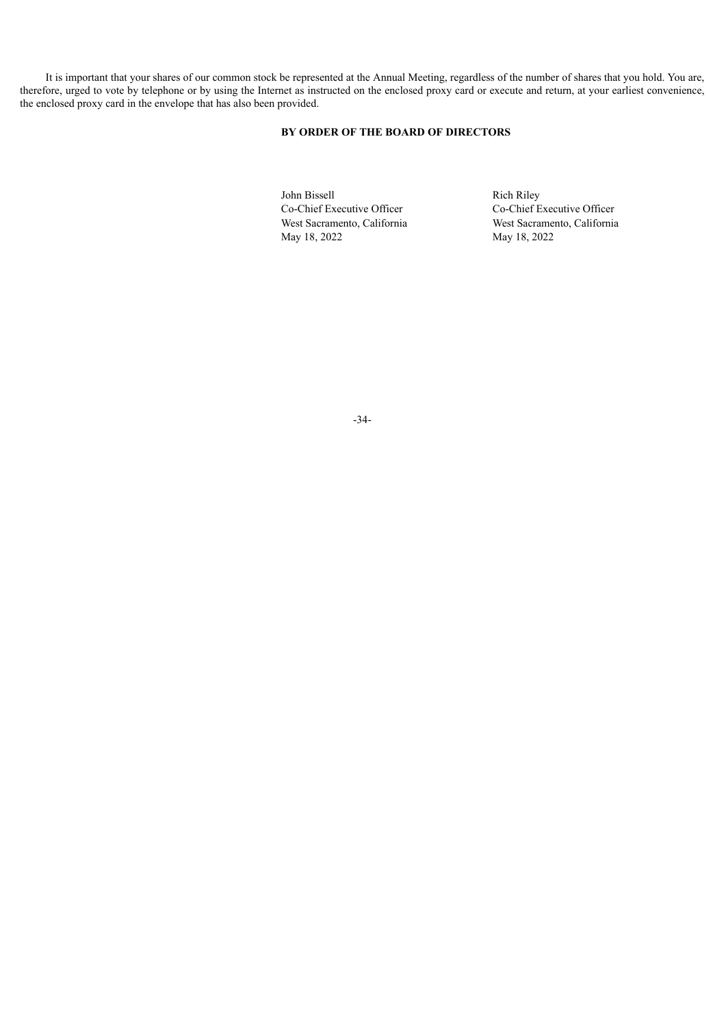It is important that your shares of our common stock be represented at the Annual Meeting, regardless of the number of shares that you hold. You are, therefore, urged to vote by telephone or by using the Internet as instructed on the enclosed proxy card or execute and return, at your earliest convenience, the enclosed proxy card in the envelope that has also been provided.

**BY ORDER OF THE BOARD OF DIRECTORS**

John Bissell
Co-Chief Executive Officer
West Sacramento, California
May 18, 2022

Rich Riley
Co-Chief Executive Officer
West Sacramento, California
May 18, 2022